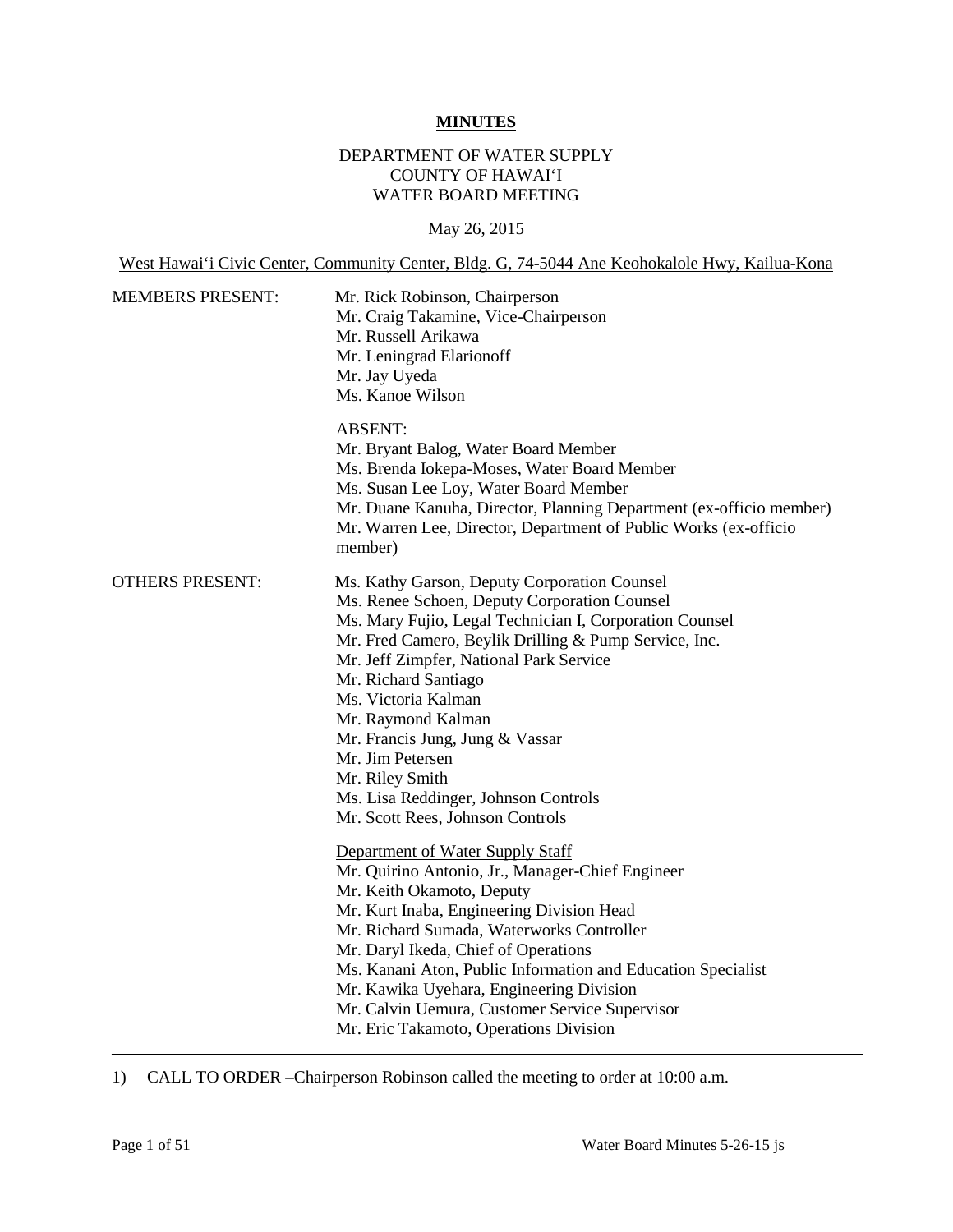# MINUTES

DEPARTMENT OF WATER SUPPLY
COUNTY OF HAWAIʻI
WATER BOARD MEETING

May 26, 2015

West Hawaiʻi Civic Center, Community Center, Bldg. G, 74-5044 Ane Keohokalole Hwy, Kailua-Kona

MEMBERS PRESENT:

Mr. Rick Robinson, Chairperson
Mr. Craig Takamine, Vice-Chairperson
Mr. Russell Arikawa
Mr. Leningrad Elarionoff
Mr. Jay Uyeda
Ms. Kanoe Wilson

ABSENT:
Mr. Bryant Balog, Water Board Member
Ms. Brenda Iokepa-Moses, Water Board Member
Ms. Susan Lee Loy, Water Board Member
Mr. Duane Kanuha, Director, Planning Department (ex-officio member)
Mr. Warren Lee, Director, Department of Public Works (ex-officio member)

OTHERS PRESENT:

Ms. Kathy Garson, Deputy Corporation Counsel
Ms. Renee Schoen, Deputy Corporation Counsel
Ms. Mary Fujio, Legal Technician I, Corporation Counsel
Mr. Fred Camero, Beylik Drilling & Pump Service, Inc.
Mr. Jeff Zimpfer, National Park Service
Mr. Richard Santiago
Ms. Victoria Kalman
Mr. Raymond Kalman
Mr. Francis Jung, Jung & Vassar
Mr. Jim Petersen
Mr. Riley Smith
Ms. Lisa Reddinger, Johnson Controls
Mr. Scott Rees, Johnson Controls

Department of Water Supply Staff
Mr. Quirino Antonio, Jr., Manager-Chief Engineer
Mr. Keith Okamoto, Deputy
Mr. Kurt Inaba, Engineering Division Head
Mr. Richard Sumada, Waterworks Controller
Mr. Daryl Ikeda, Chief of Operations
Ms. Kanani Aton, Public Information and Education Specialist
Mr. Kawika Uyehara, Engineering Division
Mr. Calvin Uemura, Customer Service Supervisor
Mr. Eric Takamoto, Operations Division

---

1) CALL TO ORDER –Chairperson Robinson called the meeting to order at 10:00 a.m.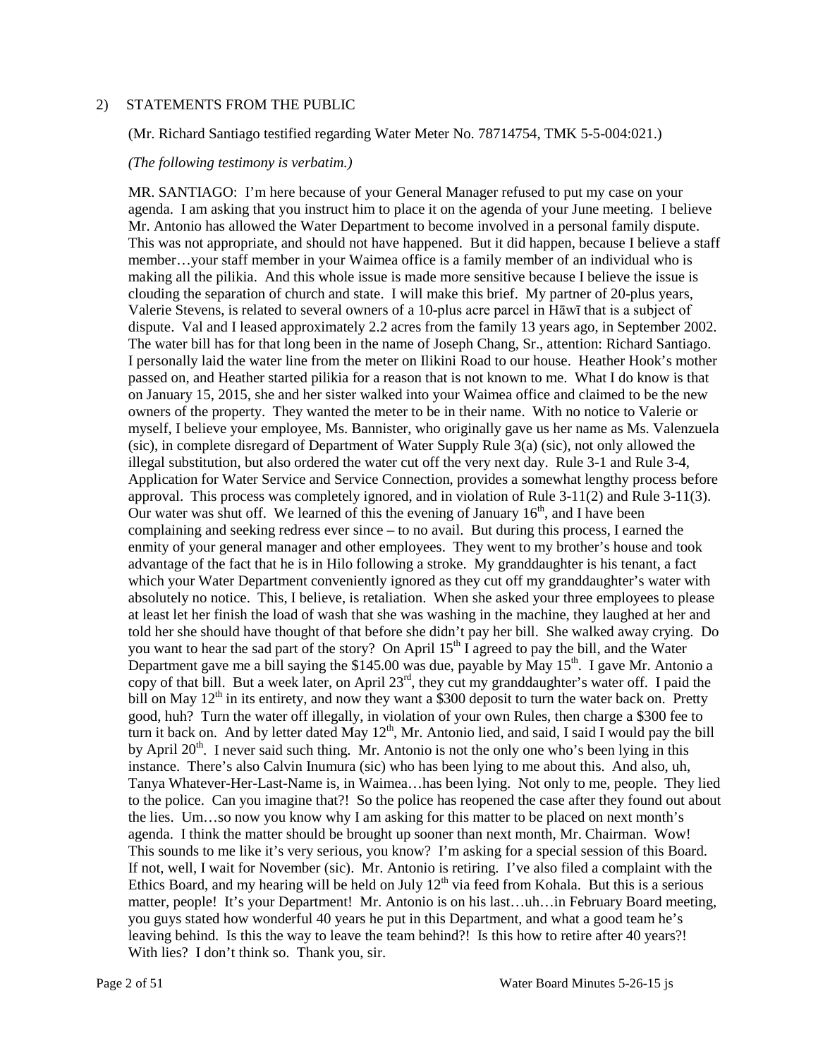2) STATEMENTS FROM THE PUBLIC

(Mr. Richard Santiago testified regarding Water Meter No. 78714754, TMK 5-5-004:021.)

*(The following testimony is verbatim.)*

MR. SANTIAGO: I'm here because of your General Manager refused to put my case on your agenda. I am asking that you instruct him to place it on the agenda of your June meeting. I believe Mr. Antonio has allowed the Water Department to become involved in a personal family dispute. This was not appropriate, and should not have happened. But it did happen, because I believe a staff member…your staff member in your Waimea office is a family member of an individual who is making all the pilikia. And this whole issue is made more sensitive because I believe the issue is clouding the separation of church and state. I will make this brief. My partner of 20-plus years, Valerie Stevens, is related to several owners of a 10-plus acre parcel in Hāwī that is a subject of dispute. Val and I leased approximately 2.2 acres from the family 13 years ago, in September 2002. The water bill has for that long been in the name of Joseph Chang, Sr., attention: Richard Santiago. I personally laid the water line from the meter on Ilikini Road to our house. Heather Hook's mother passed on, and Heather started pilikia for a reason that is not known to me. What I do know is that on January 15, 2015, she and her sister walked into your Waimea office and claimed to be the new owners of the property. They wanted the meter to be in their name. With no notice to Valerie or myself, I believe your employee, Ms. Bannister, who originally gave us her name as Ms. Valenzuela (sic), in complete disregard of Department of Water Supply Rule 3(a) (sic), not only allowed the illegal substitution, but also ordered the water cut off the very next day. Rule 3-1 and Rule 3-4, Application for Water Service and Service Connection, provides a somewhat lengthy process before approval. This process was completely ignored, and in violation of Rule 3-11(2) and Rule 3-11(3). Our water was shut off. We learned of this the evening of January 16th, and I have been complaining and seeking redress ever since – to no avail. But during this process, I earned the enmity of your general manager and other employees. They went to my brother's house and took advantage of the fact that he is in Hilo following a stroke. My granddaughter is his tenant, a fact which your Water Department conveniently ignored as they cut off my granddaughter's water with absolutely no notice. This, I believe, is retaliation. When she asked your three employees to please at least let her finish the load of wash that she was washing in the machine, they laughed at her and told her she should have thought of that before she didn't pay her bill. She walked away crying. Do you want to hear the sad part of the story? On April 15th I agreed to pay the bill, and the Water Department gave me a bill saying the $145.00 was due, payable by May 15th. I gave Mr. Antonio a copy of that bill. But a week later, on April 23rd, they cut my granddaughter's water off. I paid the bill on May 12th in its entirety, and now they want a $300 deposit to turn the water back on. Pretty good, huh? Turn the water off illegally, in violation of your own Rules, then charge a $300 fee to turn it back on. And by letter dated May 12th, Mr. Antonio lied, and said, I said I would pay the bill by April 20th. I never said such thing. Mr. Antonio is not the only one who's been lying in this instance. There's also Calvin Inumura (sic) who has been lying to me about this. And also, uh, Tanya Whatever-Her-Last-Name is, in Waimea…has been lying. Not only to me, people. They lied to the police. Can you imagine that?! So the police has reopened the case after they found out about the lies. Um…so now you know why I am asking for this matter to be placed on next month's agenda. I think the matter should be brought up sooner than next month, Mr. Chairman. Wow! This sounds to me like it's very serious, you know? I'm asking for a special session of this Board. If not, well, I wait for November (sic). Mr. Antonio is retiring. I've also filed a complaint with the Ethics Board, and my hearing will be held on July 12th via feed from Kohala. But this is a serious matter, people! It's your Department! Mr. Antonio is on his last…uh…in February Board meeting, you guys stated how wonderful 40 years he put in this Department, and what a good team he's leaving behind. Is this the way to leave the team behind?! Is this how to retire after 40 years?! With lies? I don't think so. Thank you, sir.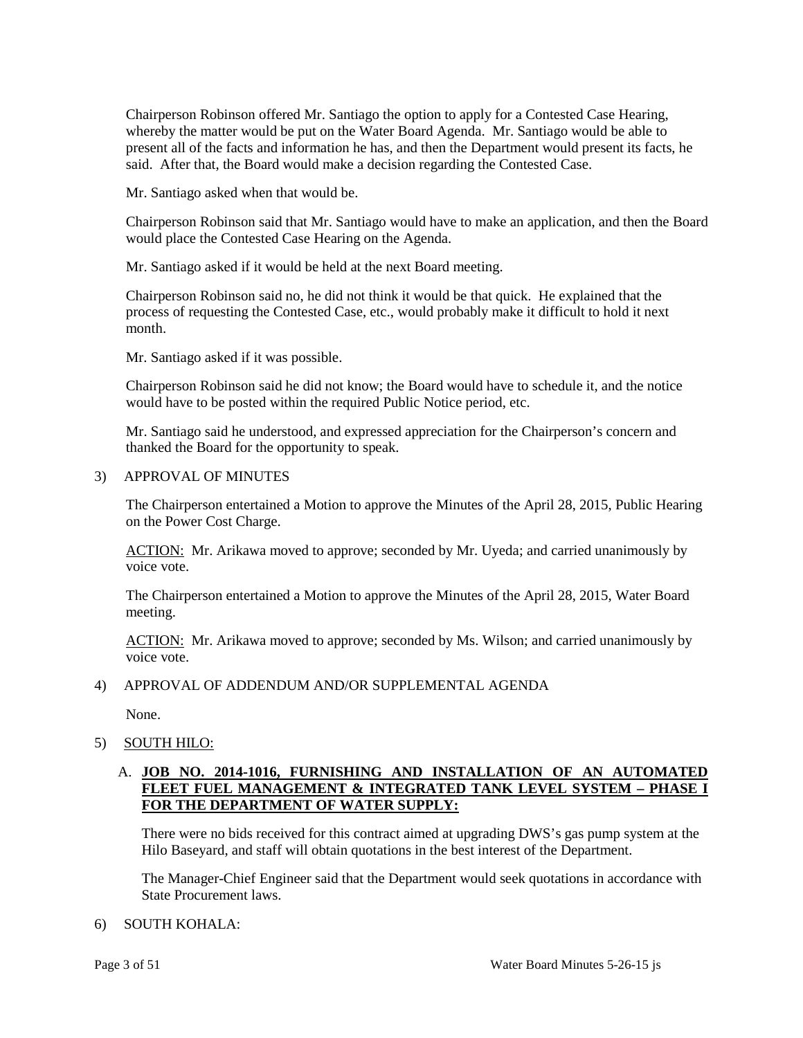Chairperson Robinson offered Mr. Santiago the option to apply for a Contested Case Hearing, whereby the matter would be put on the Water Board Agenda. Mr. Santiago would be able to present all of the facts and information he has, and then the Department would present its facts, he said. After that, the Board would make a decision regarding the Contested Case.

Mr. Santiago asked when that would be.

Chairperson Robinson said that Mr. Santiago would have to make an application, and then the Board would place the Contested Case Hearing on the Agenda.

Mr. Santiago asked if it would be held at the next Board meeting.

Chairperson Robinson said no, he did not think it would be that quick. He explained that the process of requesting the Contested Case, etc., would probably make it difficult to hold it next month.

Mr. Santiago asked if it was possible.

Chairperson Robinson said he did not know; the Board would have to schedule it, and the notice would have to be posted within the required Public Notice period, etc.

Mr. Santiago said he understood, and expressed appreciation for the Chairperson's concern and thanked the Board for the opportunity to speak.

3) APPROVAL OF MINUTES

The Chairperson entertained a Motion to approve the Minutes of the April 28, 2015, Public Hearing on the Power Cost Charge.

<u>ACTION:</u> Mr. Arikawa moved to approve; seconded by Mr. Uyeda; and carried unanimously by voice vote.

The Chairperson entertained a Motion to approve the Minutes of the April 28, 2015, Water Board meeting.

<u>ACTION:</u> Mr. Arikawa moved to approve; seconded by Ms. Wilson; and carried unanimously by voice vote.

4) APPROVAL OF ADDENDUM AND/OR SUPPLEMENTAL AGENDA

None.

5) <u>SOUTH HILO:</u>

A. **<u>JOB NO. 2014-1016, FURNISHING AND INSTALLATION OF AN AUTOMATED FLEET FUEL MANAGEMENT & INTEGRATED TANK LEVEL SYSTEM – PHASE I FOR THE DEPARTMENT OF WATER SUPPLY:</u>**

There were no bids received for this contract aimed at upgrading DWS's gas pump system at the Hilo Baseyard, and staff will obtain quotations in the best interest of the Department.

The Manager-Chief Engineer said that the Department would seek quotations in accordance with State Procurement laws.

6) SOUTH KOHALA: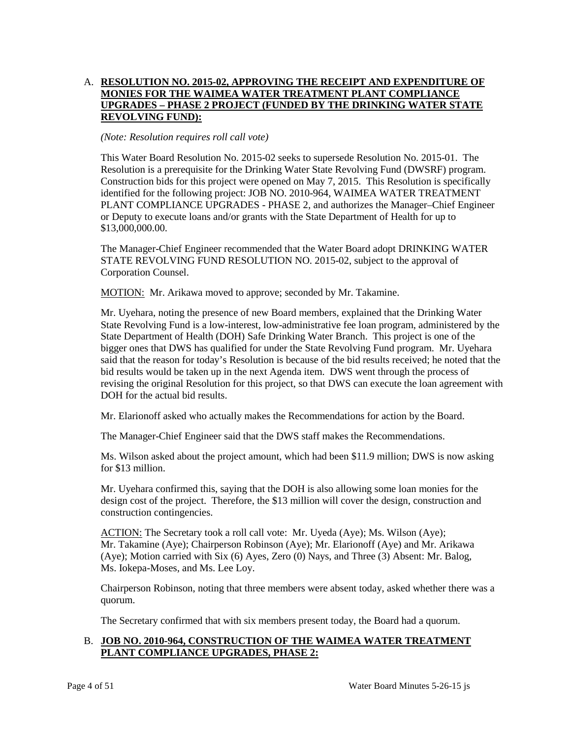A. **RESOLUTION NO. 2015-02, APPROVING THE RECEIPT AND EXPENDITURE OF MONIES FOR THE WAIMEA WATER TREATMENT PLANT COMPLIANCE UPGRADES – PHASE 2 PROJECT (FUNDED BY THE DRINKING WATER STATE REVOLVING FUND):**

*(Note: Resolution requires roll call vote)*

This Water Board Resolution No. 2015-02 seeks to supersede Resolution No. 2015-01. The Resolution is a prerequisite for the Drinking Water State Revolving Fund (DWSRF) program. Construction bids for this project were opened on May 7, 2015. This Resolution is specifically identified for the following project: JOB NO. 2010-964, WAIMEA WATER TREATMENT PLANT COMPLIANCE UPGRADES - PHASE 2, and authorizes the Manager–Chief Engineer or Deputy to execute loans and/or grants with the State Department of Health for up to $13,000,000.00.

The Manager-Chief Engineer recommended that the Water Board adopt DRINKING WATER STATE REVOLVING FUND RESOLUTION NO. 2015-02, subject to the approval of Corporation Counsel.

MOTION: Mr. Arikawa moved to approve; seconded by Mr. Takamine.

Mr. Uyehara, noting the presence of new Board members, explained that the Drinking Water State Revolving Fund is a low-interest, low-administrative fee loan program, administered by the State Department of Health (DOH) Safe Drinking Water Branch. This project is one of the bigger ones that DWS has qualified for under the State Revolving Fund program. Mr. Uyehara said that the reason for today's Resolution is because of the bid results received; he noted that the bid results would be taken up in the next Agenda item. DWS went through the process of revising the original Resolution for this project, so that DWS can execute the loan agreement with DOH for the actual bid results.

Mr. Elarionoff asked who actually makes the Recommendations for action by the Board.

The Manager-Chief Engineer said that the DWS staff makes the Recommendations.

Ms. Wilson asked about the project amount, which had been $11.9 million; DWS is now asking for $13 million.

Mr. Uyehara confirmed this, saying that the DOH is also allowing some loan monies for the design cost of the project. Therefore, the $13 million will cover the design, construction and construction contingencies.

ACTION: The Secretary took a roll call vote: Mr. Uyeda (Aye); Ms. Wilson (Aye); Mr. Takamine (Aye); Chairperson Robinson (Aye); Mr. Elarionoff (Aye) and Mr. Arikawa (Aye); Motion carried with Six (6) Ayes, Zero (0) Nays, and Three (3) Absent: Mr. Balog, Ms. Iokepa-Moses, and Ms. Lee Loy.

Chairperson Robinson, noting that three members were absent today, asked whether there was a quorum.

The Secretary confirmed that with six members present today, the Board had a quorum.

B. **JOB NO. 2010-964, CONSTRUCTION OF THE WAIMEA WATER TREATMENT PLANT COMPLIANCE UPGRADES, PHASE 2:**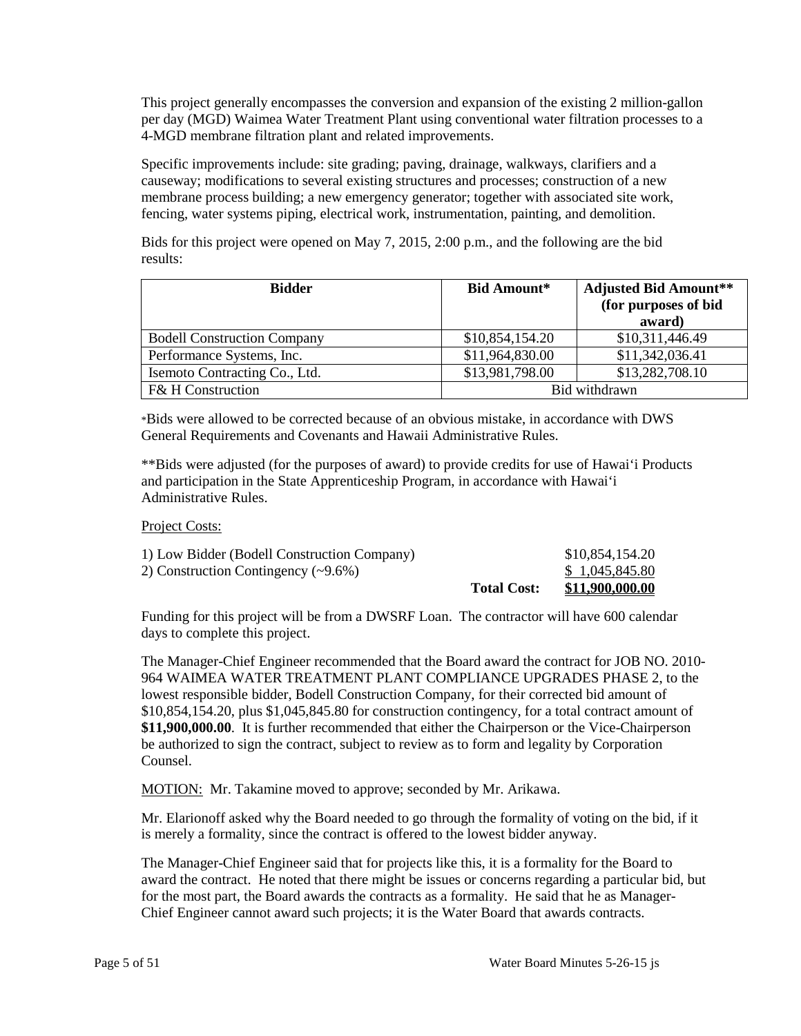This project generally encompasses the conversion and expansion of the existing 2 million-gallon per day (MGD) Waimea Water Treatment Plant using conventional water filtration processes to a 4-MGD membrane filtration plant and related improvements.

Specific improvements include: site grading; paving, drainage, walkways, clarifiers and a causeway; modifications to several existing structures and processes; construction of a new membrane process building; a new emergency generator; together with associated site work, fencing, water systems piping, electrical work, instrumentation, painting, and demolition.

Bids for this project were opened on May 7, 2015, 2:00 p.m., and the following are the bid results:

| Bidder | Bid Amount* | Adjusted Bid Amount** (for purposes of bid award) |
|---|---|---|
| Bodell Construction Company | $10,854,154.20 | $10,311,446.49 |
| Performance Systems, Inc. | $11,964,830.00 | $11,342,036.41 |
| Isemoto Contracting Co., Ltd. | $13,981,798.00 | $13,282,708.10 |
| F& H Construction | Bid withdrawn | |

*Bids were allowed to be corrected because of an obvious mistake, in accordance with DWS General Requirements and Covenants and Hawaii Administrative Rules.

**Bids were adjusted (for the purposes of award) to provide credits for use of Hawaiʻi Products and participation in the State Apprenticeship Program, in accordance with Hawaiʻi Administrative Rules.

Project Costs:

| | | |
|---|---|---|
| 1) Low Bidder (Bodell Construction Company) | | $10,854,154.20 |
| 2) Construction Contingency (~9.6%) | | $ 1,045,845.80 |
| | **Total Cost:** | **$11,900,000.00** |

Funding for this project will be from a DWSRF Loan. The contractor will have 600 calendar days to complete this project.

The Manager-Chief Engineer recommended that the Board award the contract for JOB NO. 2010-964 WAIMEA WATER TREATMENT PLANT COMPLIANCE UPGRADES PHASE 2, to the lowest responsible bidder, Bodell Construction Company, for their corrected bid amount of $10,854,154.20, plus $1,045,845.80 for construction contingency, for a total contract amount of **$11,900,000.00**. It is further recommended that either the Chairperson or the Vice-Chairperson be authorized to sign the contract, subject to review as to form and legality by Corporation Counsel.

MOTION: Mr. Takamine moved to approve; seconded by Mr. Arikawa.

Mr. Elarionoff asked why the Board needed to go through the formality of voting on the bid, if it is merely a formality, since the contract is offered to the lowest bidder anyway.

The Manager-Chief Engineer said that for projects like this, it is a formality for the Board to award the contract. He noted that there might be issues or concerns regarding a particular bid, but for the most part, the Board awards the contracts as a formality. He said that he as Manager-Chief Engineer cannot award such projects; it is the Water Board that awards contracts.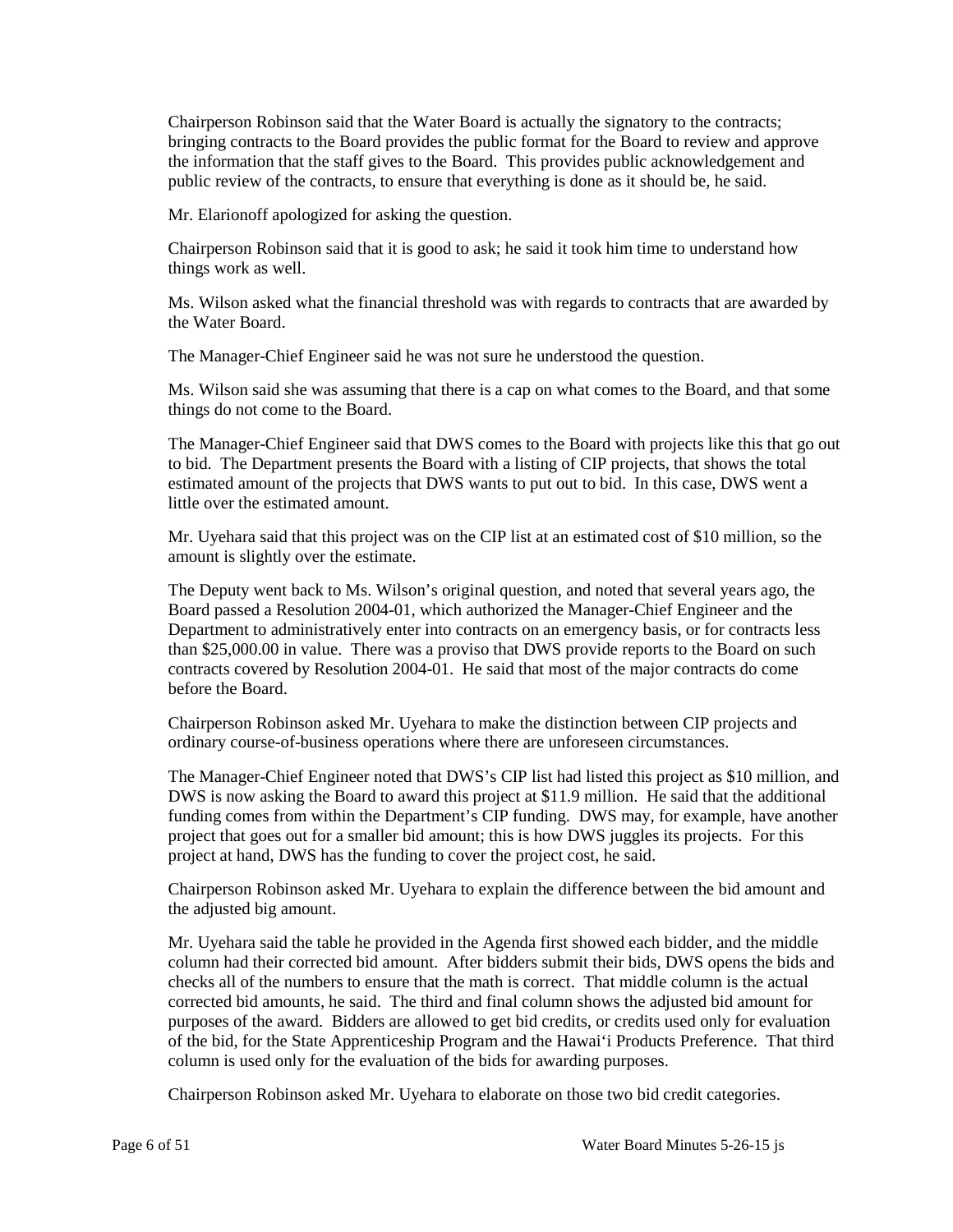Chairperson Robinson said that the Water Board is actually the signatory to the contracts; bringing contracts to the Board provides the public format for the Board to review and approve the information that the staff gives to the Board. This provides public acknowledgement and public review of the contracts, to ensure that everything is done as it should be, he said.

Mr. Elarionoff apologized for asking the question.

Chairperson Robinson said that it is good to ask; he said it took him time to understand how things work as well.

Ms. Wilson asked what the financial threshold was with regards to contracts that are awarded by the Water Board.

The Manager-Chief Engineer said he was not sure he understood the question.

Ms. Wilson said she was assuming that there is a cap on what comes to the Board, and that some things do not come to the Board.

The Manager-Chief Engineer said that DWS comes to the Board with projects like this that go out to bid. The Department presents the Board with a listing of CIP projects, that shows the total estimated amount of the projects that DWS wants to put out to bid. In this case, DWS went a little over the estimated amount.

Mr. Uyehara said that this project was on the CIP list at an estimated cost of $10 million, so the amount is slightly over the estimate.

The Deputy went back to Ms. Wilson's original question, and noted that several years ago, the Board passed a Resolution 2004-01, which authorized the Manager-Chief Engineer and the Department to administratively enter into contracts on an emergency basis, or for contracts less than $25,000.00 in value. There was a proviso that DWS provide reports to the Board on such contracts covered by Resolution 2004-01. He said that most of the major contracts do come before the Board.

Chairperson Robinson asked Mr. Uyehara to make the distinction between CIP projects and ordinary course-of-business operations where there are unforeseen circumstances.

The Manager-Chief Engineer noted that DWS's CIP list had listed this project as $10 million, and DWS is now asking the Board to award this project at $11.9 million. He said that the additional funding comes from within the Department's CIP funding. DWS may, for example, have another project that goes out for a smaller bid amount; this is how DWS juggles its projects. For this project at hand, DWS has the funding to cover the project cost, he said.

Chairperson Robinson asked Mr. Uyehara to explain the difference between the bid amount and the adjusted big amount.

Mr. Uyehara said the table he provided in the Agenda first showed each bidder, and the middle column had their corrected bid amount. After bidders submit their bids, DWS opens the bids and checks all of the numbers to ensure that the math is correct. That middle column is the actual corrected bid amounts, he said. The third and final column shows the adjusted bid amount for purposes of the award. Bidders are allowed to get bid credits, or credits used only for evaluation of the bid, for the State Apprenticeship Program and the Hawai'i Products Preference. That third column is used only for the evaluation of the bids for awarding purposes.

Chairperson Robinson asked Mr. Uyehara to elaborate on those two bid credit categories.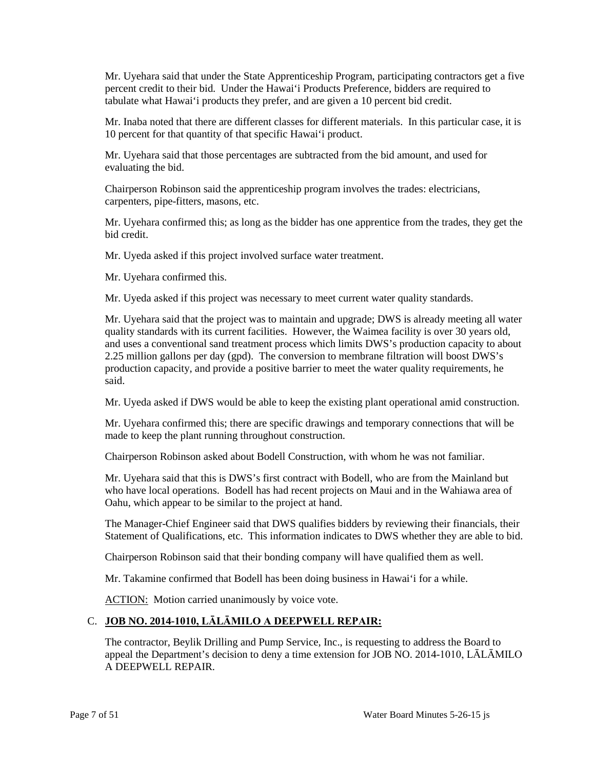Mr. Uyehara said that under the State Apprenticeship Program, participating contractors get a five percent credit to their bid. Under the Hawai'i Products Preference, bidders are required to tabulate what Hawai'i products they prefer, and are given a 10 percent bid credit.

Mr. Inaba noted that there are different classes for different materials. In this particular case, it is 10 percent for that quantity of that specific Hawai'i product.

Mr. Uyehara said that those percentages are subtracted from the bid amount, and used for evaluating the bid.

Chairperson Robinson said the apprenticeship program involves the trades: electricians, carpenters, pipe-fitters, masons, etc.

Mr. Uyehara confirmed this; as long as the bidder has one apprentice from the trades, they get the bid credit.

Mr. Uyeda asked if this project involved surface water treatment.

Mr. Uyehara confirmed this.

Mr. Uyeda asked if this project was necessary to meet current water quality standards.

Mr. Uyehara said that the project was to maintain and upgrade; DWS is already meeting all water quality standards with its current facilities. However, the Waimea facility is over 30 years old, and uses a conventional sand treatment process which limits DWS's production capacity to about 2.25 million gallons per day (gpd). The conversion to membrane filtration will boost DWS's production capacity, and provide a positive barrier to meet the water quality requirements, he said.

Mr. Uyeda asked if DWS would be able to keep the existing plant operational amid construction.

Mr. Uyehara confirmed this; there are specific drawings and temporary connections that will be made to keep the plant running throughout construction.

Chairperson Robinson asked about Bodell Construction, with whom he was not familiar.

Mr. Uyehara said that this is DWS's first contract with Bodell, who are from the Mainland but who have local operations. Bodell has had recent projects on Maui and in the Wahiawa area of Oahu, which appear to be similar to the project at hand.

The Manager-Chief Engineer said that DWS qualifies bidders by reviewing their financials, their Statement of Qualifications, etc. This information indicates to DWS whether they are able to bid.

Chairperson Robinson said that their bonding company will have qualified them as well.

Mr. Takamine confirmed that Bodell has been doing business in Hawai'i for a while.

ACTION: Motion carried unanimously by voice vote.

## C. JOB NO. 2014-1010, LĀLĀMILO A DEEPWELL REPAIR:

The contractor, Beylik Drilling and Pump Service, Inc., is requesting to address the Board to appeal the Department's decision to deny a time extension for JOB NO. 2014-1010, LĀLĀMILO A DEEPWELL REPAIR.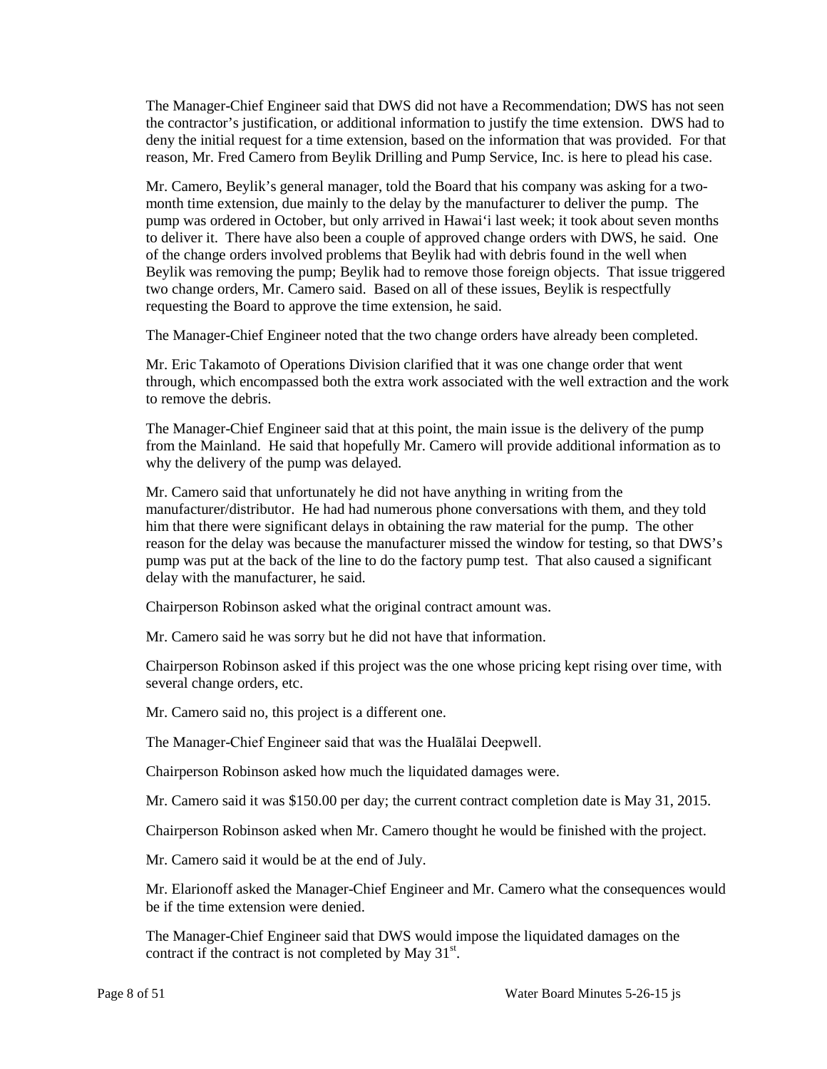The Manager-Chief Engineer said that DWS did not have a Recommendation; DWS has not seen the contractor's justification, or additional information to justify the time extension. DWS had to deny the initial request for a time extension, based on the information that was provided. For that reason, Mr. Fred Camero from Beylik Drilling and Pump Service, Inc. is here to plead his case.

Mr. Camero, Beylik's general manager, told the Board that his company was asking for a two-month time extension, due mainly to the delay by the manufacturer to deliver the pump. The pump was ordered in October, but only arrived in Hawai'i last week; it took about seven months to deliver it. There have also been a couple of approved change orders with DWS, he said. One of the change orders involved problems that Beylik had with debris found in the well when Beylik was removing the pump; Beylik had to remove those foreign objects. That issue triggered two change orders, Mr. Camero said. Based on all of these issues, Beylik is respectfully requesting the Board to approve the time extension, he said.

The Manager-Chief Engineer noted that the two change orders have already been completed.

Mr. Eric Takamoto of Operations Division clarified that it was one change order that went through, which encompassed both the extra work associated with the well extraction and the work to remove the debris.

The Manager-Chief Engineer said that at this point, the main issue is the delivery of the pump from the Mainland. He said that hopefully Mr. Camero will provide additional information as to why the delivery of the pump was delayed.

Mr. Camero said that unfortunately he did not have anything in writing from the manufacturer/distributor. He had had numerous phone conversations with them, and they told him that there were significant delays in obtaining the raw material for the pump. The other reason for the delay was because the manufacturer missed the window for testing, so that DWS's pump was put at the back of the line to do the factory pump test. That also caused a significant delay with the manufacturer, he said.

Chairperson Robinson asked what the original contract amount was.

Mr. Camero said he was sorry but he did not have that information.

Chairperson Robinson asked if this project was the one whose pricing kept rising over time, with several change orders, etc.

Mr. Camero said no, this project is a different one.

The Manager-Chief Engineer said that was the Hualālai Deepwell.

Chairperson Robinson asked how much the liquidated damages were.

Mr. Camero said it was $150.00 per day; the current contract completion date is May 31, 2015.

Chairperson Robinson asked when Mr. Camero thought he would be finished with the project.

Mr. Camero said it would be at the end of July.

Mr. Elarionoff asked the Manager-Chief Engineer and Mr. Camero what the consequences would be if the time extension were denied.

The Manager-Chief Engineer said that DWS would impose the liquidated damages on the contract if the contract is not completed by May 31st.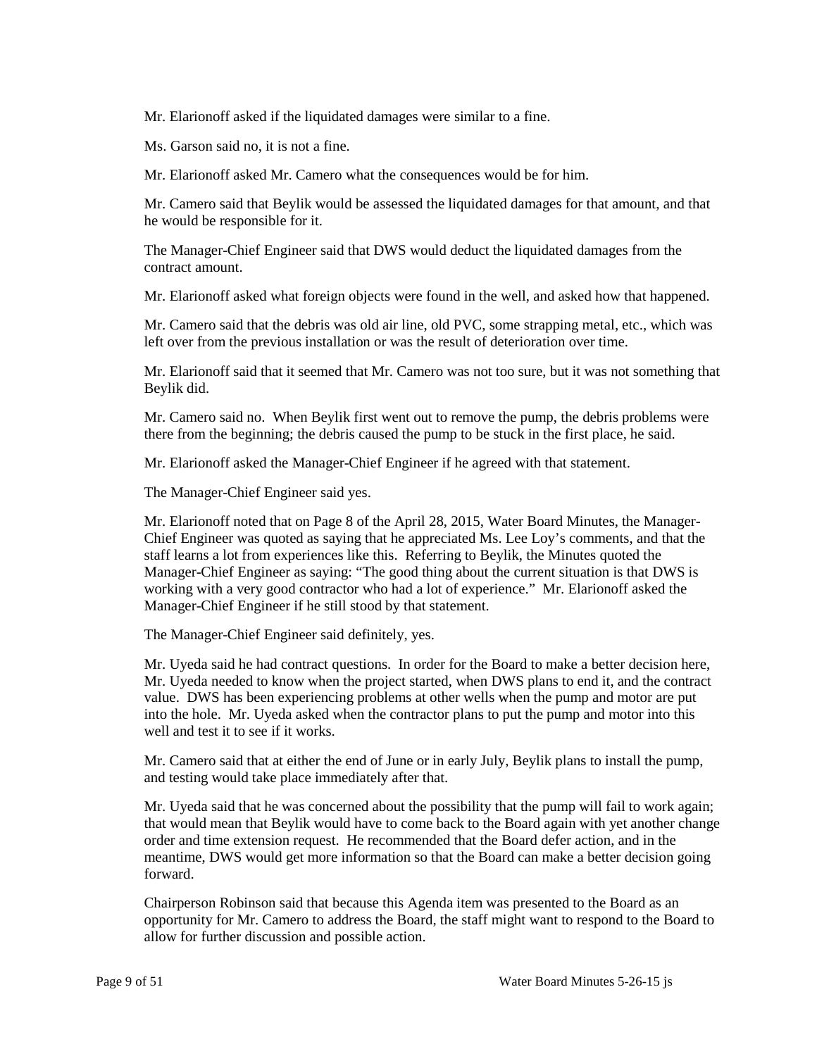Mr. Elarionoff asked if the liquidated damages were similar to a fine.

Ms. Garson said no, it is not a fine.

Mr. Elarionoff asked Mr. Camero what the consequences would be for him.

Mr. Camero said that Beylik would be assessed the liquidated damages for that amount, and that he would be responsible for it.

The Manager-Chief Engineer said that DWS would deduct the liquidated damages from the contract amount.

Mr. Elarionoff asked what foreign objects were found in the well, and asked how that happened.

Mr. Camero said that the debris was old air line, old PVC, some strapping metal, etc., which was left over from the previous installation or was the result of deterioration over time.

Mr. Elarionoff said that it seemed that Mr. Camero was not too sure, but it was not something that Beylik did.

Mr. Camero said no. When Beylik first went out to remove the pump, the debris problems were there from the beginning; the debris caused the pump to be stuck in the first place, he said.

Mr. Elarionoff asked the Manager-Chief Engineer if he agreed with that statement.

The Manager-Chief Engineer said yes.

Mr. Elarionoff noted that on Page 8 of the April 28, 2015, Water Board Minutes, the Manager-Chief Engineer was quoted as saying that he appreciated Ms. Lee Loy's comments, and that the staff learns a lot from experiences like this. Referring to Beylik, the Minutes quoted the Manager-Chief Engineer as saying: "The good thing about the current situation is that DWS is working with a very good contractor who had a lot of experience." Mr. Elarionoff asked the Manager-Chief Engineer if he still stood by that statement.

The Manager-Chief Engineer said definitely, yes.

Mr. Uyeda said he had contract questions. In order for the Board to make a better decision here, Mr. Uyeda needed to know when the project started, when DWS plans to end it, and the contract value. DWS has been experiencing problems at other wells when the pump and motor are put into the hole. Mr. Uyeda asked when the contractor plans to put the pump and motor into this well and test it to see if it works.

Mr. Camero said that at either the end of June or in early July, Beylik plans to install the pump, and testing would take place immediately after that.

Mr. Uyeda said that he was concerned about the possibility that the pump will fail to work again; that would mean that Beylik would have to come back to the Board again with yet another change order and time extension request. He recommended that the Board defer action, and in the meantime, DWS would get more information so that the Board can make a better decision going forward.

Chairperson Robinson said that because this Agenda item was presented to the Board as an opportunity for Mr. Camero to address the Board, the staff might want to respond to the Board to allow for further discussion and possible action.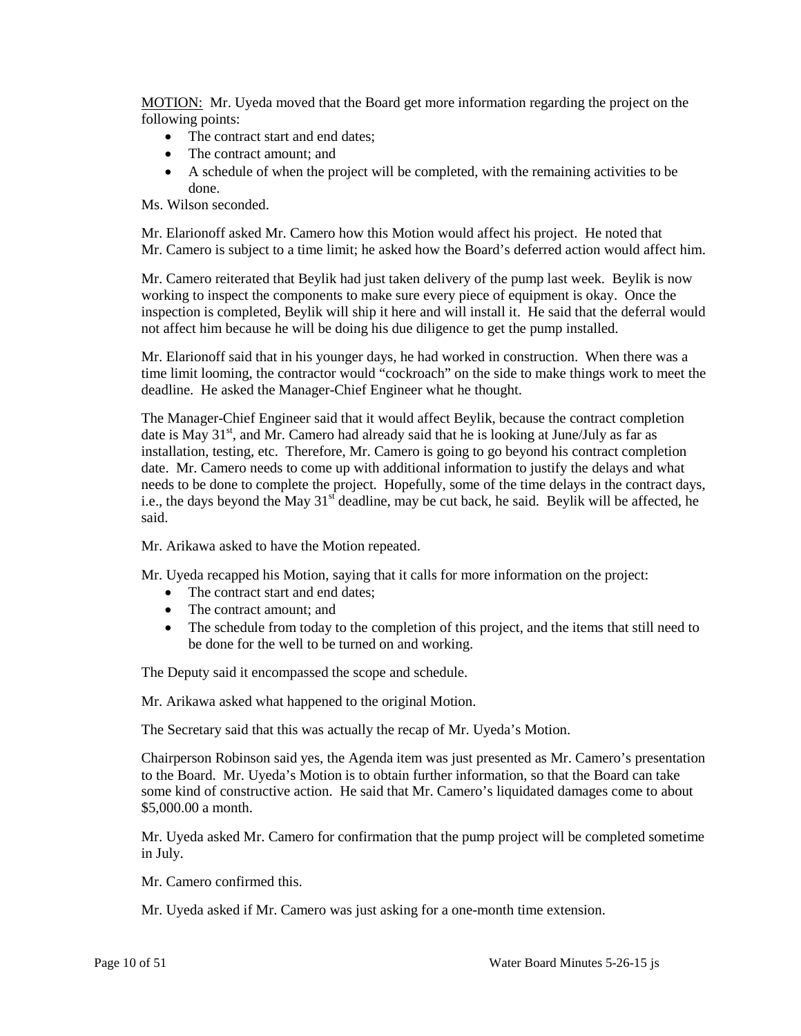MOTION: Mr. Uyeda moved that the Board get more information regarding the project on the following points:

- The contract start and end dates;
- The contract amount; and
- A schedule of when the project will be completed, with the remaining activities to be done.

Ms. Wilson seconded.

Mr. Elarionoff asked Mr. Camero how this Motion would affect his project. He noted that Mr. Camero is subject to a time limit; he asked how the Board's deferred action would affect him.

Mr. Camero reiterated that Beylik had just taken delivery of the pump last week. Beylik is now working to inspect the components to make sure every piece of equipment is okay. Once the inspection is completed, Beylik will ship it here and will install it. He said that the deferral would not affect him because he will be doing his due diligence to get the pump installed.

Mr. Elarionoff said that in his younger days, he had worked in construction. When there was a time limit looming, the contractor would "cockroach" on the side to make things work to meet the deadline. He asked the Manager-Chief Engineer what he thought.

The Manager-Chief Engineer said that it would affect Beylik, because the contract completion date is May 31st, and Mr. Camero had already said that he is looking at June/July as far as installation, testing, etc. Therefore, Mr. Camero is going to go beyond his contract completion date. Mr. Camero needs to come up with additional information to justify the delays and what needs to be done to complete the project. Hopefully, some of the time delays in the contract days, i.e., the days beyond the May 31st deadline, may be cut back, he said. Beylik will be affected, he said.

Mr. Arikawa asked to have the Motion repeated.

Mr. Uyeda recapped his Motion, saying that it calls for more information on the project:

- The contract start and end dates;
- The contract amount; and
- The schedule from today to the completion of this project, and the items that still need to be done for the well to be turned on and working.

The Deputy said it encompassed the scope and schedule.

Mr. Arikawa asked what happened to the original Motion.

The Secretary said that this was actually the recap of Mr. Uyeda's Motion.

Chairperson Robinson said yes, the Agenda item was just presented as Mr. Camero's presentation to the Board. Mr. Uyeda's Motion is to obtain further information, so that the Board can take some kind of constructive action. He said that Mr. Camero's liquidated damages come to about $5,000.00 a month.

Mr. Uyeda asked Mr. Camero for confirmation that the pump project will be completed sometime in July.

Mr. Camero confirmed this.

Mr. Uyeda asked if Mr. Camero was just asking for a one-month time extension.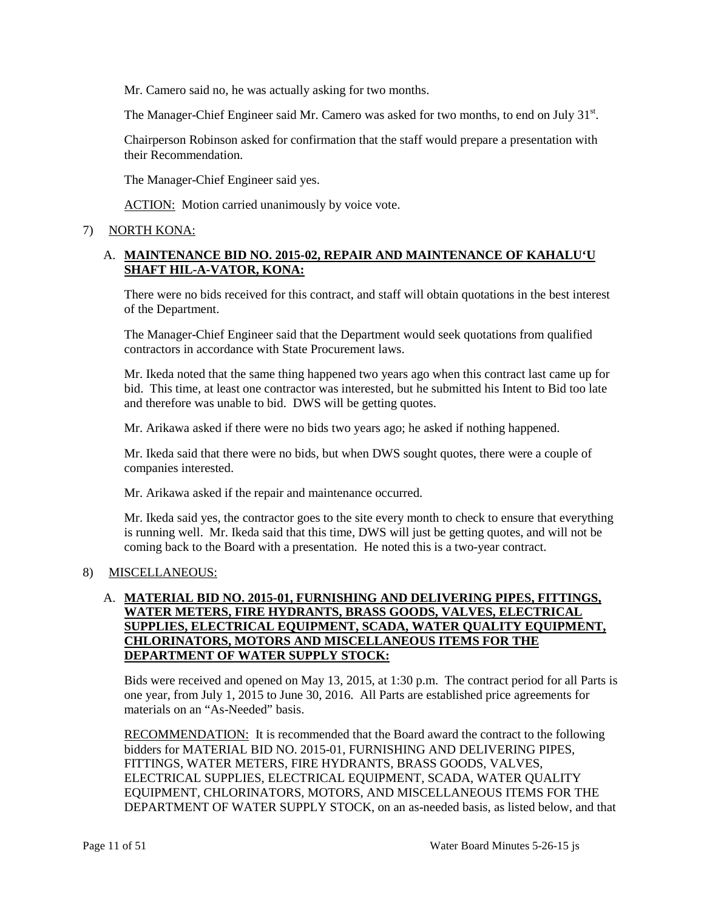Mr. Camero said no, he was actually asking for two months.

The Manager-Chief Engineer said Mr. Camero was asked for two months, to end on July 31st.

Chairperson Robinson asked for confirmation that the staff would prepare a presentation with their Recommendation.

The Manager-Chief Engineer said yes.

ACTION: Motion carried unanimously by voice vote.

7) NORTH KONA:

A. **MAINTENANCE BID NO. 2015-02, REPAIR AND MAINTENANCE OF KAHALU'U SHAFT HIL-A-VATOR, KONA:**

There were no bids received for this contract, and staff will obtain quotations in the best interest of the Department.

The Manager-Chief Engineer said that the Department would seek quotations from qualified contractors in accordance with State Procurement laws.

Mr. Ikeda noted that the same thing happened two years ago when this contract last came up for bid. This time, at least one contractor was interested, but he submitted his Intent to Bid too late and therefore was unable to bid. DWS will be getting quotes.

Mr. Arikawa asked if there were no bids two years ago; he asked if nothing happened.

Mr. Ikeda said that there were no bids, but when DWS sought quotes, there were a couple of companies interested.

Mr. Arikawa asked if the repair and maintenance occurred.

Mr. Ikeda said yes, the contractor goes to the site every month to check to ensure that everything is running well. Mr. Ikeda said that this time, DWS will just be getting quotes, and will not be coming back to the Board with a presentation. He noted this is a two-year contract.

8) MISCELLANEOUS:

A. **MATERIAL BID NO. 2015-01, FURNISHING AND DELIVERING PIPES, FITTINGS, WATER METERS, FIRE HYDRANTS, BRASS GOODS, VALVES, ELECTRICAL SUPPLIES, ELECTRICAL EQUIPMENT, SCADA, WATER QUALITY EQUIPMENT, CHLORINATORS, MOTORS AND MISCELLANEOUS ITEMS FOR THE DEPARTMENT OF WATER SUPPLY STOCK:**

Bids were received and opened on May 13, 2015, at 1:30 p.m. The contract period for all Parts is one year, from July 1, 2015 to June 30, 2016. All Parts are established price agreements for materials on an "As-Needed" basis.

RECOMMENDATION: It is recommended that the Board award the contract to the following bidders for MATERIAL BID NO. 2015-01, FURNISHING AND DELIVERING PIPES, FITTINGS, WATER METERS, FIRE HYDRANTS, BRASS GOODS, VALVES, ELECTRICAL SUPPLIES, ELECTRICAL EQUIPMENT, SCADA, WATER QUALITY EQUIPMENT, CHLORINATORS, MOTORS, AND MISCELLANEOUS ITEMS FOR THE DEPARTMENT OF WATER SUPPLY STOCK, on an as-needed basis, as listed below, and that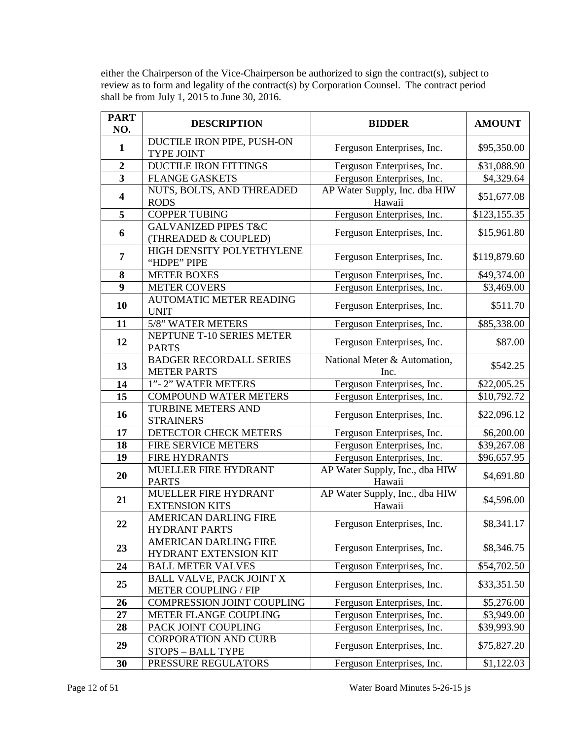either the Chairperson of the Vice-Chairperson be authorized to sign the contract(s), subject to review as to form and legality of the contract(s) by Corporation Counsel. The contract period shall be from July 1, 2015 to June 30, 2016.

| PART NO. | DESCRIPTION | BIDDER | AMOUNT |
|---|---|---|---|
| **1** | DUCTILE IRON PIPE, PUSH-ON TYPE JOINT | Ferguson Enterprises, Inc. | $95,350.00 |
| **2** | DUCTILE IRON FITTINGS | Ferguson Enterprises, Inc. | $31,088.90 |
| **3** | FLANGE GASKETS | Ferguson Enterprises, Inc. | $4,329.64 |
| **4** | NUTS, BOLTS, AND THREADED RODS | AP Water Supply, Inc. dba HIW Hawaii | $51,677.08 |
| **5** | COPPER TUBING | Ferguson Enterprises, Inc. | $123,155.35 |
| **6** | GALVANIZED PIPES T&C (THREADED & COUPLED) | Ferguson Enterprises, Inc. | $15,961.80 |
| **7** | HIGH DENSITY POLYETHYLENE "HDPE" PIPE | Ferguson Enterprises, Inc. | $119,879.60 |
| **8** | METER BOXES | Ferguson Enterprises, Inc. | $49,374.00 |
| **9** | METER COVERS | Ferguson Enterprises, Inc. | $3,469.00 |
| **10** | AUTOMATIC METER READING UNIT | Ferguson Enterprises, Inc. | $511.70 |
| **11** | 5/8" WATER METERS | Ferguson Enterprises, Inc. | $85,338.00 |
| **12** | NEPTUNE T-10 SERIES METER PARTS | Ferguson Enterprises, Inc. | $87.00 |
| **13** | BADGER RECORDALL SERIES METER PARTS | National Meter & Automation, Inc. | $542.25 |
| **14** | 1"- 2" WATER METERS | Ferguson Enterprises, Inc. | $22,005.25 |
| **15** | COMPOUND WATER METERS | Ferguson Enterprises, Inc. | $10,792.72 |
| **16** | TURBINE METERS AND STRAINERS | Ferguson Enterprises, Inc. | $22,096.12 |
| **17** | DETECTOR CHECK METERS | Ferguson Enterprises, Inc. | $6,200.00 |
| **18** | FIRE SERVICE METERS | Ferguson Enterprises, Inc. | $39,267.08 |
| **19** | FIRE HYDRANTS | Ferguson Enterprises, Inc. | $96,657.95 |
| **20** | MUELLER FIRE HYDRANT PARTS | AP Water Supply, Inc., dba HIW Hawaii | $4,691.80 |
| **21** | MUELLER FIRE HYDRANT EXTENSION KITS | AP Water Supply, Inc., dba HIW Hawaii | $4,596.00 |
| **22** | AMERICAN DARLING FIRE HYDRANT PARTS | Ferguson Enterprises, Inc. | $8,341.17 |
| **23** | AMERICAN DARLING FIRE HYDRANT EXTENSION KIT | Ferguson Enterprises, Inc. | $8,346.75 |
| **24** | BALL METER VALVES | Ferguson Enterprises, Inc. | $54,702.50 |
| **25** | BALL VALVE, PACK JOINT X METER COUPLING / FIP | Ferguson Enterprises, Inc. | $33,351.50 |
| **26** | COMPRESSION JOINT COUPLING | Ferguson Enterprises, Inc. | $5,276.00 |
| **27** | METER FLANGE COUPLING | Ferguson Enterprises, Inc. | $3,949.00 |
| **28** | PACK JOINT COUPLING | Ferguson Enterprises, Inc. | $39,993.90 |
| **29** | CORPORATION AND CURB STOPS – BALL TYPE | Ferguson Enterprises, Inc. | $75,827.20 |
| **30** | PRESSURE REGULATORS | Ferguson Enterprises, Inc. | $1,122.03 |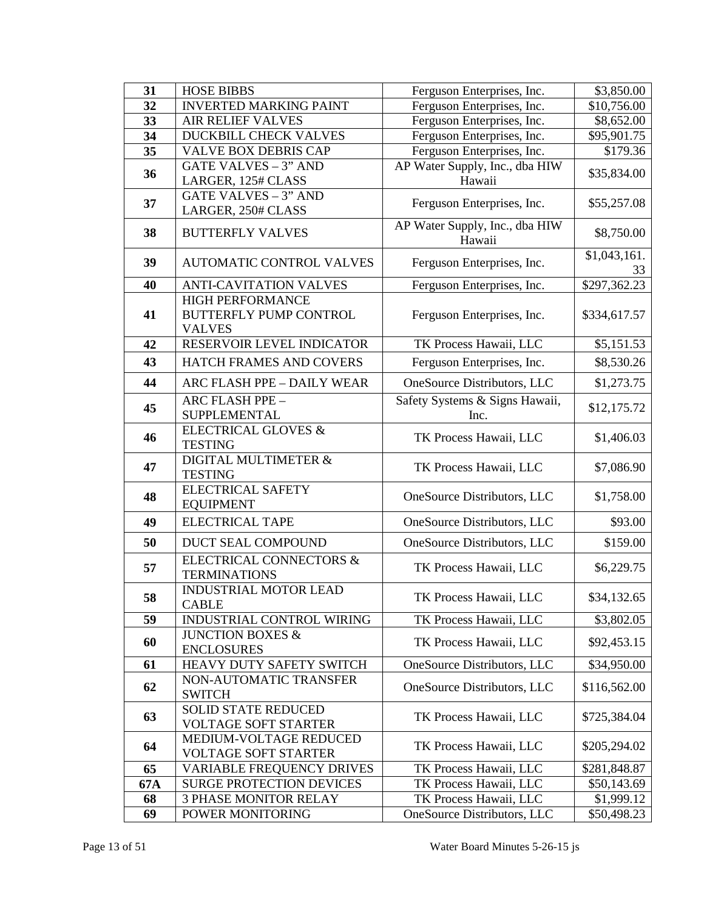| 31 | HOSE BIBBS | Ferguson Enterprises, Inc. | $3,850.00 |
|---|---|---|---|
| 32 | INVERTED MARKING PAINT | Ferguson Enterprises, Inc. | $10,756.00 |
| 33 | AIR RELIEF VALVES | Ferguson Enterprises, Inc. | $8,652.00 |
| 34 | DUCKBILL CHECK VALVES | Ferguson Enterprises, Inc. | $95,901.75 |
| 35 | VALVE BOX DEBRIS CAP | Ferguson Enterprises, Inc. | $179.36 |
| 36 | GATE VALVES – 3" AND LARGER, 125# CLASS | AP Water Supply, Inc., dba HIW Hawaii | $35,834.00 |
| 37 | GATE VALVES – 3" AND LARGER, 250# CLASS | Ferguson Enterprises, Inc. | $55,257.08 |
| 38 | BUTTERFLY VALVES | AP Water Supply, Inc., dba HIW Hawaii | $8,750.00 |
| 39 | AUTOMATIC CONTROL VALVES | Ferguson Enterprises, Inc. | $1,043,161.33 |
| 40 | ANTI-CAVITATION VALVES | Ferguson Enterprises, Inc. | $297,362.23 |
| 41 | HIGH PERFORMANCE BUTTERFLY PUMP CONTROL VALVES | Ferguson Enterprises, Inc. | $334,617.57 |
| 42 | RESERVOIR LEVEL INDICATOR | TK Process Hawaii, LLC | $5,151.53 |
| 43 | HATCH FRAMES AND COVERS | Ferguson Enterprises, Inc. | $8,530.26 |
| 44 | ARC FLASH PPE – DAILY WEAR | OneSource Distributors, LLC | $1,273.75 |
| 45 | ARC FLASH PPE – SUPPLEMENTAL | Safety Systems & Signs Hawaii, Inc. | $12,175.72 |
| 46 | ELECTRICAL GLOVES & TESTING | TK Process Hawaii, LLC | $1,406.03 |
| 47 | DIGITAL MULTIMETER & TESTING | TK Process Hawaii, LLC | $7,086.90 |
| 48 | ELECTRICAL SAFETY EQUIPMENT | OneSource Distributors, LLC | $1,758.00 |
| 49 | ELECTRICAL TAPE | OneSource Distributors, LLC | $93.00 |
| 50 | DUCT SEAL COMPOUND | OneSource Distributors, LLC | $159.00 |
| 57 | ELECTRICAL CONNECTORS & TERMINATIONS | TK Process Hawaii, LLC | $6,229.75 |
| 58 | INDUSTRIAL MOTOR LEAD CABLE | TK Process Hawaii, LLC | $34,132.65 |
| 59 | INDUSTRIAL CONTROL WIRING | TK Process Hawaii, LLC | $3,802.05 |
| 60 | JUNCTION BOXES & ENCLOSURES | TK Process Hawaii, LLC | $92,453.15 |
| 61 | HEAVY DUTY SAFETY SWITCH | OneSource Distributors, LLC | $34,950.00 |
| 62 | NON-AUTOMATIC TRANSFER SWITCH | OneSource Distributors, LLC | $116,562.00 |
| 63 | SOLID STATE REDUCED VOLTAGE SOFT STARTER | TK Process Hawaii, LLC | $725,384.04 |
| 64 | MEDIUM-VOLTAGE REDUCED VOLTAGE SOFT STARTER | TK Process Hawaii, LLC | $205,294.02 |
| 65 | VARIABLE FREQUENCY DRIVES | TK Process Hawaii, LLC | $281,848.87 |
| 67A | SURGE PROTECTION DEVICES | TK Process Hawaii, LLC | $50,143.69 |
| 68 | 3 PHASE MONITOR RELAY | TK Process Hawaii, LLC | $1,999.12 |
| 69 | POWER MONITORING | OneSource Distributors, LLC | $50,498.23 |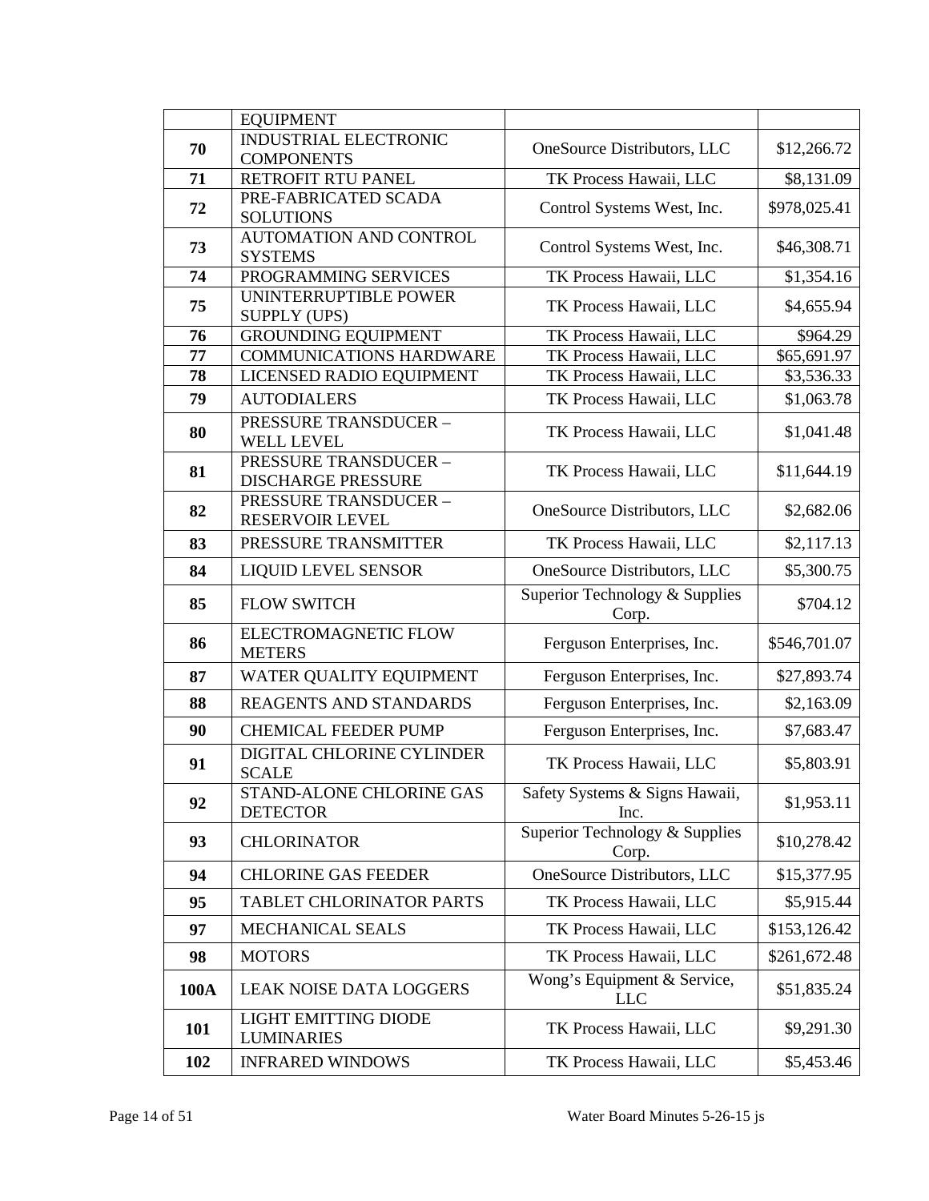| | EQUIPMENT | | |
|---|---|---|---|
| **70** | INDUSTRIAL ELECTRONIC COMPONENTS | OneSource Distributors, LLC | $12,266.72 |
| **71** | RETROFIT RTU PANEL | TK Process Hawaii, LLC | $8,131.09 |
| **72** | PRE-FABRICATED SCADA SOLUTIONS | Control Systems West, Inc. | $978,025.41 |
| **73** | AUTOMATION AND CONTROL SYSTEMS | Control Systems West, Inc. | $46,308.71 |
| **74** | PROGRAMMING SERVICES | TK Process Hawaii, LLC | $1,354.16 |
| **75** | UNINTERRUPTIBLE POWER SUPPLY (UPS) | TK Process Hawaii, LLC | $4,655.94 |
| **76** | GROUNDING EQUIPMENT | TK Process Hawaii, LLC | $964.29 |
| **77** | COMMUNICATIONS HARDWARE | TK Process Hawaii, LLC | $65,691.97 |
| **78** | LICENSED RADIO EQUIPMENT | TK Process Hawaii, LLC | $3,536.33 |
| **79** | AUTODIALERS | TK Process Hawaii, LLC | $1,063.78 |
| **80** | PRESSURE TRANSDUCER – WELL LEVEL | TK Process Hawaii, LLC | $1,041.48 |
| **81** | PRESSURE TRANSDUCER – DISCHARGE PRESSURE | TK Process Hawaii, LLC | $11,644.19 |
| **82** | PRESSURE TRANSDUCER – RESERVOIR LEVEL | OneSource Distributors, LLC | $2,682.06 |
| **83** | PRESSURE TRANSMITTER | TK Process Hawaii, LLC | $2,117.13 |
| **84** | LIQUID LEVEL SENSOR | OneSource Distributors, LLC | $5,300.75 |
| **85** | FLOW SWITCH | Superior Technology & Supplies Corp. | $704.12 |
| **86** | ELECTROMAGNETIC FLOW METERS | Ferguson Enterprises, Inc. | $546,701.07 |
| **87** | WATER QUALITY EQUIPMENT | Ferguson Enterprises, Inc. | $27,893.74 |
| **88** | REAGENTS AND STANDARDS | Ferguson Enterprises, Inc. | $2,163.09 |
| **90** | CHEMICAL FEEDER PUMP | Ferguson Enterprises, Inc. | $7,683.47 |
| **91** | DIGITAL CHLORINE CYLINDER SCALE | TK Process Hawaii, LLC | $5,803.91 |
| **92** | STAND-ALONE CHLORINE GAS DETECTOR | Safety Systems & Signs Hawaii, Inc. | $1,953.11 |
| **93** | CHLORINATOR | Superior Technology & Supplies Corp. | $10,278.42 |
| **94** | CHLORINE GAS FEEDER | OneSource Distributors, LLC | $15,377.95 |
| **95** | TABLET CHLORINATOR PARTS | TK Process Hawaii, LLC | $5,915.44 |
| **97** | MECHANICAL SEALS | TK Process Hawaii, LLC | $153,126.42 |
| **98** | MOTORS | TK Process Hawaii, LLC | $261,672.48 |
| **100A** | LEAK NOISE DATA LOGGERS | Wong's Equipment & Service, LLC | $51,835.24 |
| **101** | LIGHT EMITTING DIODE LUMINARIES | TK Process Hawaii, LLC | $9,291.30 |
| **102** | INFRARED WINDOWS | TK Process Hawaii, LLC | $5,453.46 |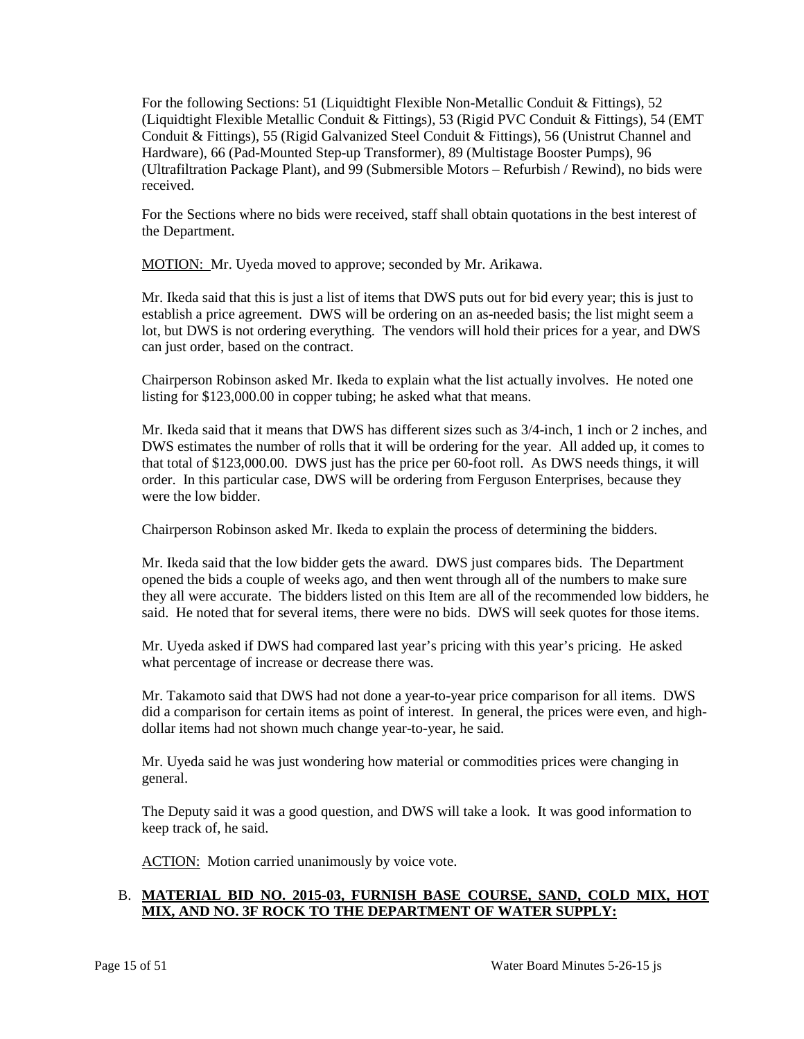For the following Sections: 51 (Liquidtight Flexible Non-Metallic Conduit & Fittings), 52 (Liquidtight Flexible Metallic Conduit & Fittings), 53 (Rigid PVC Conduit & Fittings), 54 (EMT Conduit & Fittings), 55 (Rigid Galvanized Steel Conduit & Fittings), 56 (Unistrut Channel and Hardware), 66 (Pad-Mounted Step-up Transformer), 89 (Multistage Booster Pumps), 96 (Ultrafiltration Package Plant), and 99 (Submersible Motors – Refurbish / Rewind), no bids were received.

For the Sections where no bids were received, staff shall obtain quotations in the best interest of the Department.

<u>MOTION:</u> Mr. Uyeda moved to approve; seconded by Mr. Arikawa.

Mr. Ikeda said that this is just a list of items that DWS puts out for bid every year; this is just to establish a price agreement. DWS will be ordering on an as-needed basis; the list might seem a lot, but DWS is not ordering everything. The vendors will hold their prices for a year, and DWS can just order, based on the contract.

Chairperson Robinson asked Mr. Ikeda to explain what the list actually involves. He noted one listing for $123,000.00 in copper tubing; he asked what that means.

Mr. Ikeda said that it means that DWS has different sizes such as 3/4-inch, 1 inch or 2 inches, and DWS estimates the number of rolls that it will be ordering for the year. All added up, it comes to that total of $123,000.00. DWS just has the price per 60-foot roll. As DWS needs things, it will order. In this particular case, DWS will be ordering from Ferguson Enterprises, because they were the low bidder.

Chairperson Robinson asked Mr. Ikeda to explain the process of determining the bidders.

Mr. Ikeda said that the low bidder gets the award. DWS just compares bids. The Department opened the bids a couple of weeks ago, and then went through all of the numbers to make sure they all were accurate. The bidders listed on this Item are all of the recommended low bidders, he said. He noted that for several items, there were no bids. DWS will seek quotes for those items.

Mr. Uyeda asked if DWS had compared last year's pricing with this year's pricing. He asked what percentage of increase or decrease there was.

Mr. Takamoto said that DWS had not done a year-to-year price comparison for all items. DWS did a comparison for certain items as point of interest. In general, the prices were even, and high-dollar items had not shown much change year-to-year, he said.

Mr. Uyeda said he was just wondering how material or commodities prices were changing in general.

The Deputy said it was a good question, and DWS will take a look. It was good information to keep track of, he said.

<u>ACTION:</u> Motion carried unanimously by voice vote.

B. **<u>MATERIAL BID NO. 2015-03, FURNISH BASE COURSE, SAND, COLD MIX, HOT MIX, AND NO. 3F ROCK TO THE DEPARTMENT OF WATER SUPPLY:</u>**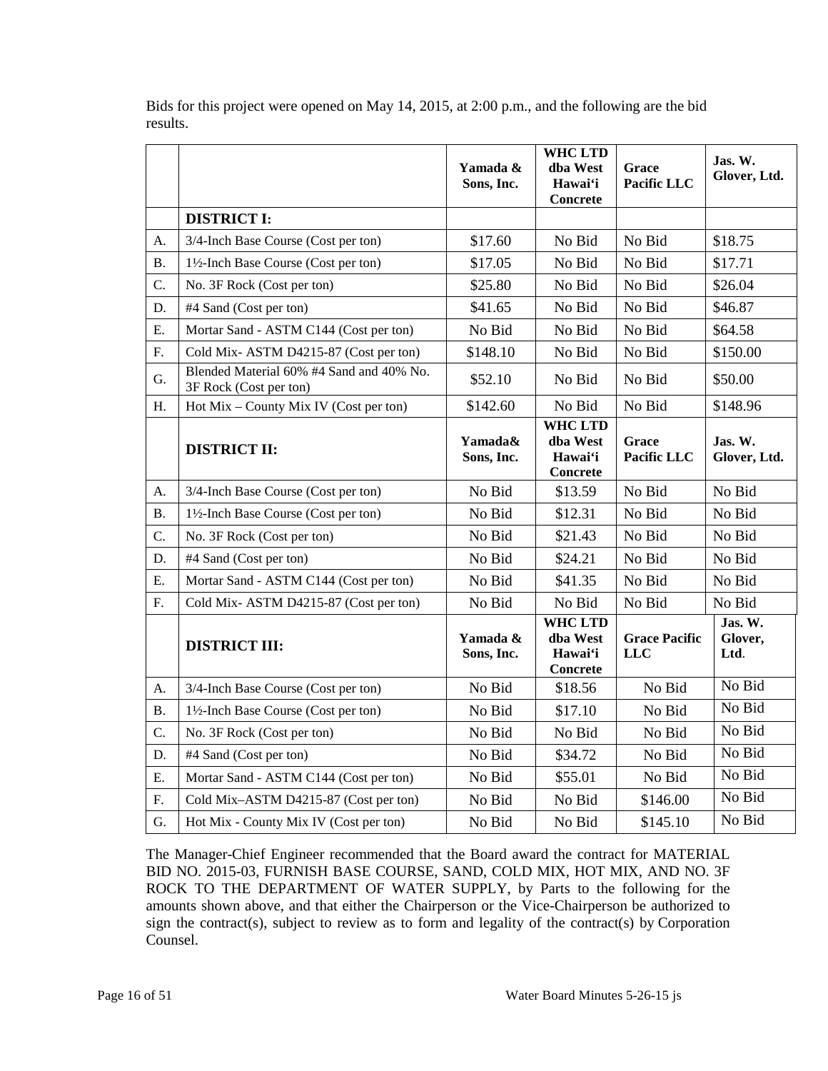Bids for this project were opened on May 14, 2015, at 2:00 p.m., and the following are the bid results.

| | | Yamada & Sons, Inc. | WHC LTD dba West Hawai'i Concrete | Grace Pacific LLC | Jas. W. Glover, Ltd. |
|---|---|---|---|---|---|
| | **DISTRICT I:** | | | | |
| A. | 3/4-Inch Base Course (Cost per ton) | $17.60 | No Bid | No Bid | $18.75 |
| B. | 1½-Inch Base Course (Cost per ton) | $17.05 | No Bid | No Bid | $17.71 |
| C. | No. 3F Rock (Cost per ton) | $25.80 | No Bid | No Bid | $26.04 |
| D. | #4 Sand (Cost per ton) | $41.65 | No Bid | No Bid | $46.87 |
| E. | Mortar Sand - ASTM C144 (Cost per ton) | No Bid | No Bid | No Bid | $64.58 |
| F. | Cold Mix- ASTM D4215-87 (Cost per ton) | $148.10 | No Bid | No Bid | $150.00 |
| G. | Blended Material 60% #4 Sand and 40% No. 3F Rock (Cost per ton) | $52.10 | No Bid | No Bid | $50.00 |
| H. | Hot Mix – County Mix IV (Cost per ton) | $142.60 | No Bid | No Bid | $148.96 |
| | **DISTRICT II:** | **Yamada& Sons, Inc.** | **WHC LTD dba West Hawai'i Concrete** | **Grace Pacific LLC** | **Jas. W. Glover, Ltd.** |
| A. | 3/4-Inch Base Course (Cost per ton) | No Bid | $13.59 | No Bid | No Bid |
| B. | 1½-Inch Base Course (Cost per ton) | No Bid | $12.31 | No Bid | No Bid |
| C. | No. 3F Rock (Cost per ton) | No Bid | $21.43 | No Bid | No Bid |
| D. | #4 Sand (Cost per ton) | No Bid | $24.21 | No Bid | No Bid |
| E. | Mortar Sand - ASTM C144 (Cost per ton) | No Bid | $41.35 | No Bid | No Bid |
| F. | Cold Mix- ASTM D4215-87 (Cost per ton) | No Bid | No Bid | No Bid | No Bid |
| | **DISTRICT III:** | **Yamada & Sons, Inc.** | **WHC LTD dba West Hawai'i Concrete** | **Grace Pacific LLC** | **Jas. W. Glover, Ltd.** |
| A. | 3/4-Inch Base Course (Cost per ton) | No Bid | $18.56 | No Bid | No Bid |
| B. | 1½-Inch Base Course (Cost per ton) | No Bid | $17.10 | No Bid | No Bid |
| C. | No. 3F Rock (Cost per ton) | No Bid | No Bid | No Bid | No Bid |
| D. | #4 Sand (Cost per ton) | No Bid | $34.72 | No Bid | No Bid |
| E. | Mortar Sand - ASTM C144 (Cost per ton) | No Bid | $55.01 | No Bid | No Bid |
| F. | Cold Mix–ASTM D4215-87 (Cost per ton) | No Bid | No Bid | $146.00 | No Bid |
| G. | Hot Mix - County Mix IV (Cost per ton) | No Bid | No Bid | $145.10 | No Bid |

The Manager-Chief Engineer recommended that the Board award the contract for MATERIAL BID NO. 2015-03, FURNISH BASE COURSE, SAND, COLD MIX, HOT MIX, AND NO. 3F ROCK TO THE DEPARTMENT OF WATER SUPPLY, by Parts to the following for the amounts shown above, and that either the Chairperson or the Vice-Chairperson be authorized to sign the contract(s), subject to review as to form and legality of the contract(s) by Corporation Counsel.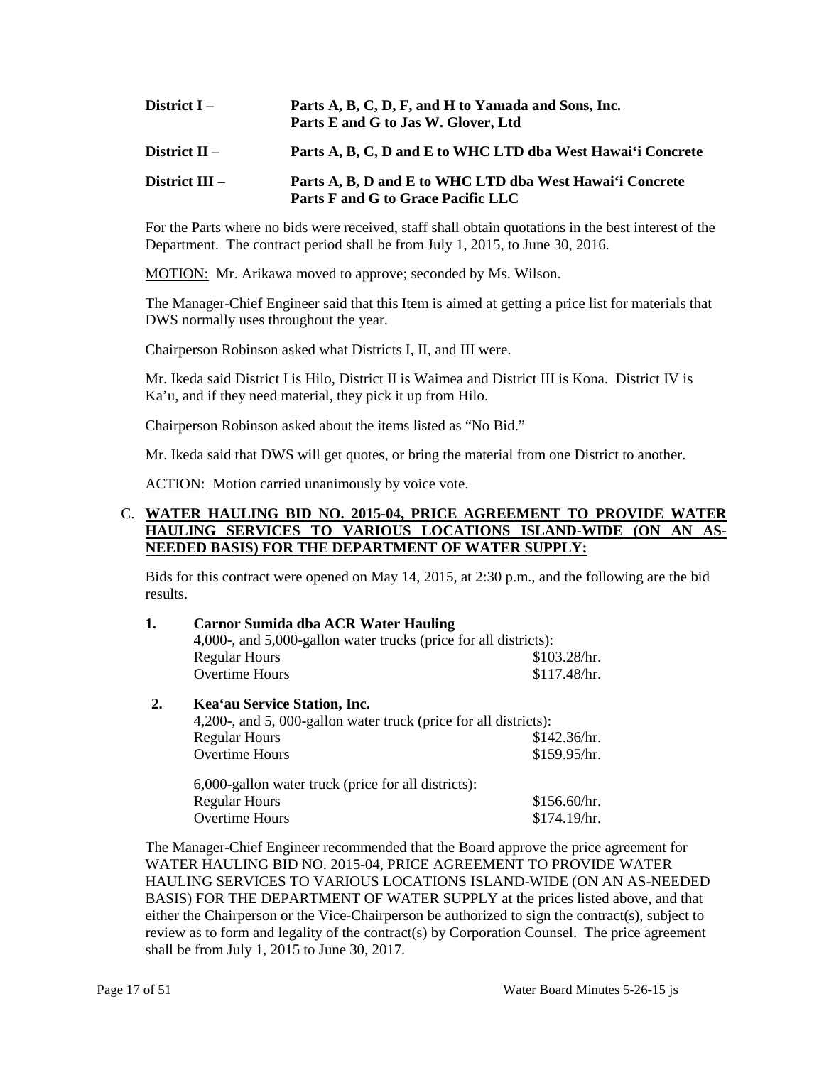| | |
|---|---|
| **District I** – | **Parts A, B, C, D, F, and H to Yamada and Sons, Inc.** **Parts E and G to Jas W. Glover, Ltd** |
| **District II** – | **Parts A, B, C, D and E to WHC LTD dba West Hawai'i Concrete** |
| **District III –** | **Parts A, B, D and E to WHC LTD dba West Hawai'i Concrete** **Parts F and G to Grace Pacific LLC** |

For the Parts where no bids were received, staff shall obtain quotations in the best interest of the Department. The contract period shall be from July 1, 2015, to June 30, 2016.

MOTION: Mr. Arikawa moved to approve; seconded by Ms. Wilson.

The Manager-Chief Engineer said that this Item is aimed at getting a price list for materials that DWS normally uses throughout the year.

Chairperson Robinson asked what Districts I, II, and III were.

Mr. Ikeda said District I is Hilo, District II is Waimea and District III is Kona. District IV is Ka'u, and if they need material, they pick it up from Hilo.

Chairperson Robinson asked about the items listed as "No Bid."

Mr. Ikeda said that DWS will get quotes, or bring the material from one District to another.

ACTION: Motion carried unanimously by voice vote.

C. **WATER HAULING BID NO. 2015-04, PRICE AGREEMENT TO PROVIDE WATER HAULING SERVICES TO VARIOUS LOCATIONS ISLAND-WIDE (ON AN AS-NEEDED BASIS) FOR THE DEPARTMENT OF WATER SUPPLY:**

Bids for this contract were opened on May 14, 2015, at 2:30 p.m., and the following are the bid results.

**1. Carnor Sumida dba ACR Water Hauling**

4,000-, and 5,000-gallon water trucks (price for all districts):

| | |
|---|---|
| Regular Hours | $103.28/hr. |
| Overtime Hours | $117.48/hr. |

**2. Kea'au Service Station, Inc.**

4,200-, and 5, 000-gallon water truck (price for all districts):

| | |
|---|---|
| Regular Hours | $142.36/hr. |
| Overtime Hours | $159.95/hr. |

6,000-gallon water truck (price for all districts):

| | |
|---|---|
| Regular Hours | $156.60/hr. |
| Overtime Hours | $174.19/hr. |

The Manager-Chief Engineer recommended that the Board approve the price agreement for WATER HAULING BID NO. 2015-04, PRICE AGREEMENT TO PROVIDE WATER HAULING SERVICES TO VARIOUS LOCATIONS ISLAND-WIDE (ON AN AS-NEEDED BASIS) FOR THE DEPARTMENT OF WATER SUPPLY at the prices listed above, and that either the Chairperson or the Vice-Chairperson be authorized to sign the contract(s), subject to review as to form and legality of the contract(s) by Corporation Counsel. The price agreement shall be from July 1, 2015 to June 30, 2017.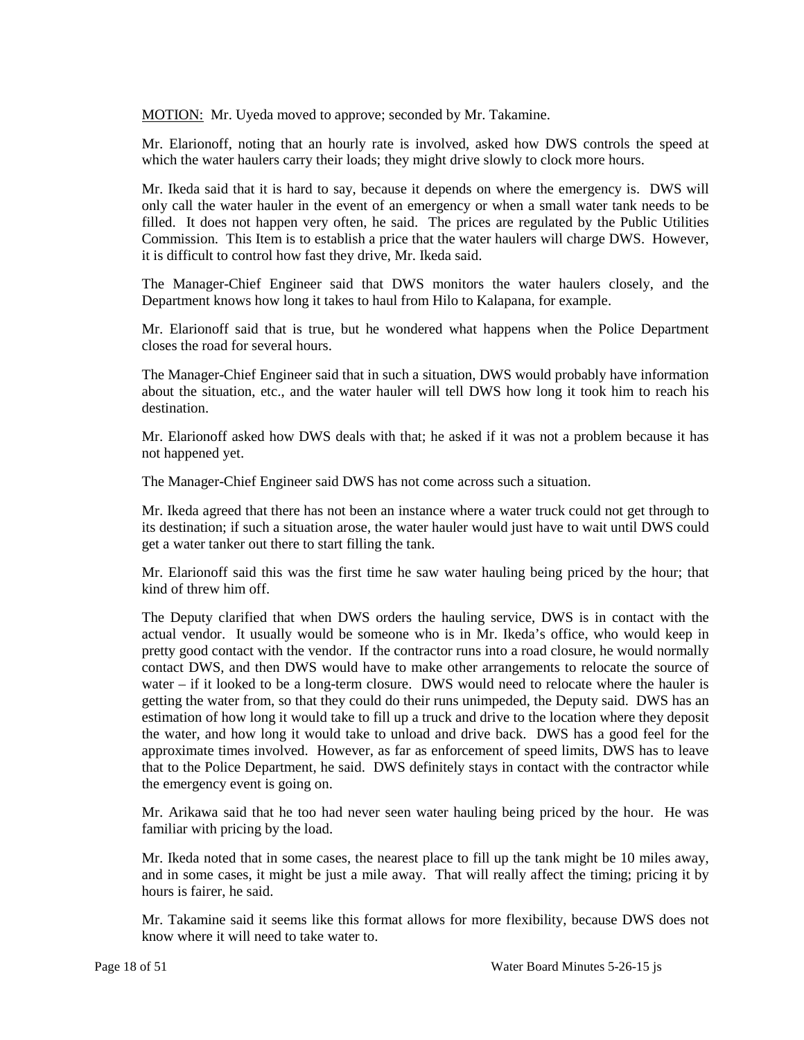MOTION: Mr. Uyeda moved to approve; seconded by Mr. Takamine.

Mr. Elarionoff, noting that an hourly rate is involved, asked how DWS controls the speed at which the water haulers carry their loads; they might drive slowly to clock more hours.

Mr. Ikeda said that it is hard to say, because it depends on where the emergency is. DWS will only call the water hauler in the event of an emergency or when a small water tank needs to be filled. It does not happen very often, he said. The prices are regulated by the Public Utilities Commission. This Item is to establish a price that the water haulers will charge DWS. However, it is difficult to control how fast they drive, Mr. Ikeda said.

The Manager-Chief Engineer said that DWS monitors the water haulers closely, and the Department knows how long it takes to haul from Hilo to Kalapana, for example.

Mr. Elarionoff said that is true, but he wondered what happens when the Police Department closes the road for several hours.

The Manager-Chief Engineer said that in such a situation, DWS would probably have information about the situation, etc., and the water hauler will tell DWS how long it took him to reach his destination.

Mr. Elarionoff asked how DWS deals with that; he asked if it was not a problem because it has not happened yet.

The Manager-Chief Engineer said DWS has not come across such a situation.

Mr. Ikeda agreed that there has not been an instance where a water truck could not get through to its destination; if such a situation arose, the water hauler would just have to wait until DWS could get a water tanker out there to start filling the tank.

Mr. Elarionoff said this was the first time he saw water hauling being priced by the hour; that kind of threw him off.

The Deputy clarified that when DWS orders the hauling service, DWS is in contact with the actual vendor. It usually would be someone who is in Mr. Ikeda's office, who would keep in pretty good contact with the vendor. If the contractor runs into a road closure, he would normally contact DWS, and then DWS would have to make other arrangements to relocate the source of water – if it looked to be a long-term closure. DWS would need to relocate where the hauler is getting the water from, so that they could do their runs unimpeded, the Deputy said. DWS has an estimation of how long it would take to fill up a truck and drive to the location where they deposit the water, and how long it would take to unload and drive back. DWS has a good feel for the approximate times involved. However, as far as enforcement of speed limits, DWS has to leave that to the Police Department, he said. DWS definitely stays in contact with the contractor while the emergency event is going on.

Mr. Arikawa said that he too had never seen water hauling being priced by the hour. He was familiar with pricing by the load.

Mr. Ikeda noted that in some cases, the nearest place to fill up the tank might be 10 miles away, and in some cases, it might be just a mile away. That will really affect the timing; pricing it by hours is fairer, he said.

Mr. Takamine said it seems like this format allows for more flexibility, because DWS does not know where it will need to take water to.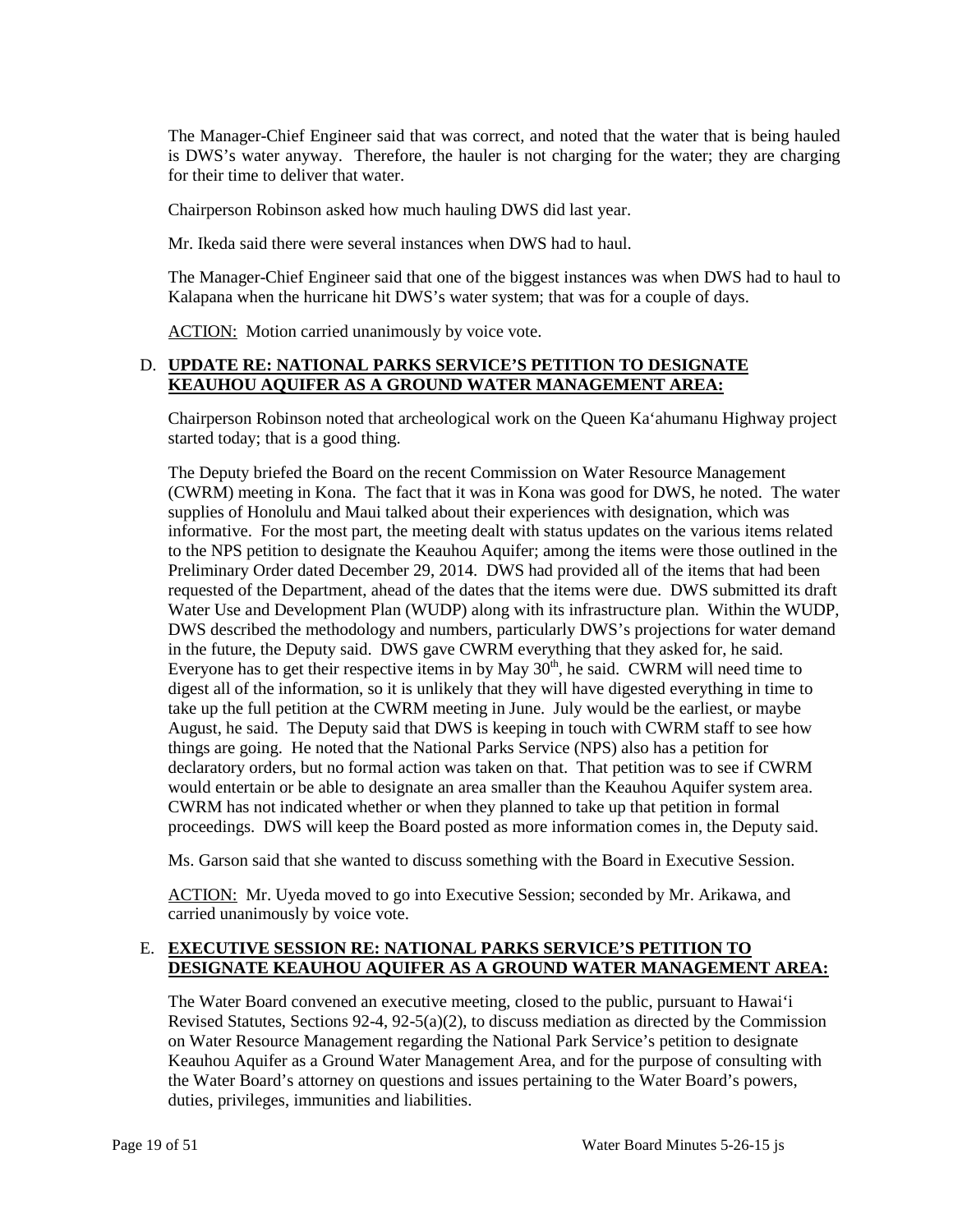The Manager-Chief Engineer said that was correct, and noted that the water that is being hauled is DWS's water anyway. Therefore, the hauler is not charging for the water; they are charging for their time to deliver that water.

Chairperson Robinson asked how much hauling DWS did last year.

Mr. Ikeda said there were several instances when DWS had to haul.

The Manager-Chief Engineer said that one of the biggest instances was when DWS had to haul to Kalapana when the hurricane hit DWS's water system; that was for a couple of days.

ACTION: Motion carried unanimously by voice vote.

D. **UPDATE RE: NATIONAL PARKS SERVICE'S PETITION TO DESIGNATE KEAUHOU AQUIFER AS A GROUND WATER MANAGEMENT AREA:**

Chairperson Robinson noted that archeological work on the Queen Ka'ahumanu Highway project started today; that is a good thing.

The Deputy briefed the Board on the recent Commission on Water Resource Management (CWRM) meeting in Kona. The fact that it was in Kona was good for DWS, he noted. The water supplies of Honolulu and Maui talked about their experiences with designation, which was informative. For the most part, the meeting dealt with status updates on the various items related to the NPS petition to designate the Keauhou Aquifer; among the items were those outlined in the Preliminary Order dated December 29, 2014. DWS had provided all of the items that had been requested of the Department, ahead of the dates that the items were due. DWS submitted its draft Water Use and Development Plan (WUDP) along with its infrastructure plan. Within the WUDP, DWS described the methodology and numbers, particularly DWS's projections for water demand in the future, the Deputy said. DWS gave CWRM everything that they asked for, he said. Everyone has to get their respective items in by May 30th, he said. CWRM will need time to digest all of the information, so it is unlikely that they will have digested everything in time to take up the full petition at the CWRM meeting in June. July would be the earliest, or maybe August, he said. The Deputy said that DWS is keeping in touch with CWRM staff to see how things are going. He noted that the National Parks Service (NPS) also has a petition for declaratory orders, but no formal action was taken on that. That petition was to see if CWRM would entertain or be able to designate an area smaller than the Keauhou Aquifer system area. CWRM has not indicated whether or when they planned to take up that petition in formal proceedings. DWS will keep the Board posted as more information comes in, the Deputy said.

Ms. Garson said that she wanted to discuss something with the Board in Executive Session.

ACTION: Mr. Uyeda moved to go into Executive Session; seconded by Mr. Arikawa, and carried unanimously by voice vote.

E. **EXECUTIVE SESSION RE: NATIONAL PARKS SERVICE'S PETITION TO DESIGNATE KEAUHOU AQUIFER AS A GROUND WATER MANAGEMENT AREA:**

The Water Board convened an executive meeting, closed to the public, pursuant to Hawai'i Revised Statutes, Sections 92-4, 92-5(a)(2), to discuss mediation as directed by the Commission on Water Resource Management regarding the National Park Service's petition to designate Keauhou Aquifer as a Ground Water Management Area, and for the purpose of consulting with the Water Board's attorney on questions and issues pertaining to the Water Board's powers, duties, privileges, immunities and liabilities.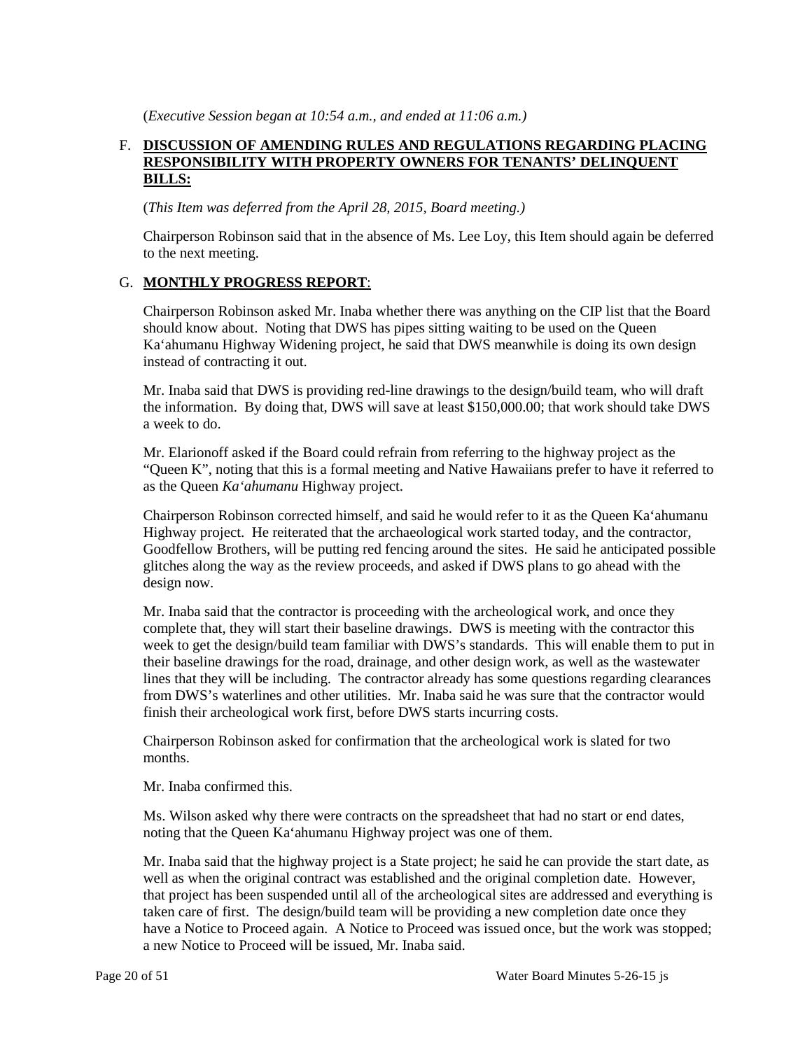(*Executive Session began at 10:54 a.m., and ended at 11:06 a.m.)*

F. **DISCUSSION OF AMENDING RULES AND REGULATIONS REGARDING PLACING RESPONSIBILITY WITH PROPERTY OWNERS FOR TENANTS' DELINQUENT BILLS:**

(*This Item was deferred from the April 28, 2015, Board meeting.)*

Chairperson Robinson said that in the absence of Ms. Lee Loy, this Item should again be deferred to the next meeting.

G. **MONTHLY PROGRESS REPORT**:

Chairperson Robinson asked Mr. Inaba whether there was anything on the CIP list that the Board should know about. Noting that DWS has pipes sitting waiting to be used on the Queen Ka'ahumanu Highway Widening project, he said that DWS meanwhile is doing its own design instead of contracting it out.

Mr. Inaba said that DWS is providing red-line drawings to the design/build team, who will draft the information. By doing that, DWS will save at least $150,000.00; that work should take DWS a week to do.

Mr. Elarionoff asked if the Board could refrain from referring to the highway project as the "Queen K", noting that this is a formal meeting and Native Hawaiians prefer to have it referred to as the Queen *Ka'ahumanu* Highway project.

Chairperson Robinson corrected himself, and said he would refer to it as the Queen Ka'ahumanu Highway project. He reiterated that the archaeological work started today, and the contractor, Goodfellow Brothers, will be putting red fencing around the sites. He said he anticipated possible glitches along the way as the review proceeds, and asked if DWS plans to go ahead with the design now.

Mr. Inaba said that the contractor is proceeding with the archeological work, and once they complete that, they will start their baseline drawings. DWS is meeting with the contractor this week to get the design/build team familiar with DWS's standards. This will enable them to put in their baseline drawings for the road, drainage, and other design work, as well as the wastewater lines that they will be including. The contractor already has some questions regarding clearances from DWS's waterlines and other utilities. Mr. Inaba said he was sure that the contractor would finish their archeological work first, before DWS starts incurring costs.

Chairperson Robinson asked for confirmation that the archeological work is slated for two months.

Mr. Inaba confirmed this.

Ms. Wilson asked why there were contracts on the spreadsheet that had no start or end dates, noting that the Queen Ka'ahumanu Highway project was one of them.

Mr. Inaba said that the highway project is a State project; he said he can provide the start date, as well as when the original contract was established and the original completion date. However, that project has been suspended until all of the archeological sites are addressed and everything is taken care of first. The design/build team will be providing a new completion date once they have a Notice to Proceed again. A Notice to Proceed was issued once, but the work was stopped; a new Notice to Proceed will be issued, Mr. Inaba said.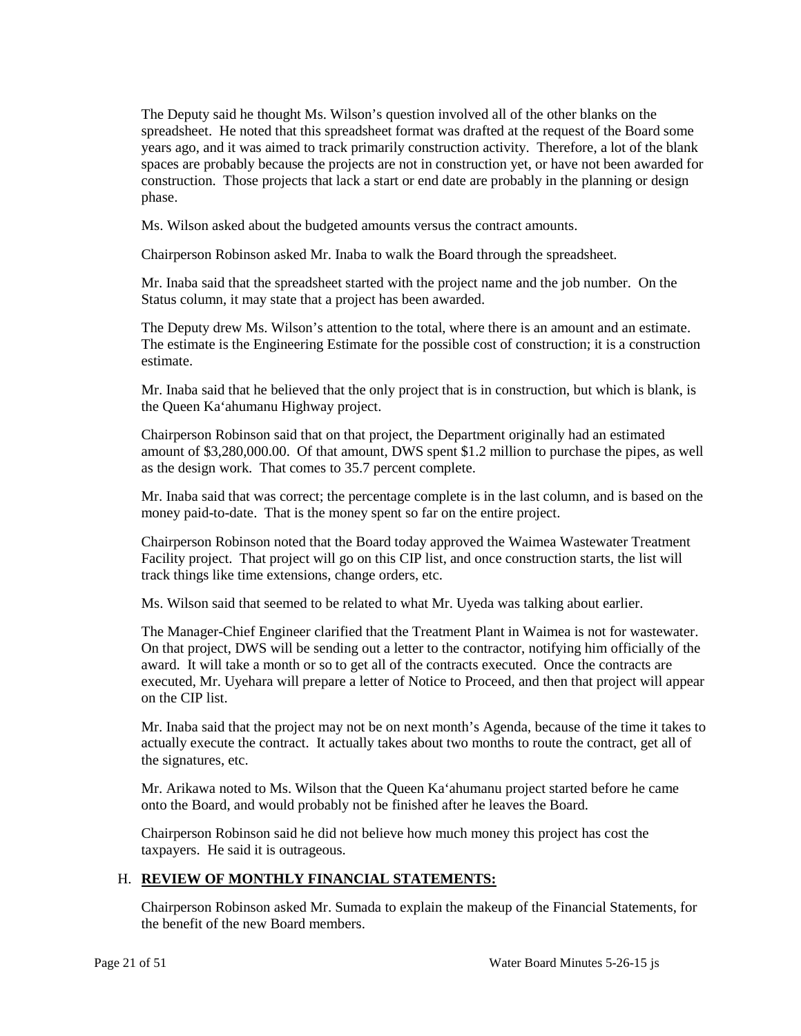The Deputy said he thought Ms. Wilson's question involved all of the other blanks on the spreadsheet. He noted that this spreadsheet format was drafted at the request of the Board some years ago, and it was aimed to track primarily construction activity. Therefore, a lot of the blank spaces are probably because the projects are not in construction yet, or have not been awarded for construction. Those projects that lack a start or end date are probably in the planning or design phase.

Ms. Wilson asked about the budgeted amounts versus the contract amounts.

Chairperson Robinson asked Mr. Inaba to walk the Board through the spreadsheet.

Mr. Inaba said that the spreadsheet started with the project name and the job number. On the Status column, it may state that a project has been awarded.

The Deputy drew Ms. Wilson's attention to the total, where there is an amount and an estimate. The estimate is the Engineering Estimate for the possible cost of construction; it is a construction estimate.

Mr. Inaba said that he believed that the only project that is in construction, but which is blank, is the Queen Ka'ahumanu Highway project.

Chairperson Robinson said that on that project, the Department originally had an estimated amount of $3,280,000.00. Of that amount, DWS spent $1.2 million to purchase the pipes, as well as the design work. That comes to 35.7 percent complete.

Mr. Inaba said that was correct; the percentage complete is in the last column, and is based on the money paid-to-date. That is the money spent so far on the entire project.

Chairperson Robinson noted that the Board today approved the Waimea Wastewater Treatment Facility project. That project will go on this CIP list, and once construction starts, the list will track things like time extensions, change orders, etc.

Ms. Wilson said that seemed to be related to what Mr. Uyeda was talking about earlier.

The Manager-Chief Engineer clarified that the Treatment Plant in Waimea is not for wastewater. On that project, DWS will be sending out a letter to the contractor, notifying him officially of the award. It will take a month or so to get all of the contracts executed. Once the contracts are executed, Mr. Uyehara will prepare a letter of Notice to Proceed, and then that project will appear on the CIP list.

Mr. Inaba said that the project may not be on next month's Agenda, because of the time it takes to actually execute the contract. It actually takes about two months to route the contract, get all of the signatures, etc.

Mr. Arikawa noted to Ms. Wilson that the Queen Ka'ahumanu project started before he came onto the Board, and would probably not be finished after he leaves the Board.

Chairperson Robinson said he did not believe how much money this project has cost the taxpayers. He said it is outrageous.

## H. **REVIEW OF MONTHLY FINANCIAL STATEMENTS:**

Chairperson Robinson asked Mr. Sumada to explain the makeup of the Financial Statements, for the benefit of the new Board members.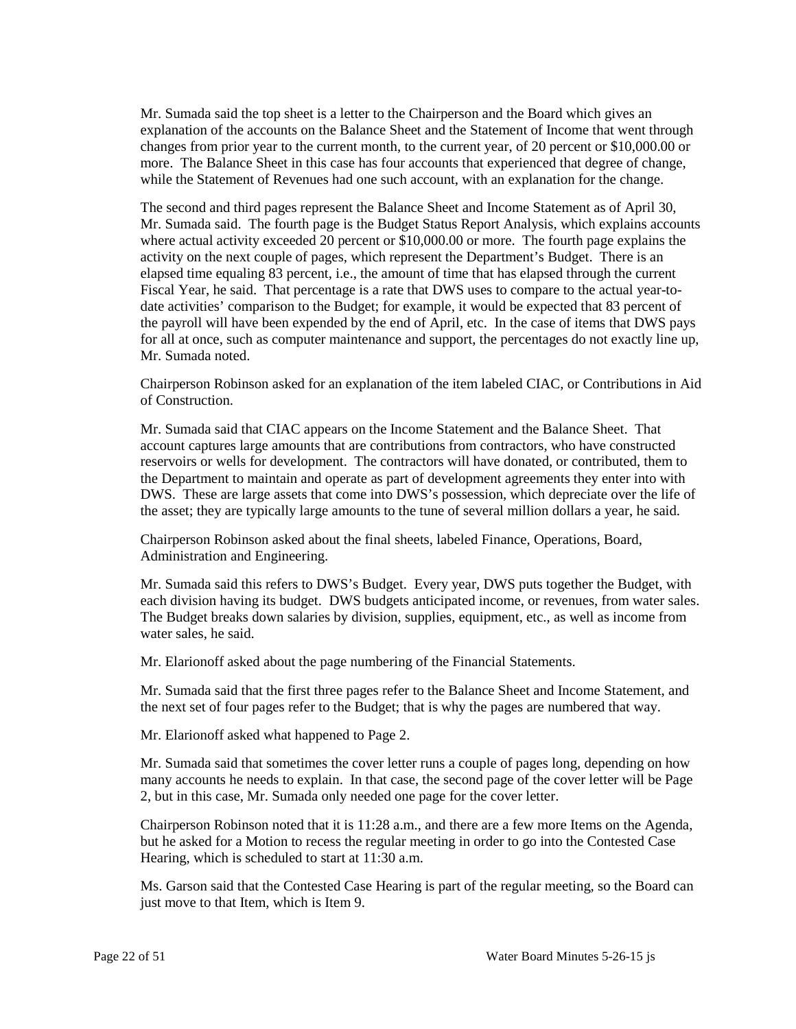Mr. Sumada said the top sheet is a letter to the Chairperson and the Board which gives an explanation of the accounts on the Balance Sheet and the Statement of Income that went through changes from prior year to the current month, to the current year, of 20 percent or $10,000.00 or more. The Balance Sheet in this case has four accounts that experienced that degree of change, while the Statement of Revenues had one such account, with an explanation for the change.

The second and third pages represent the Balance Sheet and Income Statement as of April 30, Mr. Sumada said. The fourth page is the Budget Status Report Analysis, which explains accounts where actual activity exceeded 20 percent or $10,000.00 or more. The fourth page explains the activity on the next couple of pages, which represent the Department's Budget. There is an elapsed time equaling 83 percent, i.e., the amount of time that has elapsed through the current Fiscal Year, he said. That percentage is a rate that DWS uses to compare to the actual year-to-date activities' comparison to the Budget; for example, it would be expected that 83 percent of the payroll will have been expended by the end of April, etc. In the case of items that DWS pays for all at once, such as computer maintenance and support, the percentages do not exactly line up, Mr. Sumada noted.

Chairperson Robinson asked for an explanation of the item labeled CIAC, or Contributions in Aid of Construction.

Mr. Sumada said that CIAC appears on the Income Statement and the Balance Sheet. That account captures large amounts that are contributions from contractors, who have constructed reservoirs or wells for development. The contractors will have donated, or contributed, them to the Department to maintain and operate as part of development agreements they enter into with DWS. These are large assets that come into DWS's possession, which depreciate over the life of the asset; they are typically large amounts to the tune of several million dollars a year, he said.

Chairperson Robinson asked about the final sheets, labeled Finance, Operations, Board, Administration and Engineering.

Mr. Sumada said this refers to DWS's Budget. Every year, DWS puts together the Budget, with each division having its budget. DWS budgets anticipated income, or revenues, from water sales. The Budget breaks down salaries by division, supplies, equipment, etc., as well as income from water sales, he said.

Mr. Elarionoff asked about the page numbering of the Financial Statements.

Mr. Sumada said that the first three pages refer to the Balance Sheet and Income Statement, and the next set of four pages refer to the Budget; that is why the pages are numbered that way.

Mr. Elarionoff asked what happened to Page 2.

Mr. Sumada said that sometimes the cover letter runs a couple of pages long, depending on how many accounts he needs to explain. In that case, the second page of the cover letter will be Page 2, but in this case, Mr. Sumada only needed one page for the cover letter.

Chairperson Robinson noted that it is 11:28 a.m., and there are a few more Items on the Agenda, but he asked for a Motion to recess the regular meeting in order to go into the Contested Case Hearing, which is scheduled to start at 11:30 a.m.

Ms. Garson said that the Contested Case Hearing is part of the regular meeting, so the Board can just move to that Item, which is Item 9.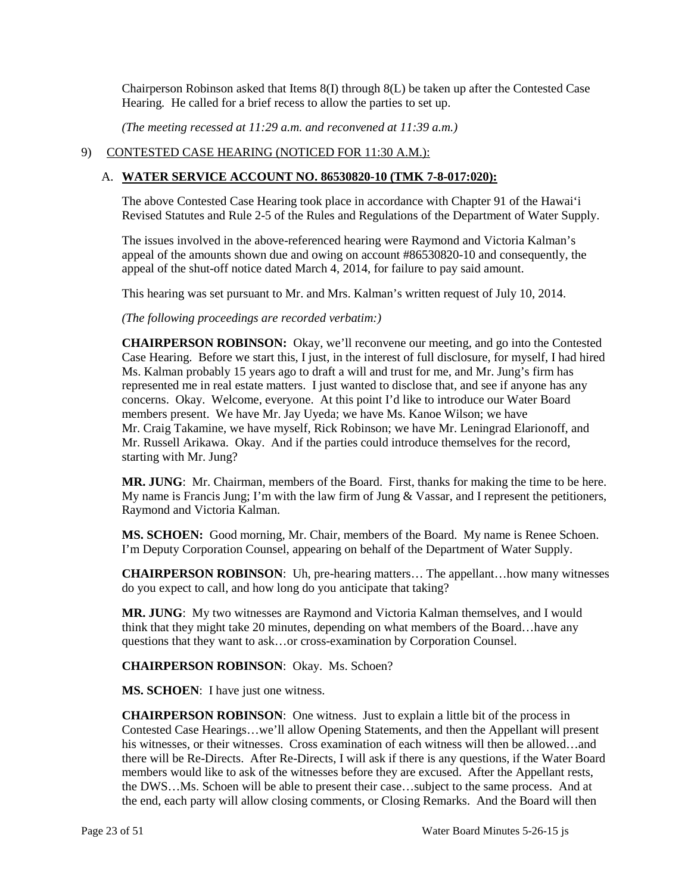Chairperson Robinson asked that Items 8(I) through 8(L) be taken up after the Contested Case Hearing. He called for a brief recess to allow the parties to set up.

*(The meeting recessed at 11:29 a.m. and reconvened at 11:39 a.m.)*

9) CONTESTED CASE HEARING (NOTICED FOR 11:30 A.M.):

A. **WATER SERVICE ACCOUNT NO. 86530820-10 (TMK 7-8-017:020):**

The above Contested Case Hearing took place in accordance with Chapter 91 of the Hawai'i Revised Statutes and Rule 2-5 of the Rules and Regulations of the Department of Water Supply.

The issues involved in the above-referenced hearing were Raymond and Victoria Kalman's appeal of the amounts shown due and owing on account #86530820-10 and consequently, the appeal of the shut-off notice dated March 4, 2014, for failure to pay said amount.

This hearing was set pursuant to Mr. and Mrs. Kalman's written request of July 10, 2014.

*(The following proceedings are recorded verbatim:)*

**CHAIRPERSON ROBINSON:** Okay, we'll reconvene our meeting, and go into the Contested Case Hearing. Before we start this, I just, in the interest of full disclosure, for myself, I had hired Ms. Kalman probably 15 years ago to draft a will and trust for me, and Mr. Jung's firm has represented me in real estate matters. I just wanted to disclose that, and see if anyone has any concerns. Okay. Welcome, everyone. At this point I'd like to introduce our Water Board members present. We have Mr. Jay Uyeda; we have Ms. Kanoe Wilson; we have Mr. Craig Takamine, we have myself, Rick Robinson; we have Mr. Leningrad Elarionoff, and Mr. Russell Arikawa. Okay. And if the parties could introduce themselves for the record, starting with Mr. Jung?

**MR. JUNG**: Mr. Chairman, members of the Board. First, thanks for making the time to be here. My name is Francis Jung; I'm with the law firm of Jung & Vassar, and I represent the petitioners, Raymond and Victoria Kalman.

**MS. SCHOEN:** Good morning, Mr. Chair, members of the Board. My name is Renee Schoen. I'm Deputy Corporation Counsel, appearing on behalf of the Department of Water Supply.

**CHAIRPERSON ROBINSON**: Uh, pre-hearing matters… The appellant…how many witnesses do you expect to call, and how long do you anticipate that taking?

**MR. JUNG**: My two witnesses are Raymond and Victoria Kalman themselves, and I would think that they might take 20 minutes, depending on what members of the Board…have any questions that they want to ask…or cross-examination by Corporation Counsel.

**CHAIRPERSON ROBINSON**: Okay. Ms. Schoen?

**MS. SCHOEN**: I have just one witness.

**CHAIRPERSON ROBINSON**: One witness. Just to explain a little bit of the process in Contested Case Hearings…we'll allow Opening Statements, and then the Appellant will present his witnesses, or their witnesses. Cross examination of each witness will then be allowed…and there will be Re-Directs. After Re-Directs, I will ask if there is any questions, if the Water Board members would like to ask of the witnesses before they are excused. After the Appellant rests, the DWS…Ms. Schoen will be able to present their case…subject to the same process. And at the end, each party will allow closing comments, or Closing Remarks. And the Board will then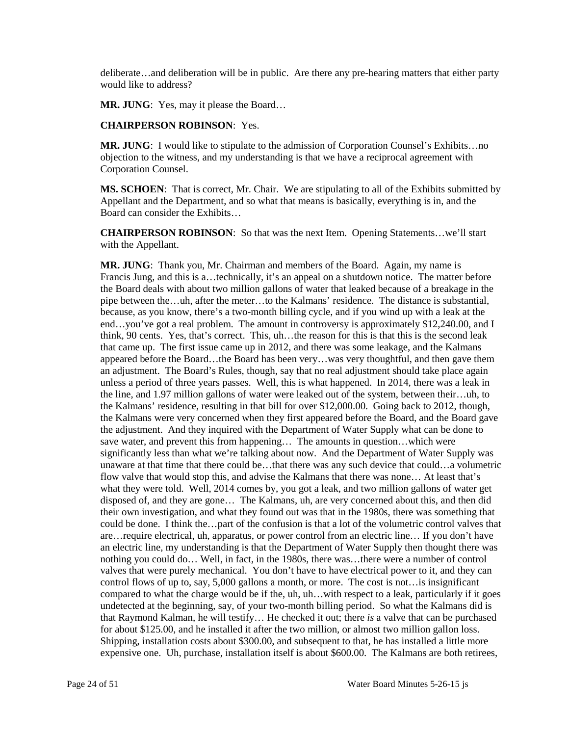deliberate…and deliberation will be in public. Are there any pre-hearing matters that either party would like to address?

**MR. JUNG**: Yes, may it please the Board…

**CHAIRPERSON ROBINSON**: Yes.

**MR. JUNG**: I would like to stipulate to the admission of Corporation Counsel's Exhibits…no objection to the witness, and my understanding is that we have a reciprocal agreement with Corporation Counsel.

**MS. SCHOEN**: That is correct, Mr. Chair. We are stipulating to all of the Exhibits submitted by Appellant and the Department, and so what that means is basically, everything is in, and the Board can consider the Exhibits…

**CHAIRPERSON ROBINSON**: So that was the next Item. Opening Statements…we'll start with the Appellant.

**MR. JUNG**: Thank you, Mr. Chairman and members of the Board. Again, my name is Francis Jung, and this is a…technically, it's an appeal on a shutdown notice. The matter before the Board deals with about two million gallons of water that leaked because of a breakage in the pipe between the…uh, after the meter…to the Kalmans' residence. The distance is substantial, because, as you know, there's a two-month billing cycle, and if you wind up with a leak at the end…you've got a real problem. The amount in controversy is approximately $12,240.00, and I think, 90 cents. Yes, that's correct. This, uh…the reason for this is that this is the second leak that came up. The first issue came up in 2012, and there was some leakage, and the Kalmans appeared before the Board…the Board has been very…was very thoughtful, and then gave them an adjustment. The Board's Rules, though, say that no real adjustment should take place again unless a period of three years passes. Well, this is what happened. In 2014, there was a leak in the line, and 1.97 million gallons of water were leaked out of the system, between their…uh, to the Kalmans' residence, resulting in that bill for over $12,000.00. Going back to 2012, though, the Kalmans were very concerned when they first appeared before the Board, and the Board gave the adjustment. And they inquired with the Department of Water Supply what can be done to save water, and prevent this from happening… The amounts in question…which were significantly less than what we're talking about now. And the Department of Water Supply was unaware at that time that there could be…that there was any such device that could…a volumetric flow valve that would stop this, and advise the Kalmans that there was none… At least that's what they were told. Well, 2014 comes by, you got a leak, and two million gallons of water get disposed of, and they are gone… The Kalmans, uh, are very concerned about this, and then did their own investigation, and what they found out was that in the 1980s, there was something that could be done. I think the…part of the confusion is that a lot of the volumetric control valves that are…require electrical, uh, apparatus, or power control from an electric line… If you don't have an electric line, my understanding is that the Department of Water Supply then thought there was nothing you could do… Well, in fact, in the 1980s, there was…there were a number of control valves that were purely mechanical. You don't have to have electrical power to it, and they can control flows of up to, say, 5,000 gallons a month, or more. The cost is not…is insignificant compared to what the charge would be if the, uh, uh…with respect to a leak, particularly if it goes undetected at the beginning, say, of your two-month billing period. So what the Kalmans did is that Raymond Kalman, he will testify… He checked it out; there *is* a valve that can be purchased for about $125.00, and he installed it after the two million, or almost two million gallon loss. Shipping, installation costs about $300.00, and subsequent to that, he has installed a little more expensive one. Uh, purchase, installation itself is about $600.00. The Kalmans are both retirees,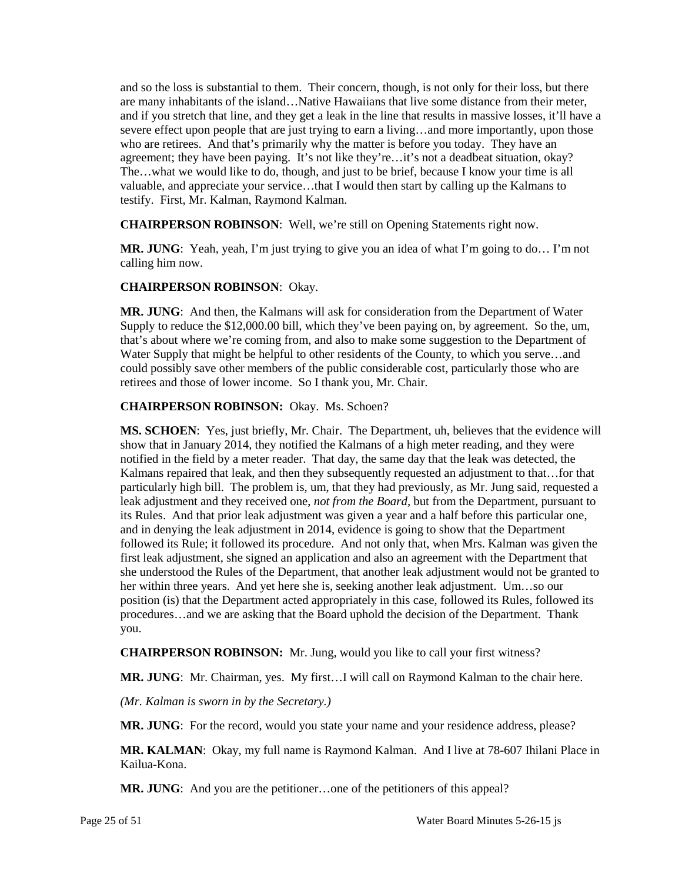and so the loss is substantial to them. Their concern, though, is not only for their loss, but there are many inhabitants of the island…Native Hawaiians that live some distance from their meter, and if you stretch that line, and they get a leak in the line that results in massive losses, it'll have a severe effect upon people that are just trying to earn a living…and more importantly, upon those who are retirees. And that's primarily why the matter is before you today. They have an agreement; they have been paying. It's not like they're…it's not a deadbeat situation, okay? The…what we would like to do, though, and just to be brief, because I know your time is all valuable, and appreciate your service…that I would then start by calling up the Kalmans to testify. First, Mr. Kalman, Raymond Kalman.

**CHAIRPERSON ROBINSON**: Well, we're still on Opening Statements right now.

**MR. JUNG**: Yeah, yeah, I'm just trying to give you an idea of what I'm going to do… I'm not calling him now.

**CHAIRPERSON ROBINSON**: Okay.

**MR. JUNG**: And then, the Kalmans will ask for consideration from the Department of Water Supply to reduce the $12,000.00 bill, which they've been paying on, by agreement. So the, um, that's about where we're coming from, and also to make some suggestion to the Department of Water Supply that might be helpful to other residents of the County, to which you serve…and could possibly save other members of the public considerable cost, particularly those who are retirees and those of lower income. So I thank you, Mr. Chair.

**CHAIRPERSON ROBINSON:** Okay. Ms. Schoen?

**MS. SCHOEN**: Yes, just briefly, Mr. Chair. The Department, uh, believes that the evidence will show that in January 2014, they notified the Kalmans of a high meter reading, and they were notified in the field by a meter reader. That day, the same day that the leak was detected, the Kalmans repaired that leak, and then they subsequently requested an adjustment to that…for that particularly high bill. The problem is, um, that they had previously, as Mr. Jung said, requested a leak adjustment and they received one, *not from the Board,* but from the Department, pursuant to its Rules. And that prior leak adjustment was given a year and a half before this particular one, and in denying the leak adjustment in 2014, evidence is going to show that the Department followed its Rule; it followed its procedure. And not only that, when Mrs. Kalman was given the first leak adjustment, she signed an application and also an agreement with the Department that she understood the Rules of the Department, that another leak adjustment would not be granted to her within three years. And yet here she is, seeking another leak adjustment. Um…so our position (is) that the Department acted appropriately in this case, followed its Rules, followed its procedures…and we are asking that the Board uphold the decision of the Department. Thank you.

**CHAIRPERSON ROBINSON:** Mr. Jung, would you like to call your first witness?

**MR. JUNG**: Mr. Chairman, yes. My first…I will call on Raymond Kalman to the chair here.

*(Mr. Kalman is sworn in by the Secretary.)*

**MR. JUNG**: For the record, would you state your name and your residence address, please?

**MR. KALMAN**: Okay, my full name is Raymond Kalman. And I live at 78-607 Ihilani Place in Kailua-Kona.

**MR. JUNG**: And you are the petitioner…one of the petitioners of this appeal?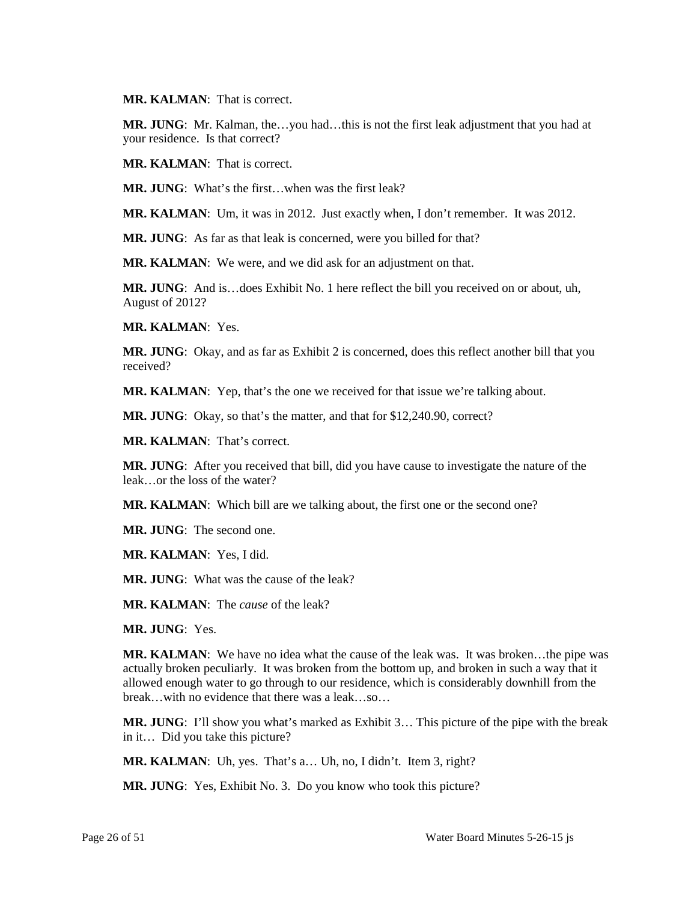**MR. KALMAN**: That is correct.

**MR. JUNG**: Mr. Kalman, the…you had…this is not the first leak adjustment that you had at your residence. Is that correct?

**MR. KALMAN**: That is correct.

**MR. JUNG**: What's the first…when was the first leak?

**MR. KALMAN**: Um, it was in 2012. Just exactly when, I don't remember. It was 2012.

**MR. JUNG**: As far as that leak is concerned, were you billed for that?

**MR. KALMAN**: We were, and we did ask for an adjustment on that.

**MR. JUNG**: And is…does Exhibit No. 1 here reflect the bill you received on or about, uh, August of 2012?

**MR. KALMAN**: Yes.

**MR. JUNG**: Okay, and as far as Exhibit 2 is concerned, does this reflect another bill that you received?

**MR. KALMAN**: Yep, that's the one we received for that issue we're talking about.

**MR. JUNG**: Okay, so that's the matter, and that for $12,240.90, correct?

**MR. KALMAN**: That's correct.

**MR. JUNG**: After you received that bill, did you have cause to investigate the nature of the leak…or the loss of the water?

**MR. KALMAN**: Which bill are we talking about, the first one or the second one?

**MR. JUNG**: The second one.

**MR. KALMAN**: Yes, I did.

**MR. JUNG**: What was the cause of the leak?

**MR. KALMAN**: The *cause* of the leak?

**MR. JUNG**: Yes.

**MR. KALMAN**: We have no idea what the cause of the leak was. It was broken…the pipe was actually broken peculiarly. It was broken from the bottom up, and broken in such a way that it allowed enough water to go through to our residence, which is considerably downhill from the break…with no evidence that there was a leak…so…

**MR. JUNG**: I'll show you what's marked as Exhibit 3… This picture of the pipe with the break in it… Did you take this picture?

**MR. KALMAN**: Uh, yes. That's a… Uh, no, I didn't. Item 3, right?

**MR. JUNG**: Yes, Exhibit No. 3. Do you know who took this picture?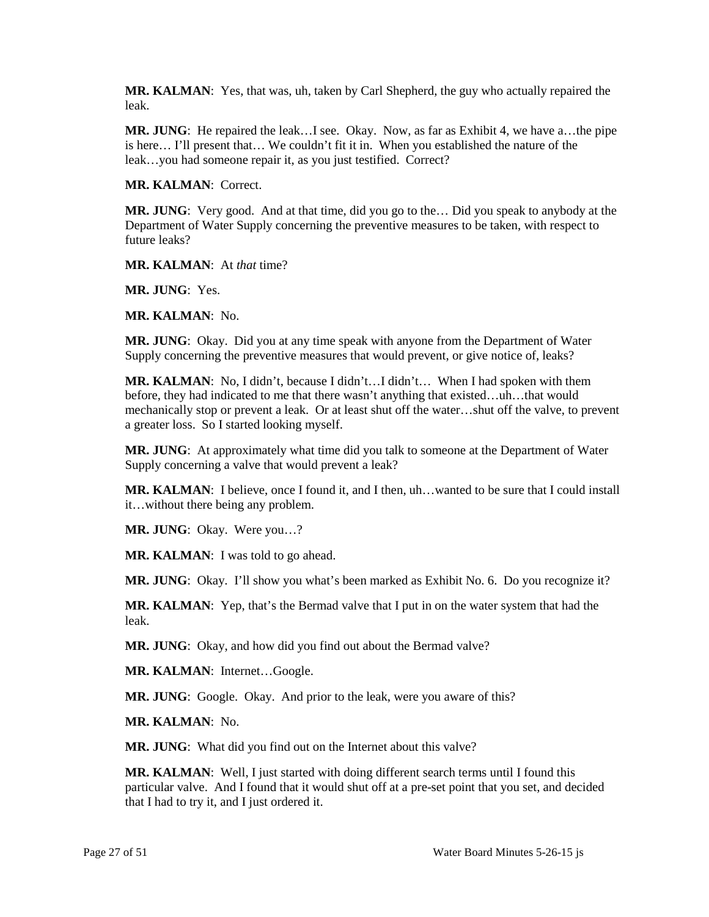**MR. KALMAN**: Yes, that was, uh, taken by Carl Shepherd, the guy who actually repaired the leak.

**MR. JUNG**: He repaired the leak…I see. Okay. Now, as far as Exhibit 4, we have a…the pipe is here… I'll present that… We couldn't fit it in. When you established the nature of the leak…you had someone repair it, as you just testified. Correct?

**MR. KALMAN**: Correct.

**MR. JUNG**: Very good. And at that time, did you go to the… Did you speak to anybody at the Department of Water Supply concerning the preventive measures to be taken, with respect to future leaks?

**MR. KALMAN**: At *that* time?

**MR. JUNG**: Yes.

**MR. KALMAN**: No.

**MR. JUNG**: Okay. Did you at any time speak with anyone from the Department of Water Supply concerning the preventive measures that would prevent, or give notice of, leaks?

**MR. KALMAN**: No, I didn't, because I didn't…I didn't… When I had spoken with them before, they had indicated to me that there wasn't anything that existed…uh…that would mechanically stop or prevent a leak. Or at least shut off the water…shut off the valve, to prevent a greater loss. So I started looking myself.

**MR. JUNG**: At approximately what time did you talk to someone at the Department of Water Supply concerning a valve that would prevent a leak?

**MR. KALMAN**: I believe, once I found it, and I then, uh…wanted to be sure that I could install it…without there being any problem.

**MR. JUNG**: Okay. Were you…?

**MR. KALMAN**: I was told to go ahead.

**MR. JUNG**: Okay. I'll show you what's been marked as Exhibit No. 6. Do you recognize it?

**MR. KALMAN**: Yep, that's the Bermad valve that I put in on the water system that had the leak.

**MR. JUNG**: Okay, and how did you find out about the Bermad valve?

**MR. KALMAN**: Internet…Google.

**MR. JUNG**: Google. Okay. And prior to the leak, were you aware of this?

**MR. KALMAN**: No.

**MR. JUNG**: What did you find out on the Internet about this valve?

**MR. KALMAN**: Well, I just started with doing different search terms until I found this particular valve. And I found that it would shut off at a pre-set point that you set, and decided that I had to try it, and I just ordered it.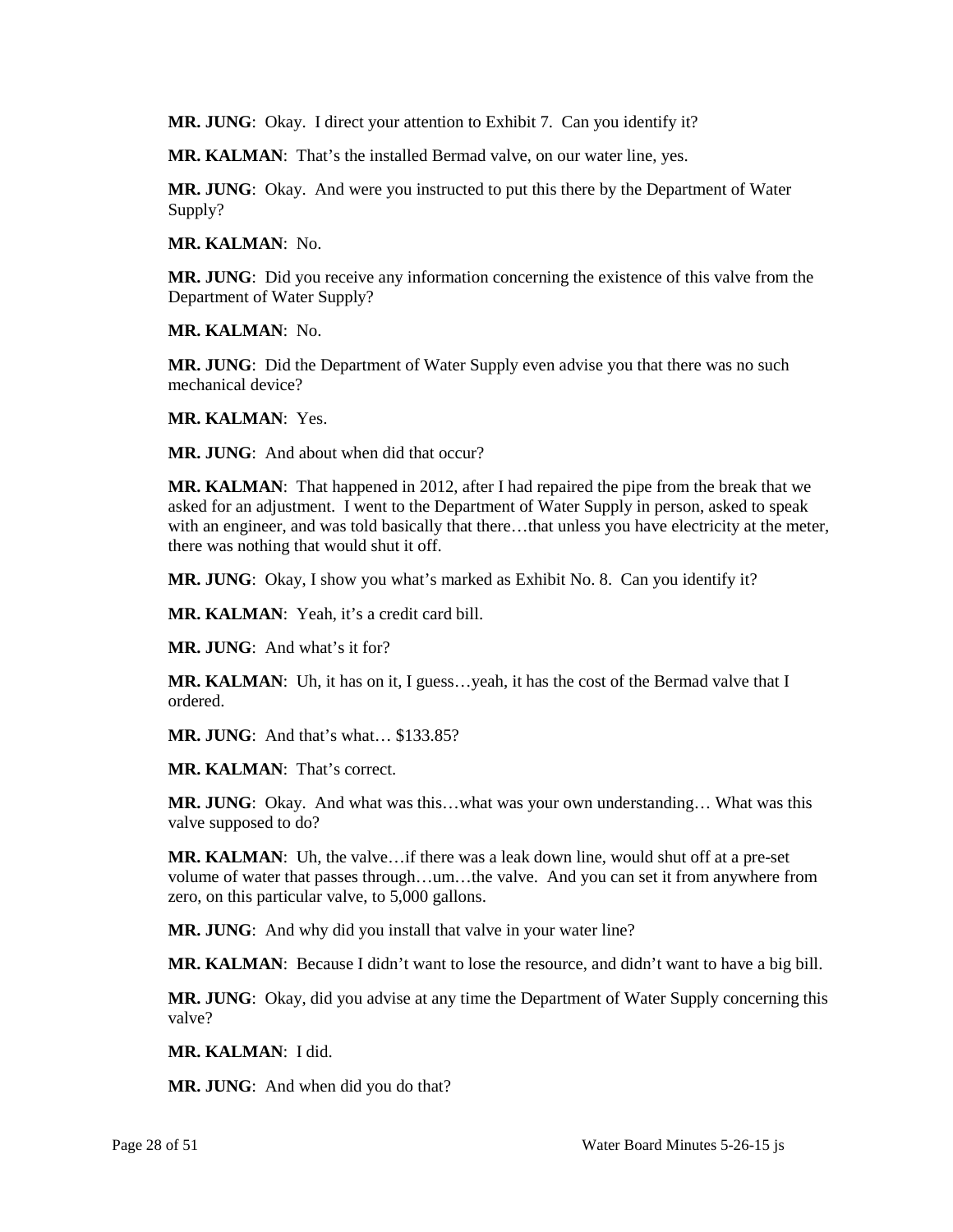**MR. JUNG**: Okay. I direct your attention to Exhibit 7. Can you identify it?

**MR. KALMAN**: That's the installed Bermad valve, on our water line, yes.

**MR. JUNG**: Okay. And were you instructed to put this there by the Department of Water Supply?

**MR. KALMAN**: No.

**MR. JUNG**: Did you receive any information concerning the existence of this valve from the Department of Water Supply?

**MR. KALMAN**: No.

**MR. JUNG**: Did the Department of Water Supply even advise you that there was no such mechanical device?

**MR. KALMAN**: Yes.

**MR. JUNG**: And about when did that occur?

**MR. KALMAN**: That happened in 2012, after I had repaired the pipe from the break that we asked for an adjustment. I went to the Department of Water Supply in person, asked to speak with an engineer, and was told basically that there…that unless you have electricity at the meter, there was nothing that would shut it off.

**MR. JUNG**: Okay, I show you what's marked as Exhibit No. 8. Can you identify it?

**MR. KALMAN**: Yeah, it's a credit card bill.

**MR. JUNG**: And what's it for?

**MR. KALMAN**: Uh, it has on it, I guess…yeah, it has the cost of the Bermad valve that I ordered.

**MR. JUNG**: And that's what… $133.85?

**MR. KALMAN**: That's correct.

**MR. JUNG**: Okay. And what was this…what was your own understanding… What was this valve supposed to do?

**MR. KALMAN**: Uh, the valve…if there was a leak down line, would shut off at a pre-set volume of water that passes through…um…the valve. And you can set it from anywhere from zero, on this particular valve, to 5,000 gallons.

**MR. JUNG**: And why did you install that valve in your water line?

**MR. KALMAN**: Because I didn't want to lose the resource, and didn't want to have a big bill.

**MR. JUNG**: Okay, did you advise at any time the Department of Water Supply concerning this valve?

**MR. KALMAN**: I did.

**MR. JUNG**: And when did you do that?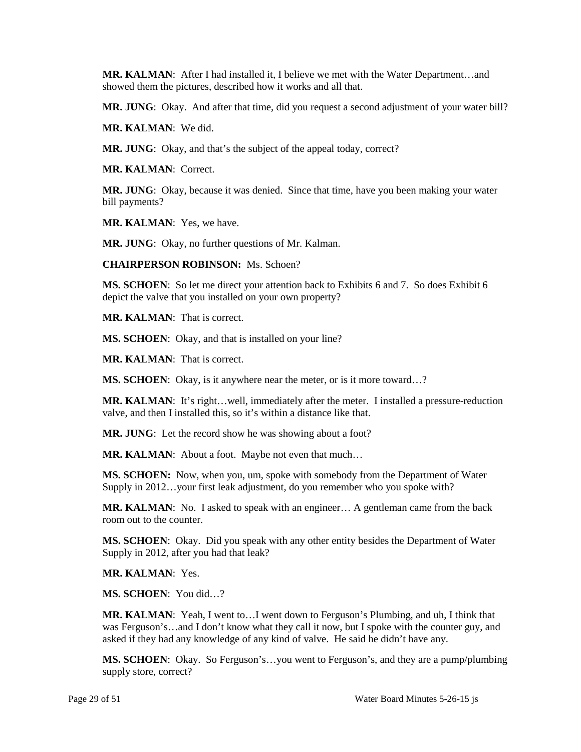**MR. KALMAN**: After I had installed it, I believe we met with the Water Department…and showed them the pictures, described how it works and all that.

**MR. JUNG**: Okay. And after that time, did you request a second adjustment of your water bill?

**MR. KALMAN**: We did.

**MR. JUNG**: Okay, and that's the subject of the appeal today, correct?

**MR. KALMAN**: Correct.

**MR. JUNG**: Okay, because it was denied. Since that time, have you been making your water bill payments?

**MR. KALMAN**: Yes, we have.

**MR. JUNG**: Okay, no further questions of Mr. Kalman.

**CHAIRPERSON ROBINSON:** Ms. Schoen?

**MS. SCHOEN**: So let me direct your attention back to Exhibits 6 and 7. So does Exhibit 6 depict the valve that you installed on your own property?

**MR. KALMAN**: That is correct.

**MS. SCHOEN**: Okay, and that is installed on your line?

**MR. KALMAN**: That is correct.

**MS. SCHOEN**: Okay, is it anywhere near the meter, or is it more toward…?

**MR. KALMAN**: It's right…well, immediately after the meter. I installed a pressure-reduction valve, and then I installed this, so it's within a distance like that.

**MR. JUNG**: Let the record show he was showing about a foot?

**MR. KALMAN**: About a foot. Maybe not even that much…

**MS. SCHOEN:** Now, when you, um, spoke with somebody from the Department of Water Supply in 2012…your first leak adjustment, do you remember who you spoke with?

**MR. KALMAN**: No. I asked to speak with an engineer… A gentleman came from the back room out to the counter.

**MS. SCHOEN**: Okay. Did you speak with any other entity besides the Department of Water Supply in 2012, after you had that leak?

**MR. KALMAN**: Yes.

**MS. SCHOEN**: You did…?

**MR. KALMAN**: Yeah, I went to…I went down to Ferguson's Plumbing, and uh, I think that was Ferguson's…and I don't know what they call it now, but I spoke with the counter guy, and asked if they had any knowledge of any kind of valve. He said he didn't have any.

**MS. SCHOEN**: Okay. So Ferguson's…you went to Ferguson's, and they are a pump/plumbing supply store, correct?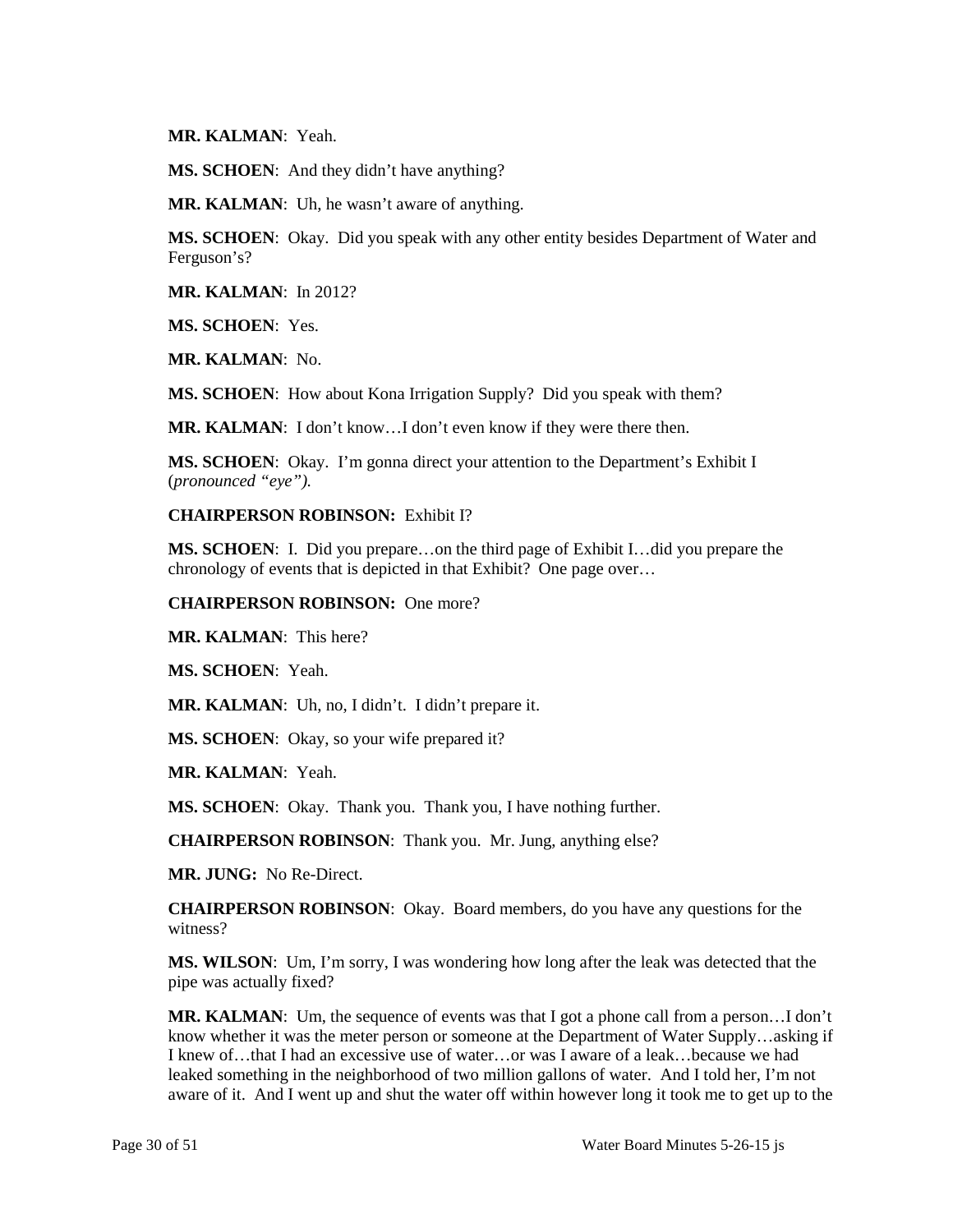**MR. KALMAN**: Yeah.

**MS. SCHOEN**: And they didn't have anything?

**MR. KALMAN**: Uh, he wasn't aware of anything.

**MS. SCHOEN**: Okay. Did you speak with any other entity besides Department of Water and Ferguson's?

**MR. KALMAN**: In 2012?

**MS. SCHOEN**: Yes.

**MR. KALMAN**: No.

**MS. SCHOEN**: How about Kona Irrigation Supply? Did you speak with them?

**MR. KALMAN**: I don't know…I don't even know if they were there then.

**MS. SCHOEN**: Okay. I'm gonna direct your attention to the Department's Exhibit I (*pronounced "eye").*

**CHAIRPERSON ROBINSON:** Exhibit I?

**MS. SCHOEN**: I. Did you prepare…on the third page of Exhibit I…did you prepare the chronology of events that is depicted in that Exhibit? One page over…

**CHAIRPERSON ROBINSON:** One more?

**MR. KALMAN**: This here?

**MS. SCHOEN**: Yeah.

**MR. KALMAN**: Uh, no, I didn't. I didn't prepare it.

**MS. SCHOEN**: Okay, so your wife prepared it?

**MR. KALMAN**: Yeah.

**MS. SCHOEN**: Okay. Thank you. Thank you, I have nothing further.

**CHAIRPERSON ROBINSON**: Thank you. Mr. Jung, anything else?

**MR. JUNG:** No Re-Direct.

**CHAIRPERSON ROBINSON**: Okay. Board members, do you have any questions for the witness?

**MS. WILSON**: Um, I'm sorry, I was wondering how long after the leak was detected that the pipe was actually fixed?

**MR. KALMAN**: Um, the sequence of events was that I got a phone call from a person…I don't know whether it was the meter person or someone at the Department of Water Supply…asking if I knew of…that I had an excessive use of water…or was I aware of a leak…because we had leaked something in the neighborhood of two million gallons of water. And I told her, I'm not aware of it. And I went up and shut the water off within however long it took me to get up to the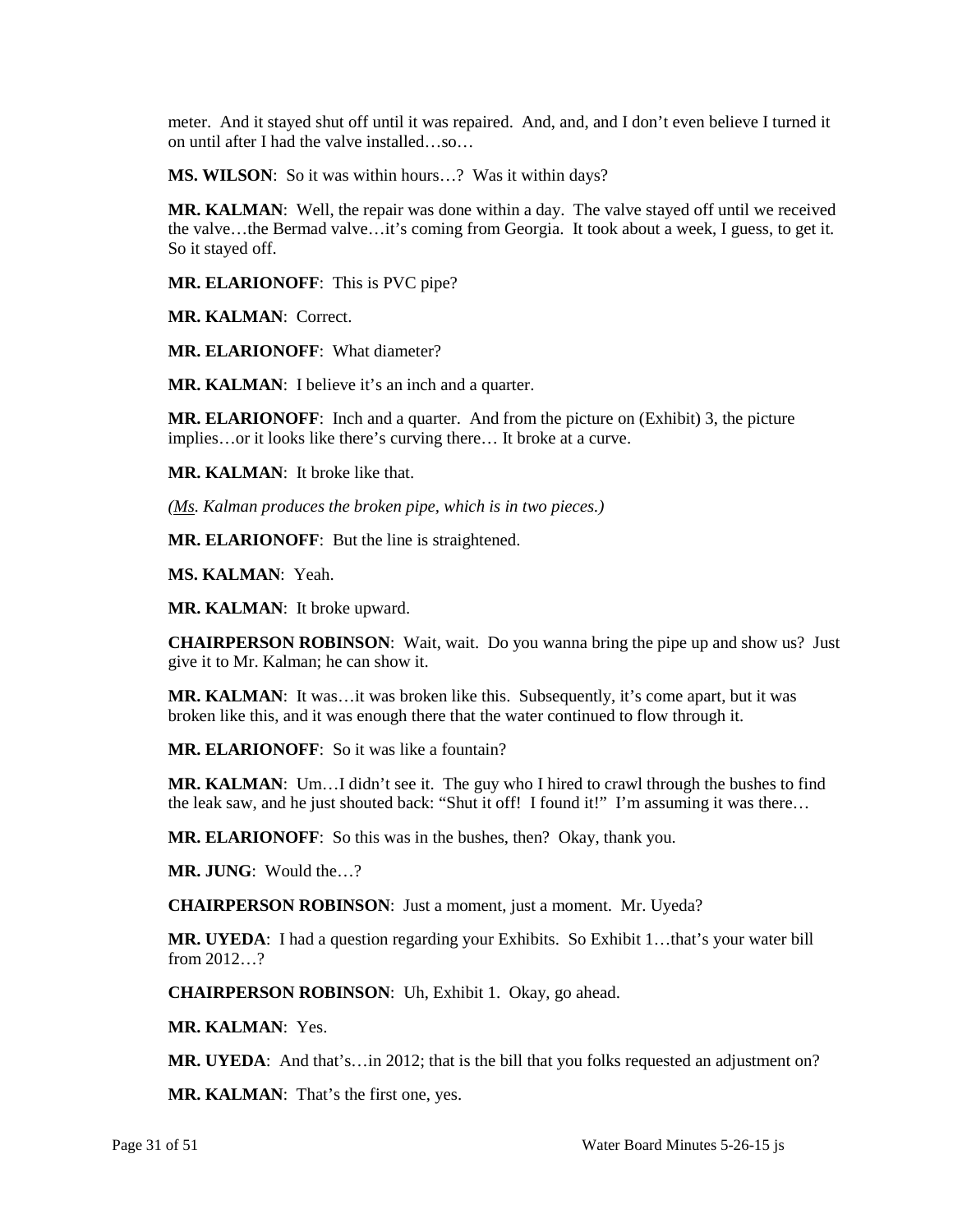meter. And it stayed shut off until it was repaired. And, and, and I don't even believe I turned it on until after I had the valve installed…so…

**MS. WILSON**: So it was within hours…? Was it within days?

**MR. KALMAN**: Well, the repair was done within a day. The valve stayed off until we received the valve…the Bermad valve…it's coming from Georgia. It took about a week, I guess, to get it. So it stayed off.

**MR. ELARIONOFF**: This is PVC pipe?

**MR. KALMAN**: Correct.

**MR. ELARIONOFF**: What diameter?

**MR. KALMAN**: I believe it's an inch and a quarter.

**MR. ELARIONOFF**: Inch and a quarter. And from the picture on (Exhibit) 3, the picture implies…or it looks like there's curving there… It broke at a curve.

**MR. KALMAN**: It broke like that.

*(Ms. Kalman produces the broken pipe, which is in two pieces.)*

**MR. ELARIONOFF**: But the line is straightened.

**MS. KALMAN**: Yeah.

**MR. KALMAN**: It broke upward.

**CHAIRPERSON ROBINSON**: Wait, wait. Do you wanna bring the pipe up and show us? Just give it to Mr. Kalman; he can show it.

**MR. KALMAN**: It was…it was broken like this. Subsequently, it's come apart, but it was broken like this, and it was enough there that the water continued to flow through it.

**MR. ELARIONOFF**: So it was like a fountain?

**MR. KALMAN**: Um…I didn't see it. The guy who I hired to crawl through the bushes to find the leak saw, and he just shouted back: "Shut it off! I found it!" I'm assuming it was there…

**MR. ELARIONOFF**: So this was in the bushes, then? Okay, thank you.

**MR. JUNG**: Would the…?

**CHAIRPERSON ROBINSON**: Just a moment, just a moment. Mr. Uyeda?

**MR. UYEDA**: I had a question regarding your Exhibits. So Exhibit 1…that's your water bill from 2012…?

**CHAIRPERSON ROBINSON**: Uh, Exhibit 1. Okay, go ahead.

**MR. KALMAN**: Yes.

**MR. UYEDA**: And that's…in 2012; that is the bill that you folks requested an adjustment on?

**MR. KALMAN**: That's the first one, yes.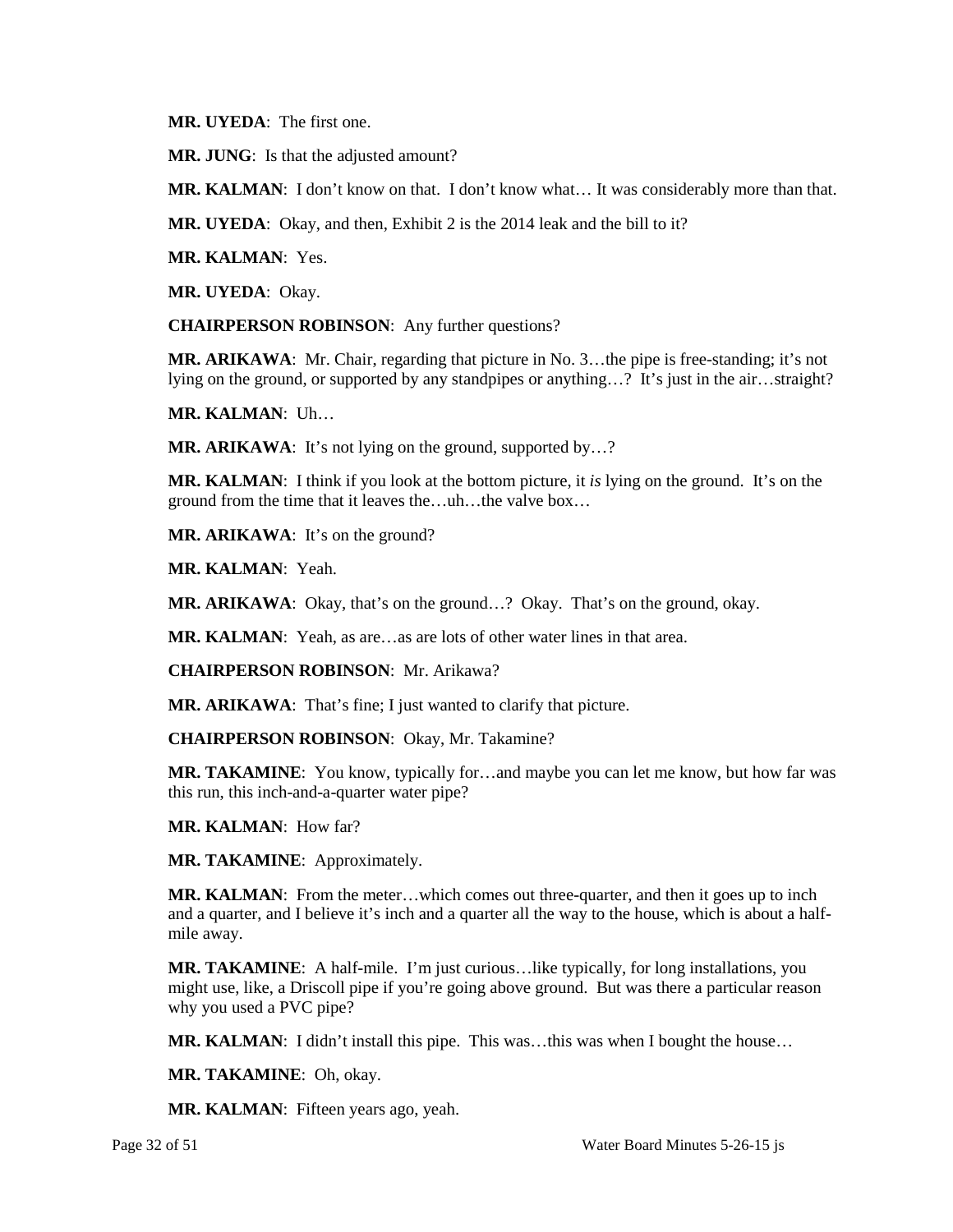**MR. UYEDA**: The first one.

**MR. JUNG**: Is that the adjusted amount?

**MR. KALMAN**: I don't know on that. I don't know what… It was considerably more than that.

**MR. UYEDA**: Okay, and then, Exhibit 2 is the 2014 leak and the bill to it?

**MR. KALMAN**: Yes.

**MR. UYEDA**: Okay.

**CHAIRPERSON ROBINSON**: Any further questions?

**MR. ARIKAWA**: Mr. Chair, regarding that picture in No. 3…the pipe is free-standing; it's not lying on the ground, or supported by any standpipes or anything…? It's just in the air…straight?

**MR. KALMAN**: Uh…

**MR. ARIKAWA**: It's not lying on the ground, supported by…?

**MR. KALMAN**: I think if you look at the bottom picture, it *is* lying on the ground. It's on the ground from the time that it leaves the…uh…the valve box…

**MR. ARIKAWA**: It's on the ground?

**MR. KALMAN**: Yeah.

**MR. ARIKAWA**: Okay, that's on the ground…? Okay. That's on the ground, okay.

**MR. KALMAN**: Yeah, as are…as are lots of other water lines in that area.

**CHAIRPERSON ROBINSON**: Mr. Arikawa?

**MR. ARIKAWA**: That's fine; I just wanted to clarify that picture.

**CHAIRPERSON ROBINSON**: Okay, Mr. Takamine?

**MR. TAKAMINE**: You know, typically for…and maybe you can let me know, but how far was this run, this inch-and-a-quarter water pipe?

**MR. KALMAN**: How far?

**MR. TAKAMINE**: Approximately.

**MR. KALMAN**: From the meter…which comes out three-quarter, and then it goes up to inch and a quarter, and I believe it's inch and a quarter all the way to the house, which is about a half-mile away.

**MR. TAKAMINE**: A half-mile. I'm just curious…like typically, for long installations, you might use, like, a Driscoll pipe if you're going above ground. But was there a particular reason why you used a PVC pipe?

**MR. KALMAN**: I didn't install this pipe. This was…this was when I bought the house…

**MR. TAKAMINE**: Oh, okay.

**MR. KALMAN**: Fifteen years ago, yeah.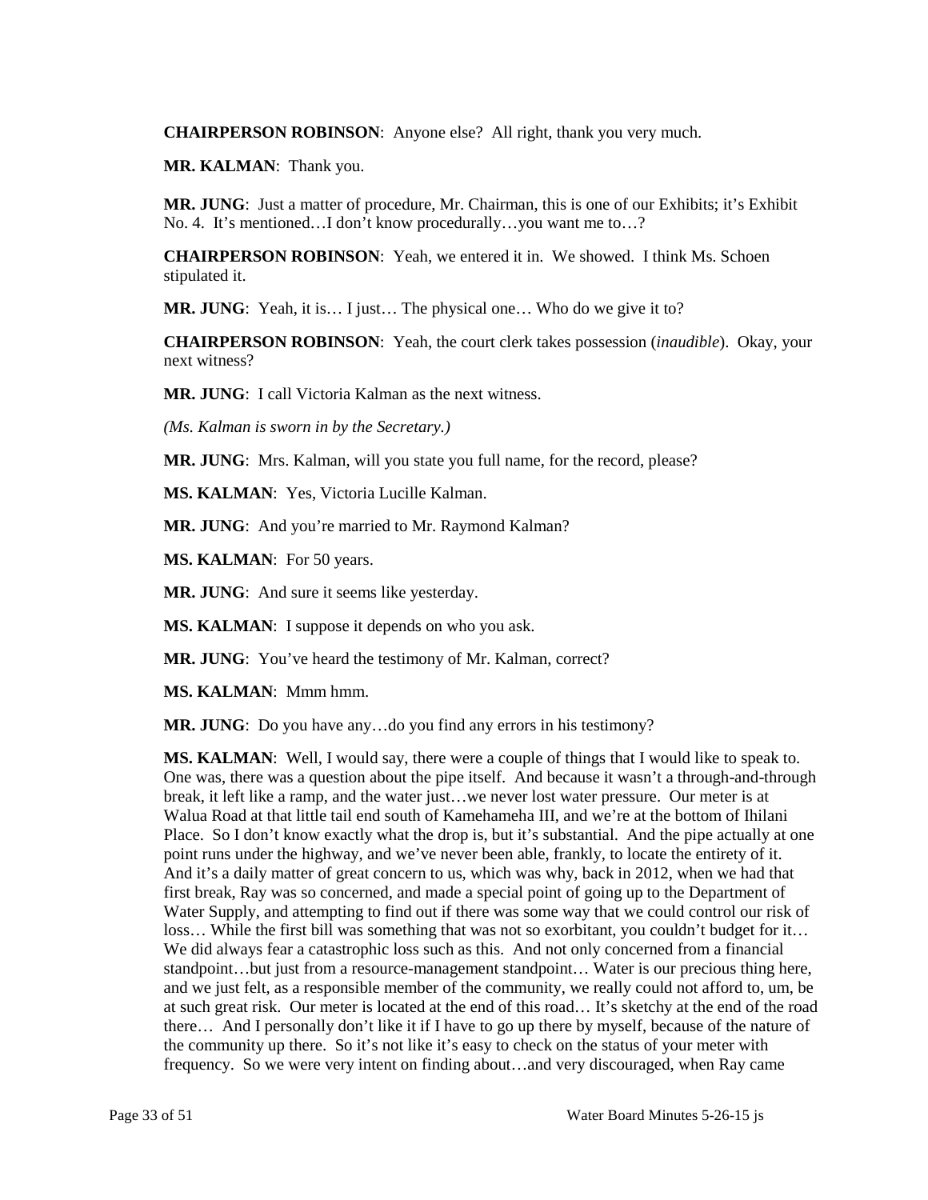**CHAIRPERSON ROBINSON**: Anyone else? All right, thank you very much.

**MR. KALMAN**: Thank you.

**MR. JUNG**: Just a matter of procedure, Mr. Chairman, this is one of our Exhibits; it's Exhibit No. 4. It's mentioned…I don't know procedurally…you want me to…?

**CHAIRPERSON ROBINSON**: Yeah, we entered it in. We showed. I think Ms. Schoen stipulated it.

**MR. JUNG**: Yeah, it is… I just… The physical one… Who do we give it to?

**CHAIRPERSON ROBINSON**: Yeah, the court clerk takes possession (*inaudible*). Okay, your next witness?

**MR. JUNG**: I call Victoria Kalman as the next witness.

*(Ms. Kalman is sworn in by the Secretary.)*

**MR. JUNG**: Mrs. Kalman, will you state you full name, for the record, please?

**MS. KALMAN**: Yes, Victoria Lucille Kalman.

**MR. JUNG**: And you're married to Mr. Raymond Kalman?

**MS. KALMAN**: For 50 years.

**MR. JUNG**: And sure it seems like yesterday.

**MS. KALMAN**: I suppose it depends on who you ask.

**MR. JUNG**: You've heard the testimony of Mr. Kalman, correct?

**MS. KALMAN**: Mmm hmm.

**MR. JUNG**: Do you have any…do you find any errors in his testimony?

**MS. KALMAN**: Well, I would say, there were a couple of things that I would like to speak to. One was, there was a question about the pipe itself. And because it wasn't a through-and-through break, it left like a ramp, and the water just…we never lost water pressure. Our meter is at Walua Road at that little tail end south of Kamehameha III, and we're at the bottom of Ihilani Place. So I don't know exactly what the drop is, but it's substantial. And the pipe actually at one point runs under the highway, and we've never been able, frankly, to locate the entirety of it. And it's a daily matter of great concern to us, which was why, back in 2012, when we had that first break, Ray was so concerned, and made a special point of going up to the Department of Water Supply, and attempting to find out if there was some way that we could control our risk of loss… While the first bill was something that was not so exorbitant, you couldn't budget for it… We did always fear a catastrophic loss such as this. And not only concerned from a financial standpoint…but just from a resource-management standpoint… Water is our precious thing here, and we just felt, as a responsible member of the community, we really could not afford to, um, be at such great risk. Our meter is located at the end of this road… It's sketchy at the end of the road there… And I personally don't like it if I have to go up there by myself, because of the nature of the community up there. So it's not like it's easy to check on the status of your meter with frequency. So we were very intent on finding about…and very discouraged, when Ray came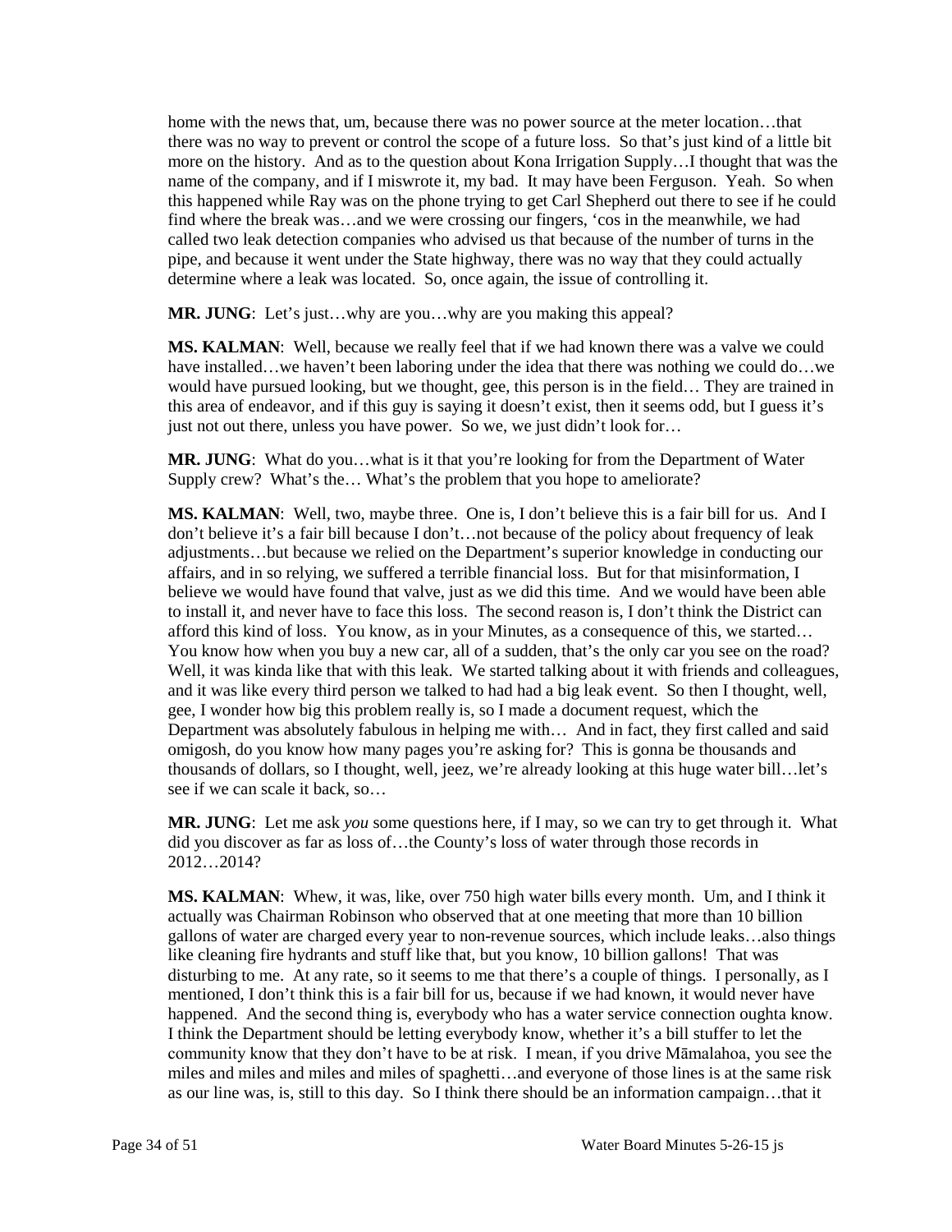home with the news that, um, because there was no power source at the meter location…that there was no way to prevent or control the scope of a future loss. So that's just kind of a little bit more on the history. And as to the question about Kona Irrigation Supply…I thought that was the name of the company, and if I miswrote it, my bad. It may have been Ferguson. Yeah. So when this happened while Ray was on the phone trying to get Carl Shepherd out there to see if he could find where the break was…and we were crossing our fingers, 'cos in the meanwhile, we had called two leak detection companies who advised us that because of the number of turns in the pipe, and because it went under the State highway, there was no way that they could actually determine where a leak was located. So, once again, the issue of controlling it.

**MR. JUNG**: Let's just…why are you…why are you making this appeal?

**MS. KALMAN**: Well, because we really feel that if we had known there was a valve we could have installed…we haven't been laboring under the idea that there was nothing we could do…we would have pursued looking, but we thought, gee, this person is in the field… They are trained in this area of endeavor, and if this guy is saying it doesn't exist, then it seems odd, but I guess it's just not out there, unless you have power. So we, we just didn't look for…

**MR. JUNG**: What do you…what is it that you're looking for from the Department of Water Supply crew? What's the… What's the problem that you hope to ameliorate?

**MS. KALMAN**: Well, two, maybe three. One is, I don't believe this is a fair bill for us. And I don't believe it's a fair bill because I don't…not because of the policy about frequency of leak adjustments…but because we relied on the Department's superior knowledge in conducting our affairs, and in so relying, we suffered a terrible financial loss. But for that misinformation, I believe we would have found that valve, just as we did this time. And we would have been able to install it, and never have to face this loss. The second reason is, I don't think the District can afford this kind of loss. You know, as in your Minutes, as a consequence of this, we started… You know how when you buy a new car, all of a sudden, that's the only car you see on the road? Well, it was kinda like that with this leak. We started talking about it with friends and colleagues, and it was like every third person we talked to had had a big leak event. So then I thought, well, gee, I wonder how big this problem really is, so I made a document request, which the Department was absolutely fabulous in helping me with… And in fact, they first called and said omigosh, do you know how many pages you're asking for? This is gonna be thousands and thousands of dollars, so I thought, well, jeez, we're already looking at this huge water bill…let's see if we can scale it back, so…

**MR. JUNG**: Let me ask *you* some questions here, if I may, so we can try to get through it. What did you discover as far as loss of…the County's loss of water through those records in 2012…2014?

**MS. KALMAN**: Whew, it was, like, over 750 high water bills every month. Um, and I think it actually was Chairman Robinson who observed that at one meeting that more than 10 billion gallons of water are charged every year to non-revenue sources, which include leaks…also things like cleaning fire hydrants and stuff like that, but you know, 10 billion gallons! That was disturbing to me. At any rate, so it seems to me that there's a couple of things. I personally, as I mentioned, I don't think this is a fair bill for us, because if we had known, it would never have happened. And the second thing is, everybody who has a water service connection oughta know. I think the Department should be letting everybody know, whether it's a bill stuffer to let the community know that they don't have to be at risk. I mean, if you drive Māmalahoa, you see the miles and miles and miles and miles of spaghetti…and everyone of those lines is at the same risk as our line was, is, still to this day. So I think there should be an information campaign…that it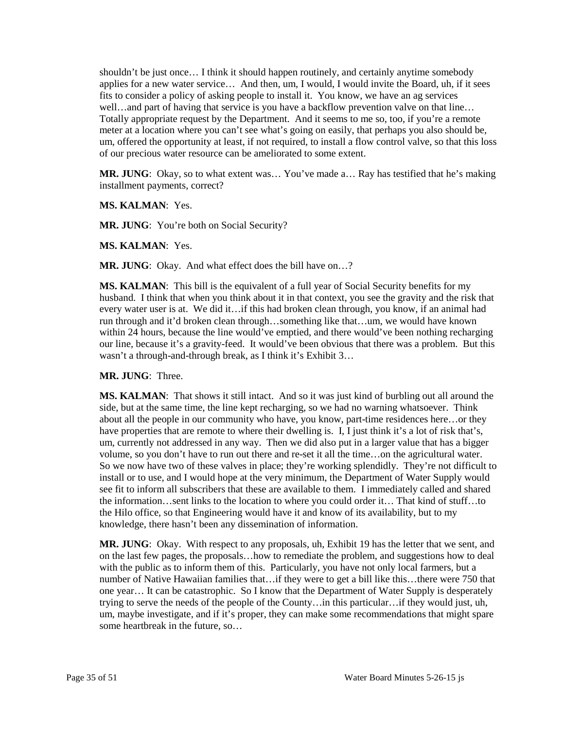shouldn't be just once… I think it should happen routinely, and certainly anytime somebody applies for a new water service… And then, um, I would, I would invite the Board, uh, if it sees fits to consider a policy of asking people to install it. You know, we have an ag services well…and part of having that service is you have a backflow prevention valve on that line… Totally appropriate request by the Department. And it seems to me so, too, if you're a remote meter at a location where you can't see what's going on easily, that perhaps you also should be, um, offered the opportunity at least, if not required, to install a flow control valve, so that this loss of our precious water resource can be ameliorated to some extent.

**MR. JUNG**: Okay, so to what extent was… You've made a… Ray has testified that he's making installment payments, correct?

**MS. KALMAN**: Yes.

**MR. JUNG**: You're both on Social Security?

**MS. KALMAN**: Yes.

**MR. JUNG**: Okay. And what effect does the bill have on…?

**MS. KALMAN**: This bill is the equivalent of a full year of Social Security benefits for my husband. I think that when you think about it in that context, you see the gravity and the risk that every water user is at. We did it…if this had broken clean through, you know, if an animal had run through and it'd broken clean through…something like that…um, we would have known within 24 hours, because the line would've emptied, and there would've been nothing recharging our line, because it's a gravity-feed. It would've been obvious that there was a problem. But this wasn't a through-and-through break, as I think it's Exhibit 3…

**MR. JUNG**: Three.

**MS. KALMAN**: That shows it still intact. And so it was just kind of burbling out all around the side, but at the same time, the line kept recharging, so we had no warning whatsoever. Think about all the people in our community who have, you know, part-time residences here…or they have properties that are remote to where their dwelling is. I, I just think it's a lot of risk that's, um, currently not addressed in any way. Then we did also put in a larger value that has a bigger volume, so you don't have to run out there and re-set it all the time…on the agricultural water. So we now have two of these valves in place; they're working splendidly. They're not difficult to install or to use, and I would hope at the very minimum, the Department of Water Supply would see fit to inform all subscribers that these are available to them. I immediately called and shared the information…sent links to the location to where you could order it… That kind of stuff…to the Hilo office, so that Engineering would have it and know of its availability, but to my knowledge, there hasn't been any dissemination of information.

**MR. JUNG**: Okay. With respect to any proposals, uh, Exhibit 19 has the letter that we sent, and on the last few pages, the proposals…how to remediate the problem, and suggestions how to deal with the public as to inform them of this. Particularly, you have not only local farmers, but a number of Native Hawaiian families that…if they were to get a bill like this…there were 750 that one year… It can be catastrophic. So I know that the Department of Water Supply is desperately trying to serve the needs of the people of the County…in this particular…if they would just, uh, um, maybe investigate, and if it's proper, they can make some recommendations that might spare some heartbreak in the future, so…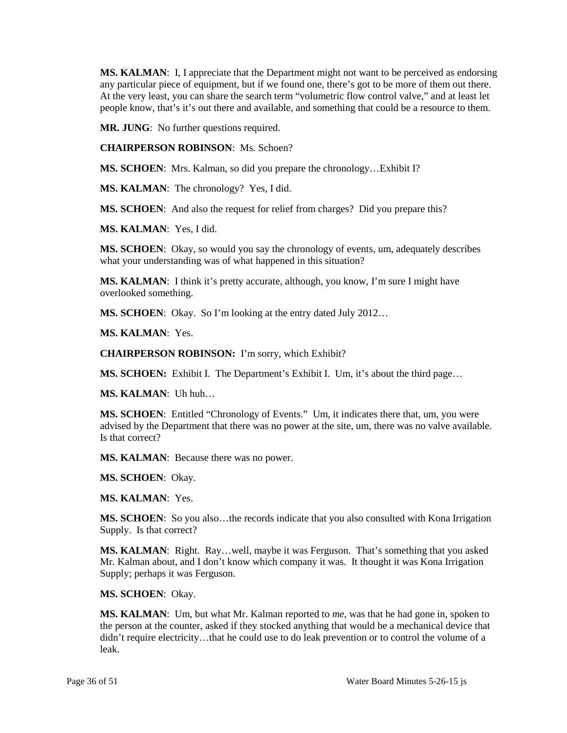**MS. KALMAN**: I, I appreciate that the Department might not want to be perceived as endorsing any particular piece of equipment, but if we found one, there's got to be more of them out there. At the very least, you can share the search term "volumetric flow control valve," and at least let people know, that's it's out there and available, and something that could be a resource to them.

**MR. JUNG**: No further questions required.

**CHAIRPERSON ROBINSON**: Ms. Schoen?

**MS. SCHOEN**: Mrs. Kalman, so did you prepare the chronology…Exhibit I?

**MS. KALMAN**: The chronology? Yes, I did.

**MS. SCHOEN**: And also the request for relief from charges? Did you prepare this?

**MS. KALMAN**: Yes, I did.

**MS. SCHOEN**: Okay, so would you say the chronology of events, um, adequately describes what your understanding was of what happened in this situation?

**MS. KALMAN**: I think it's pretty accurate, although, you know, I'm sure I might have overlooked something.

**MS. SCHOEN**: Okay. So I'm looking at the entry dated July 2012…

**MS. KALMAN**: Yes.

**CHAIRPERSON ROBINSON:** I'm sorry, which Exhibit?

**MS. SCHOEN:** Exhibit I. The Department's Exhibit I. Um, it's about the third page…

**MS. KALMAN**: Uh huh…

**MS. SCHOEN**: Entitled "Chronology of Events." Um, it indicates there that, um, you were advised by the Department that there was no power at the site, um, there was no valve available. Is that correct?

**MS. KALMAN**: Because there was no power.

**MS. SCHOEN**: Okay.

**MS. KALMAN**: Yes.

**MS. SCHOEN**: So you also…the records indicate that you also consulted with Kona Irrigation Supply. Is that correct?

**MS. KALMAN**: Right. Ray…well, maybe it was Ferguson. That's something that you asked Mr. Kalman about, and I don't know which company it was. It thought it was Kona Irrigation Supply; perhaps it was Ferguson.

**MS. SCHOEN**: Okay.

**MS. KALMAN**: Um, but what Mr. Kalman reported to *me*, was that he had gone in, spoken to the person at the counter, asked if they stocked anything that would be a mechanical device that didn't require electricity…that he could use to do leak prevention or to control the volume of a leak.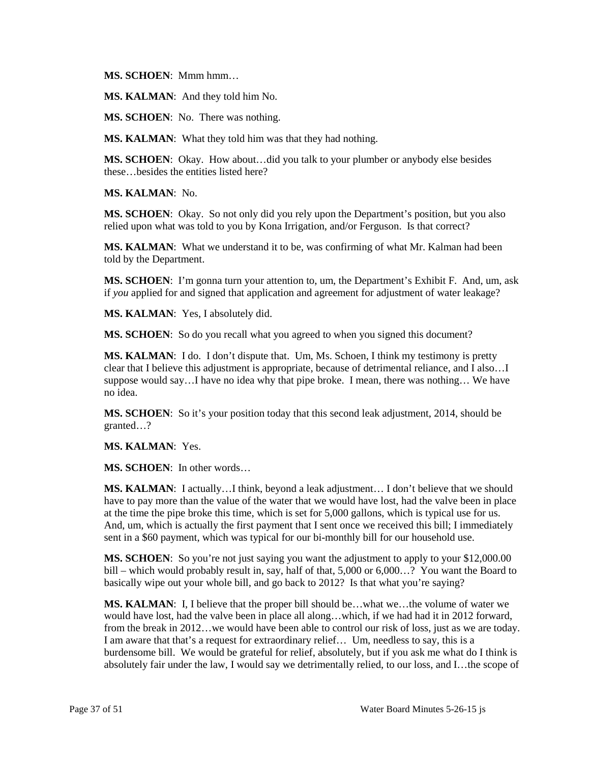**MS. SCHOEN**: Mmm hmm…

**MS. KALMAN**: And they told him No.

**MS. SCHOEN**: No. There was nothing.

**MS. KALMAN**: What they told him was that they had nothing.

**MS. SCHOEN**: Okay. How about…did you talk to your plumber or anybody else besides these…besides the entities listed here?

**MS. KALMAN**: No.

**MS. SCHOEN**: Okay. So not only did you rely upon the Department's position, but you also relied upon what was told to you by Kona Irrigation, and/or Ferguson. Is that correct?

**MS. KALMAN**: What we understand it to be, was confirming of what Mr. Kalman had been told by the Department.

**MS. SCHOEN**: I'm gonna turn your attention to, um, the Department's Exhibit F. And, um, ask if *you* applied for and signed that application and agreement for adjustment of water leakage?

**MS. KALMAN**: Yes, I absolutely did.

**MS. SCHOEN**: So do you recall what you agreed to when you signed this document?

**MS. KALMAN**: I do. I don't dispute that. Um, Ms. Schoen, I think my testimony is pretty clear that I believe this adjustment is appropriate, because of detrimental reliance, and I also…I suppose would say…I have no idea why that pipe broke. I mean, there was nothing… We have no idea.

**MS. SCHOEN**: So it's your position today that this second leak adjustment, 2014, should be granted…?

**MS. KALMAN**: Yes.

**MS. SCHOEN**: In other words…

**MS. KALMAN**: I actually…I think, beyond a leak adjustment… I don't believe that we should have to pay more than the value of the water that we would have lost, had the valve been in place at the time the pipe broke this time, which is set for 5,000 gallons, which is typical use for us. And, um, which is actually the first payment that I sent once we received this bill; I immediately sent in a $60 payment, which was typical for our bi-monthly bill for our household use.

**MS. SCHOEN**: So you're not just saying you want the adjustment to apply to your $12,000.00 bill – which would probably result in, say, half of that, 5,000 or 6,000…? You want the Board to basically wipe out your whole bill, and go back to 2012? Is that what you're saying?

**MS. KALMAN**: I, I believe that the proper bill should be…what we…the volume of water we would have lost, had the valve been in place all along…which, if we had had it in 2012 forward, from the break in 2012…we would have been able to control our risk of loss, just as we are today. I am aware that that's a request for extraordinary relief… Um, needless to say, this is a burdensome bill. We would be grateful for relief, absolutely, but if you ask me what do I think is absolutely fair under the law, I would say we detrimentally relied, to our loss, and I…the scope of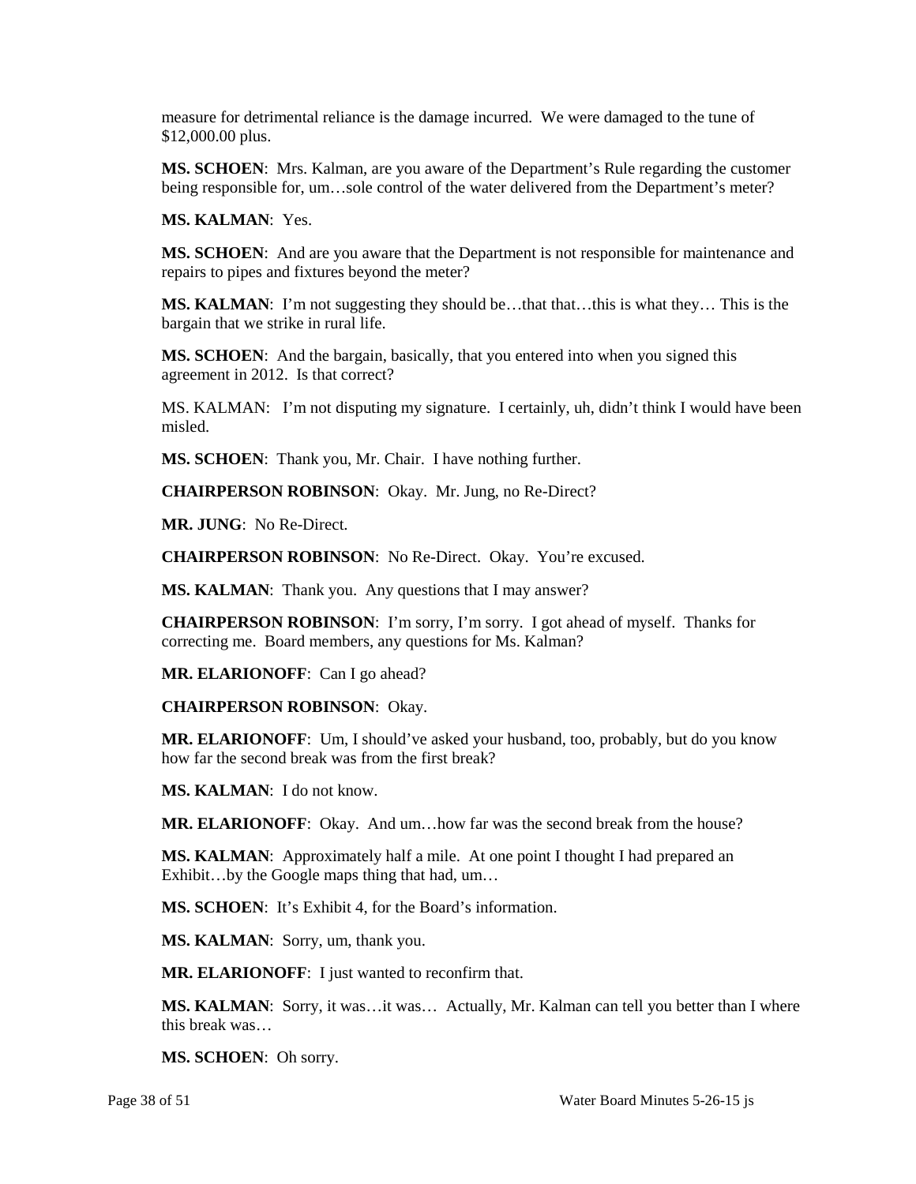measure for detrimental reliance is the damage incurred. We were damaged to the tune of $12,000.00 plus.

**MS. SCHOEN**: Mrs. Kalman, are you aware of the Department's Rule regarding the customer being responsible for, um…sole control of the water delivered from the Department's meter?

**MS. KALMAN**: Yes.

**MS. SCHOEN**: And are you aware that the Department is not responsible for maintenance and repairs to pipes and fixtures beyond the meter?

**MS. KALMAN**: I'm not suggesting they should be…that that…this is what they… This is the bargain that we strike in rural life.

**MS. SCHOEN**: And the bargain, basically, that you entered into when you signed this agreement in 2012. Is that correct?

MS. KALMAN: I'm not disputing my signature. I certainly, uh, didn't think I would have been misled.

**MS. SCHOEN**: Thank you, Mr. Chair. I have nothing further.

**CHAIRPERSON ROBINSON**: Okay. Mr. Jung, no Re-Direct?

**MR. JUNG**: No Re-Direct.

**CHAIRPERSON ROBINSON**: No Re-Direct. Okay. You're excused.

**MS. KALMAN**: Thank you. Any questions that I may answer?

**CHAIRPERSON ROBINSON**: I'm sorry, I'm sorry. I got ahead of myself. Thanks for correcting me. Board members, any questions for Ms. Kalman?

**MR. ELARIONOFF**: Can I go ahead?

**CHAIRPERSON ROBINSON**: Okay.

**MR. ELARIONOFF**: Um, I should've asked your husband, too, probably, but do you know how far the second break was from the first break?

**MS. KALMAN**: I do not know.

**MR. ELARIONOFF**: Okay. And um…how far was the second break from the house?

**MS. KALMAN**: Approximately half a mile. At one point I thought I had prepared an Exhibit…by the Google maps thing that had, um…

**MS. SCHOEN**: It's Exhibit 4, for the Board's information.

**MS. KALMAN**: Sorry, um, thank you.

**MR. ELARIONOFF**: I just wanted to reconfirm that.

**MS. KALMAN**: Sorry, it was…it was… Actually, Mr. Kalman can tell you better than I where this break was…

**MS. SCHOEN**: Oh sorry.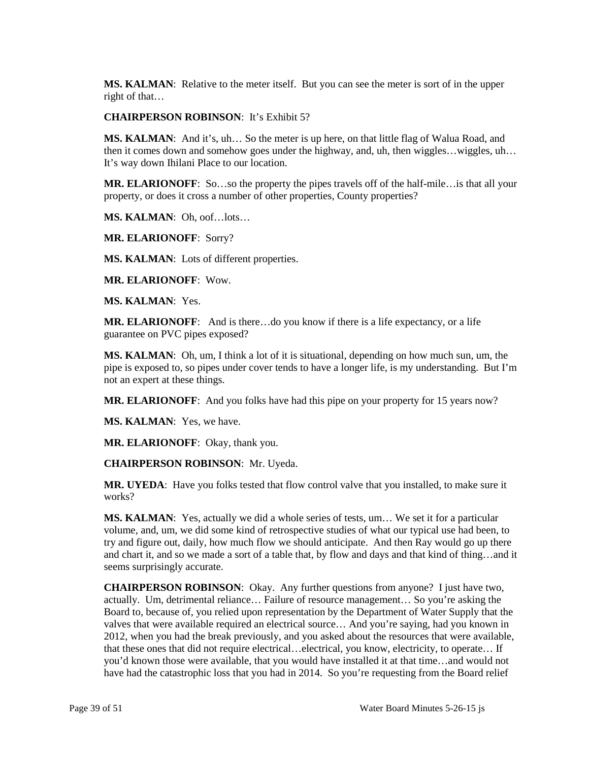**MS. KALMAN**: Relative to the meter itself. But you can see the meter is sort of in the upper right of that…

**CHAIRPERSON ROBINSON**: It's Exhibit 5?

**MS. KALMAN**: And it's, uh… So the meter is up here, on that little flag of Walua Road, and then it comes down and somehow goes under the highway, and, uh, then wiggles…wiggles, uh… It's way down Ihilani Place to our location.

**MR. ELARIONOFF**: So…so the property the pipes travels off of the half-mile…is that all your property, or does it cross a number of other properties, County properties?

**MS. KALMAN**: Oh, oof…lots…

**MR. ELARIONOFF**: Sorry?

**MS. KALMAN**: Lots of different properties.

**MR. ELARIONOFF**: Wow.

**MS. KALMAN**: Yes.

**MR. ELARIONOFF**: And is there…do you know if there is a life expectancy, or a life guarantee on PVC pipes exposed?

**MS. KALMAN**: Oh, um, I think a lot of it is situational, depending on how much sun, um, the pipe is exposed to, so pipes under cover tends to have a longer life, is my understanding. But I'm not an expert at these things.

**MR. ELARIONOFF**: And you folks have had this pipe on your property for 15 years now?

**MS. KALMAN**: Yes, we have.

**MR. ELARIONOFF**: Okay, thank you.

**CHAIRPERSON ROBINSON**: Mr. Uyeda.

**MR. UYEDA**: Have you folks tested that flow control valve that you installed, to make sure it works?

**MS. KALMAN**: Yes, actually we did a whole series of tests, um… We set it for a particular volume, and, um, we did some kind of retrospective studies of what our typical use had been, to try and figure out, daily, how much flow we should anticipate. And then Ray would go up there and chart it, and so we made a sort of a table that, by flow and days and that kind of thing…and it seems surprisingly accurate.

**CHAIRPERSON ROBINSON**: Okay. Any further questions from anyone? I just have two, actually. Um, detrimental reliance… Failure of resource management… So you're asking the Board to, because of, you relied upon representation by the Department of Water Supply that the valves that were available required an electrical source… And you're saying, had you known in 2012, when you had the break previously, and you asked about the resources that were available, that these ones that did not require electrical…electrical, you know, electricity, to operate… If you'd known those were available, that you would have installed it at that time…and would not have had the catastrophic loss that you had in 2014. So you're requesting from the Board relief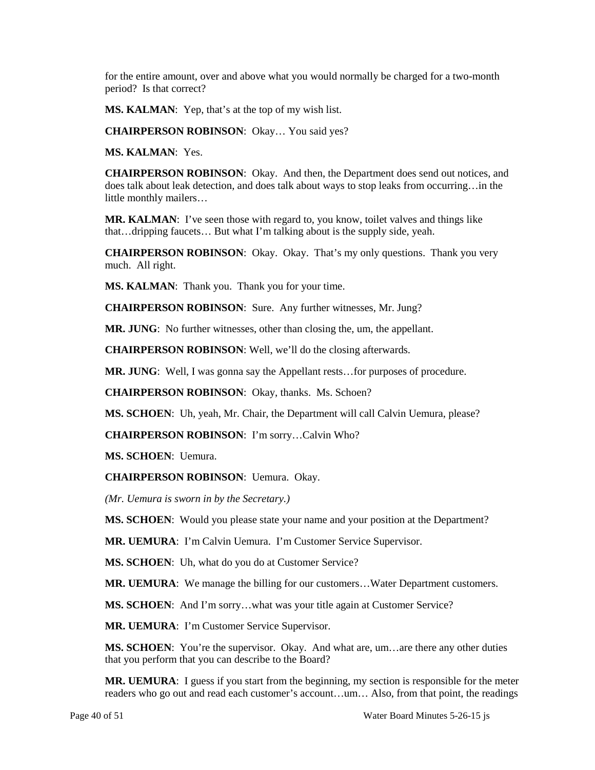for the entire amount, over and above what you would normally be charged for a two-month period? Is that correct?

**MS. KALMAN**: Yep, that's at the top of my wish list.

**CHAIRPERSON ROBINSON**: Okay… You said yes?

**MS. KALMAN**: Yes.

**CHAIRPERSON ROBINSON**: Okay. And then, the Department does send out notices, and does talk about leak detection, and does talk about ways to stop leaks from occurring…in the little monthly mailers…

**MR. KALMAN**: I've seen those with regard to, you know, toilet valves and things like that…dripping faucets… But what I'm talking about is the supply side, yeah.

**CHAIRPERSON ROBINSON**: Okay. Okay. That's my only questions. Thank you very much. All right.

**MS. KALMAN**: Thank you. Thank you for your time.

**CHAIRPERSON ROBINSON**: Sure. Any further witnesses, Mr. Jung?

**MR. JUNG**: No further witnesses, other than closing the, um, the appellant.

**CHAIRPERSON ROBINSON**: Well, we'll do the closing afterwards.

**MR. JUNG**: Well, I was gonna say the Appellant rests…for purposes of procedure.

**CHAIRPERSON ROBINSON**: Okay, thanks. Ms. Schoen?

**MS. SCHOEN**: Uh, yeah, Mr. Chair, the Department will call Calvin Uemura, please?

**CHAIRPERSON ROBINSON**: I'm sorry…Calvin Who?

**MS. SCHOEN**: Uemura.

**CHAIRPERSON ROBINSON**: Uemura. Okay.

*(Mr. Uemura is sworn in by the Secretary.)*

**MS. SCHOEN**: Would you please state your name and your position at the Department?

**MR. UEMURA**: I'm Calvin Uemura. I'm Customer Service Supervisor.

**MS. SCHOEN**: Uh, what do you do at Customer Service?

**MR. UEMURA**: We manage the billing for our customers…Water Department customers.

**MS. SCHOEN**: And I'm sorry…what was your title again at Customer Service?

**MR. UEMURA**: I'm Customer Service Supervisor.

**MS. SCHOEN**: You're the supervisor. Okay. And what are, um…are there any other duties that you perform that you can describe to the Board?

**MR. UEMURA**: I guess if you start from the beginning, my section is responsible for the meter readers who go out and read each customer's account…um… Also, from that point, the readings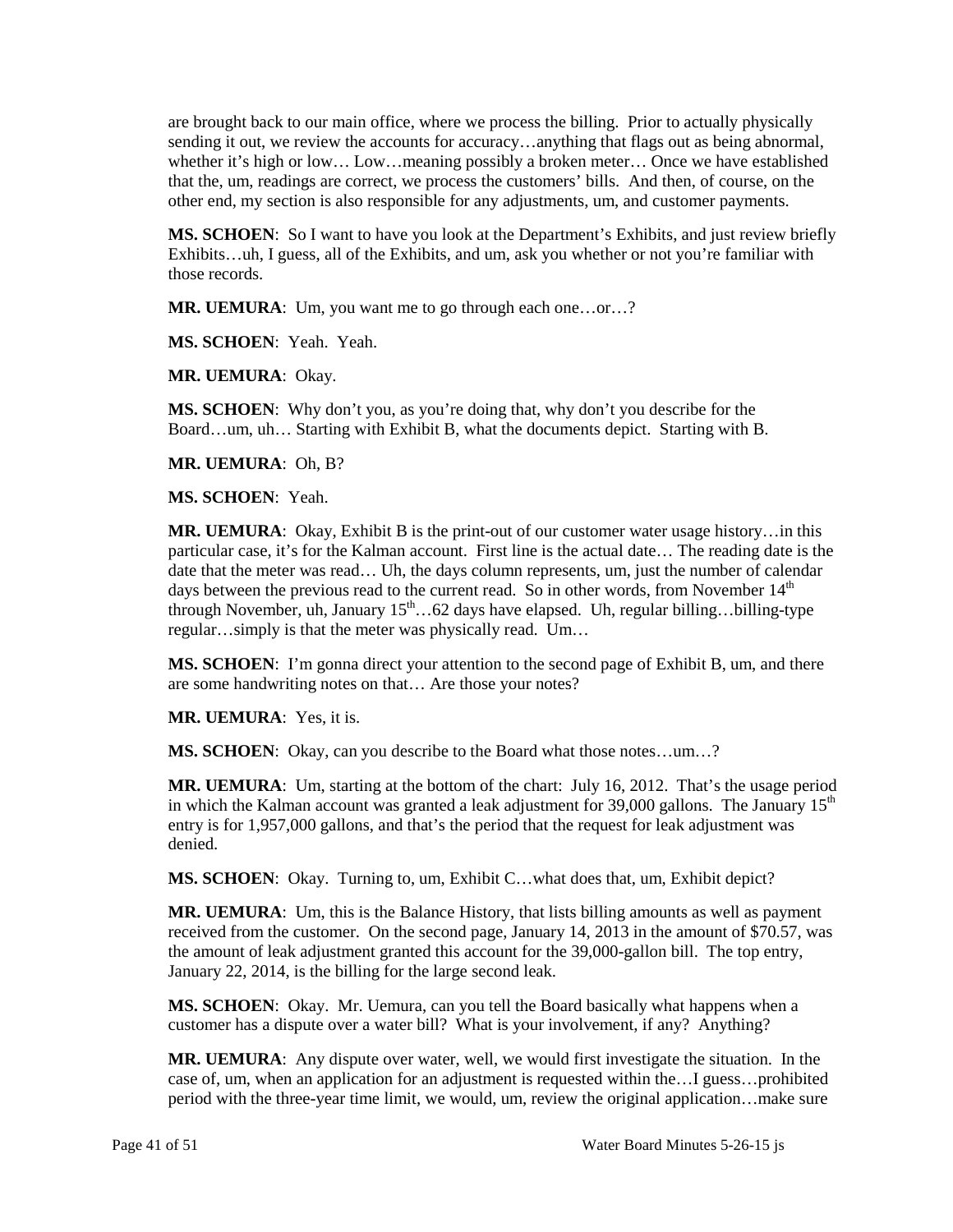are brought back to our main office, where we process the billing. Prior to actually physically sending it out, we review the accounts for accuracy…anything that flags out as being abnormal, whether it's high or low… Low…meaning possibly a broken meter… Once we have established that the, um, readings are correct, we process the customers' bills. And then, of course, on the other end, my section is also responsible for any adjustments, um, and customer payments.

**MS. SCHOEN**: So I want to have you look at the Department's Exhibits, and just review briefly Exhibits…uh, I guess, all of the Exhibits, and um, ask you whether or not you're familiar with those records.

**MR. UEMURA**: Um, you want me to go through each one…or…?

**MS. SCHOEN**: Yeah. Yeah.

**MR. UEMURA**: Okay.

**MS. SCHOEN**: Why don't you, as you're doing that, why don't you describe for the Board…um, uh… Starting with Exhibit B, what the documents depict. Starting with B.

**MR. UEMURA**: Oh, B?

**MS. SCHOEN**: Yeah.

**MR. UEMURA**: Okay, Exhibit B is the print-out of our customer water usage history…in this particular case, it's for the Kalman account. First line is the actual date… The reading date is the date that the meter was read… Uh, the days column represents, um, just the number of calendar days between the previous read to the current read. So in other words, from November 14th through November, uh, January 15th…62 days have elapsed. Uh, regular billing…billing-type regular…simply is that the meter was physically read. Um…

**MS. SCHOEN**: I'm gonna direct your attention to the second page of Exhibit B, um, and there are some handwriting notes on that… Are those your notes?

**MR. UEMURA**: Yes, it is.

**MS. SCHOEN**: Okay, can you describe to the Board what those notes…um…?

**MR. UEMURA**: Um, starting at the bottom of the chart: July 16, 2012. That's the usage period in which the Kalman account was granted a leak adjustment for 39,000 gallons. The January 15th entry is for 1,957,000 gallons, and that's the period that the request for leak adjustment was denied.

**MS. SCHOEN**: Okay. Turning to, um, Exhibit C…what does that, um, Exhibit depict?

**MR. UEMURA**: Um, this is the Balance History, that lists billing amounts as well as payment received from the customer. On the second page, January 14, 2013 in the amount of $70.57, was the amount of leak adjustment granted this account for the 39,000-gallon bill. The top entry, January 22, 2014, is the billing for the large second leak.

**MS. SCHOEN**: Okay. Mr. Uemura, can you tell the Board basically what happens when a customer has a dispute over a water bill? What is your involvement, if any? Anything?

**MR. UEMURA**: Any dispute over water, well, we would first investigate the situation. In the case of, um, when an application for an adjustment is requested within the…I guess…prohibited period with the three-year time limit, we would, um, review the original application…make sure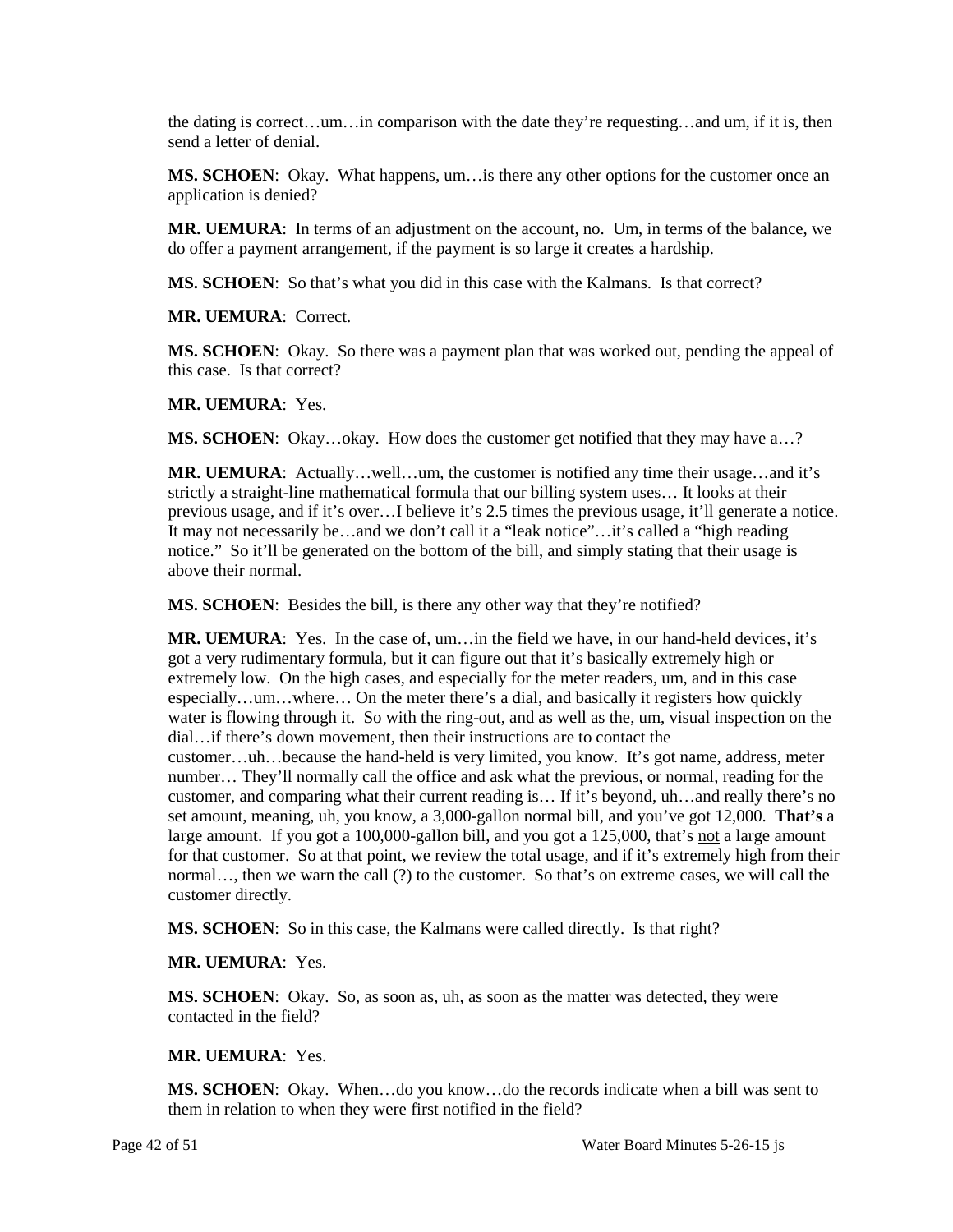the dating is correct…um…in comparison with the date they're requesting…and um, if it is, then send a letter of denial.

**MS. SCHOEN**: Okay. What happens, um…is there any other options for the customer once an application is denied?

**MR. UEMURA**: In terms of an adjustment on the account, no. Um, in terms of the balance, we do offer a payment arrangement, if the payment is so large it creates a hardship.

**MS. SCHOEN**: So that's what you did in this case with the Kalmans. Is that correct?

**MR. UEMURA**: Correct.

**MS. SCHOEN**: Okay. So there was a payment plan that was worked out, pending the appeal of this case. Is that correct?

**MR. UEMURA**: Yes.

**MS. SCHOEN**: Okay…okay. How does the customer get notified that they may have a…?

**MR. UEMURA**: Actually…well…um, the customer is notified any time their usage…and it's strictly a straight-line mathematical formula that our billing system uses… It looks at their previous usage, and if it's over…I believe it's 2.5 times the previous usage, it'll generate a notice. It may not necessarily be…and we don't call it a "leak notice"…it's called a "high reading notice." So it'll be generated on the bottom of the bill, and simply stating that their usage is above their normal.

**MS. SCHOEN**: Besides the bill, is there any other way that they're notified?

**MR. UEMURA**: Yes. In the case of, um…in the field we have, in our hand-held devices, it's got a very rudimentary formula, but it can figure out that it's basically extremely high or extremely low. On the high cases, and especially for the meter readers, um, and in this case especially…um…where… On the meter there's a dial, and basically it registers how quickly water is flowing through it. So with the ring-out, and as well as the, um, visual inspection on the dial…if there's down movement, then their instructions are to contact the customer…uh…because the hand-held is very limited, you know. It's got name, address, meter number… They'll normally call the office and ask what the previous, or normal, reading for the customer, and comparing what their current reading is… If it's beyond, uh…and really there's no set amount, meaning, uh, you know, a 3,000-gallon normal bill, and you've got 12,000. **That's** a large amount. If you got a 100,000-gallon bill, and you got a 125,000, that's <u>not</u> a large amount for that customer. So at that point, we review the total usage, and if it's extremely high from their normal…, then we warn the call (?) to the customer. So that's on extreme cases, we will call the customer directly.

**MS. SCHOEN**: So in this case, the Kalmans were called directly. Is that right?

**MR. UEMURA**: Yes.

**MS. SCHOEN**: Okay. So, as soon as, uh, as soon as the matter was detected, they were contacted in the field?

**MR. UEMURA**: Yes.

**MS. SCHOEN**: Okay. When…do you know…do the records indicate when a bill was sent to them in relation to when they were first notified in the field?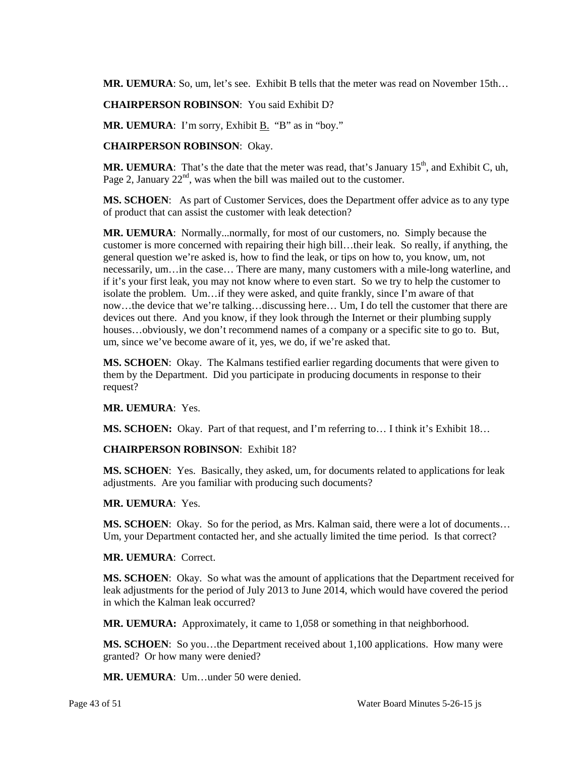**MR. UEMURA**: So, um, let's see. Exhibit B tells that the meter was read on November 15th…

**CHAIRPERSON ROBINSON**: You said Exhibit D?

**MR. UEMURA**: I'm sorry, Exhibit B. "B" as in "boy."

**CHAIRPERSON ROBINSON**: Okay.

**MR. UEMURA**: That's the date that the meter was read, that's January 15th, and Exhibit C, uh, Page 2, January 22nd, was when the bill was mailed out to the customer.

**MS. SCHOEN**: As part of Customer Services, does the Department offer advice as to any type of product that can assist the customer with leak detection?

**MR. UEMURA**: Normally...normally, for most of our customers, no. Simply because the customer is more concerned with repairing their high bill…their leak. So really, if anything, the general question we're asked is, how to find the leak, or tips on how to, you know, um, not necessarily, um…in the case… There are many, many customers with a mile-long waterline, and if it's your first leak, you may not know where to even start. So we try to help the customer to isolate the problem. Um…if they were asked, and quite frankly, since I'm aware of that now…the device that we're talking…discussing here… Um, I do tell the customer that there are devices out there. And you know, if they look through the Internet or their plumbing supply houses…obviously, we don't recommend names of a company or a specific site to go to. But, um, since we've become aware of it, yes, we do, if we're asked that.

**MS. SCHOEN**: Okay. The Kalmans testified earlier regarding documents that were given to them by the Department. Did you participate in producing documents in response to their request?

**MR. UEMURA**: Yes.

**MS. SCHOEN:** Okay. Part of that request, and I'm referring to… I think it's Exhibit 18…

**CHAIRPERSON ROBINSON**: Exhibit 18?

**MS. SCHOEN**: Yes. Basically, they asked, um, for documents related to applications for leak adjustments. Are you familiar with producing such documents?

**MR. UEMURA**: Yes.

**MS. SCHOEN**: Okay. So for the period, as Mrs. Kalman said, there were a lot of documents… Um, your Department contacted her, and she actually limited the time period. Is that correct?

**MR. UEMURA**: Correct.

**MS. SCHOEN**: Okay. So what was the amount of applications that the Department received for leak adjustments for the period of July 2013 to June 2014, which would have covered the period in which the Kalman leak occurred?

**MR. UEMURA:** Approximately, it came to 1,058 or something in that neighborhood.

**MS. SCHOEN**: So you…the Department received about 1,100 applications. How many were granted? Or how many were denied?

**MR. UEMURA**: Um…under 50 were denied.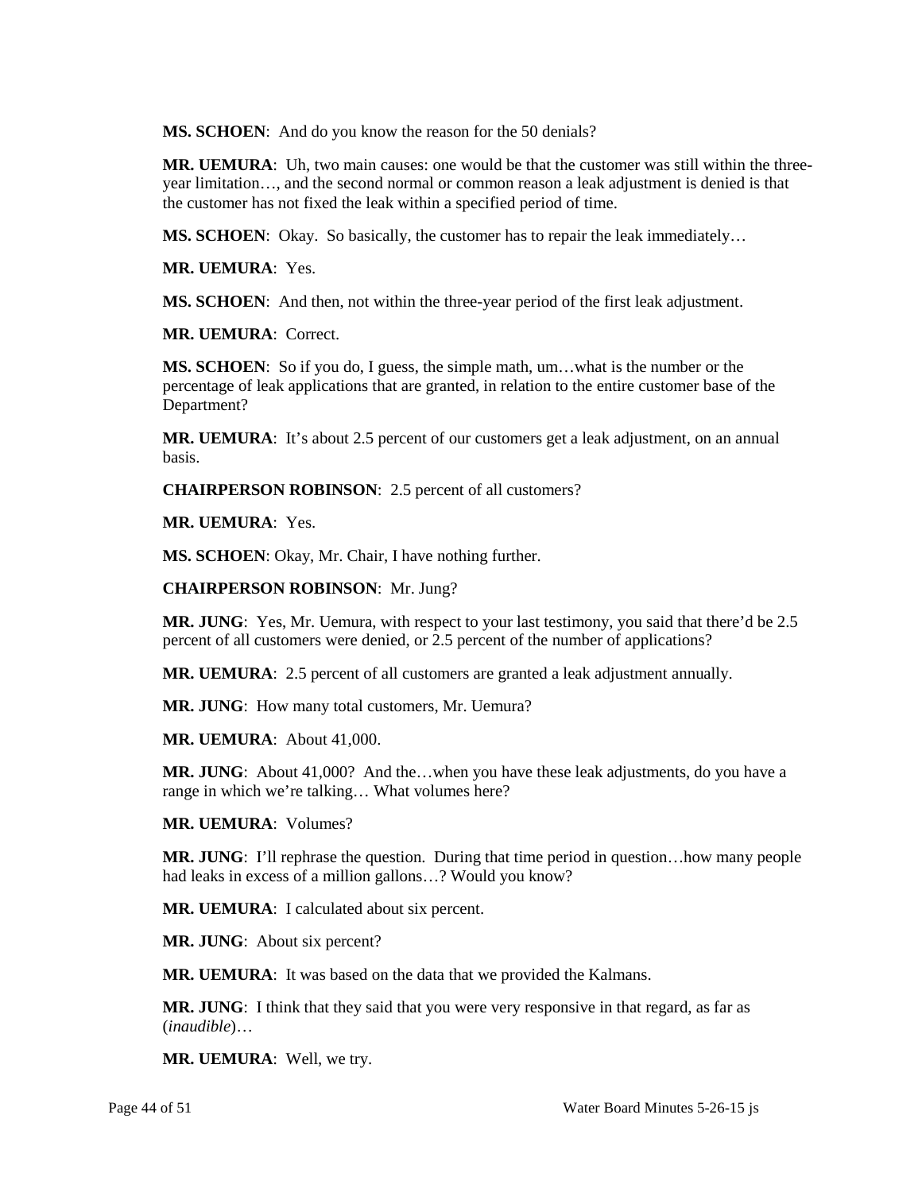**MS. SCHOEN**: And do you know the reason for the 50 denials?

**MR. UEMURA**: Uh, two main causes: one would be that the customer was still within the three-year limitation…, and the second normal or common reason a leak adjustment is denied is that the customer has not fixed the leak within a specified period of time.

**MS. SCHOEN**: Okay. So basically, the customer has to repair the leak immediately…

**MR. UEMURA**: Yes.

**MS. SCHOEN**: And then, not within the three-year period of the first leak adjustment.

**MR. UEMURA**: Correct.

**MS. SCHOEN**: So if you do, I guess, the simple math, um…what is the number or the percentage of leak applications that are granted, in relation to the entire customer base of the Department?

**MR. UEMURA**: It's about 2.5 percent of our customers get a leak adjustment, on an annual basis.

**CHAIRPERSON ROBINSON**: 2.5 percent of all customers?

**MR. UEMURA**: Yes.

**MS. SCHOEN**: Okay, Mr. Chair, I have nothing further.

**CHAIRPERSON ROBINSON**: Mr. Jung?

**MR. JUNG**: Yes, Mr. Uemura, with respect to your last testimony, you said that there'd be 2.5 percent of all customers were denied, or 2.5 percent of the number of applications?

**MR. UEMURA**: 2.5 percent of all customers are granted a leak adjustment annually.

**MR. JUNG**: How many total customers, Mr. Uemura?

**MR. UEMURA**: About 41,000.

**MR. JUNG**: About 41,000? And the…when you have these leak adjustments, do you have a range in which we're talking… What volumes here?

**MR. UEMURA**: Volumes?

**MR. JUNG**: I'll rephrase the question. During that time period in question…how many people had leaks in excess of a million gallons…? Would you know?

**MR. UEMURA**: I calculated about six percent.

**MR. JUNG**: About six percent?

**MR. UEMURA**: It was based on the data that we provided the Kalmans.

**MR. JUNG**: I think that they said that you were very responsive in that regard, as far as (*inaudible*)…

**MR. UEMURA**: Well, we try.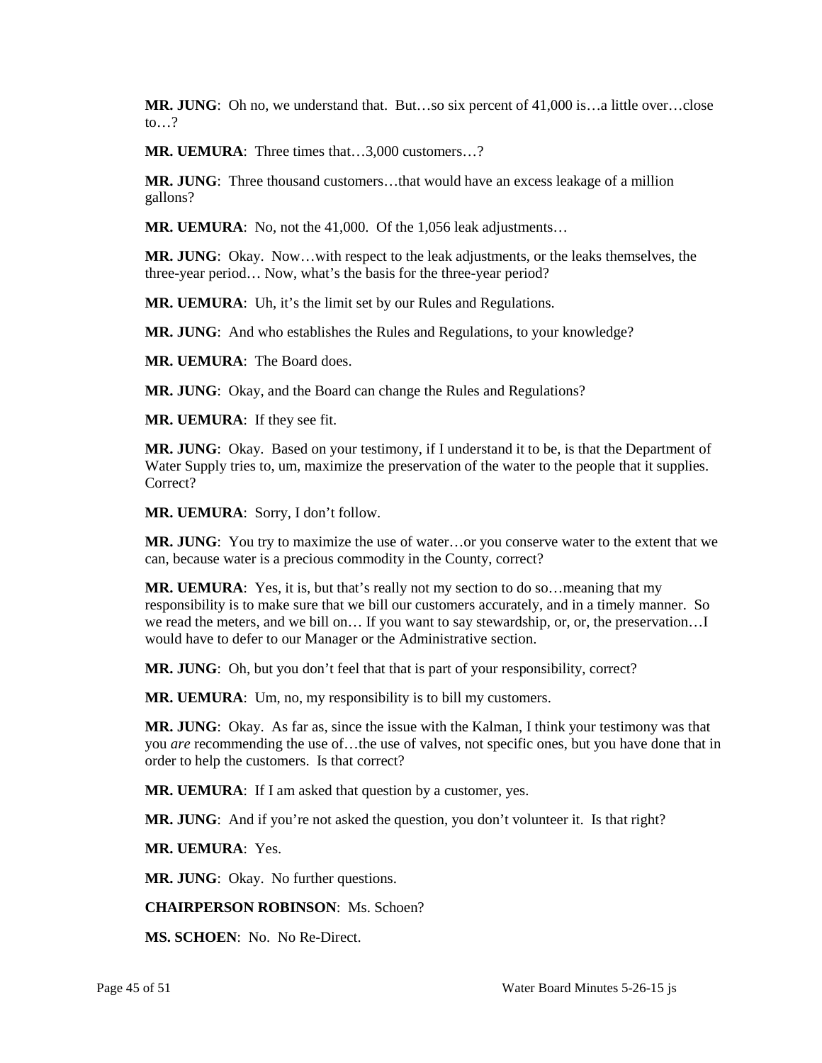**MR. JUNG**: Oh no, we understand that. But…so six percent of 41,000 is…a little over…close to…?

**MR. UEMURA**: Three times that…3,000 customers…?

**MR. JUNG**: Three thousand customers…that would have an excess leakage of a million gallons?

**MR. UEMURA**: No, not the 41,000. Of the 1,056 leak adjustments…

**MR. JUNG**: Okay. Now…with respect to the leak adjustments, or the leaks themselves, the three-year period… Now, what's the basis for the three-year period?

**MR. UEMURA**: Uh, it's the limit set by our Rules and Regulations.

**MR. JUNG**: And who establishes the Rules and Regulations, to your knowledge?

**MR. UEMURA**: The Board does.

**MR. JUNG**: Okay, and the Board can change the Rules and Regulations?

**MR. UEMURA**: If they see fit.

**MR. JUNG**: Okay. Based on your testimony, if I understand it to be, is that the Department of Water Supply tries to, um, maximize the preservation of the water to the people that it supplies. Correct?

**MR. UEMURA**: Sorry, I don't follow.

**MR. JUNG**: You try to maximize the use of water…or you conserve water to the extent that we can, because water is a precious commodity in the County, correct?

**MR. UEMURA**: Yes, it is, but that's really not my section to do so…meaning that my responsibility is to make sure that we bill our customers accurately, and in a timely manner. So we read the meters, and we bill on… If you want to say stewardship, or, or, the preservation…I would have to defer to our Manager or the Administrative section.

**MR. JUNG**: Oh, but you don't feel that that is part of your responsibility, correct?

**MR. UEMURA**: Um, no, my responsibility is to bill my customers.

**MR. JUNG**: Okay. As far as, since the issue with the Kalman, I think your testimony was that you *are* recommending the use of…the use of valves, not specific ones, but you have done that in order to help the customers. Is that correct?

**MR. UEMURA**: If I am asked that question by a customer, yes.

**MR. JUNG**: And if you're not asked the question, you don't volunteer it. Is that right?

**MR. UEMURA**: Yes.

**MR. JUNG**: Okay. No further questions.

**CHAIRPERSON ROBINSON**: Ms. Schoen?

**MS. SCHOEN**: No. No Re-Direct.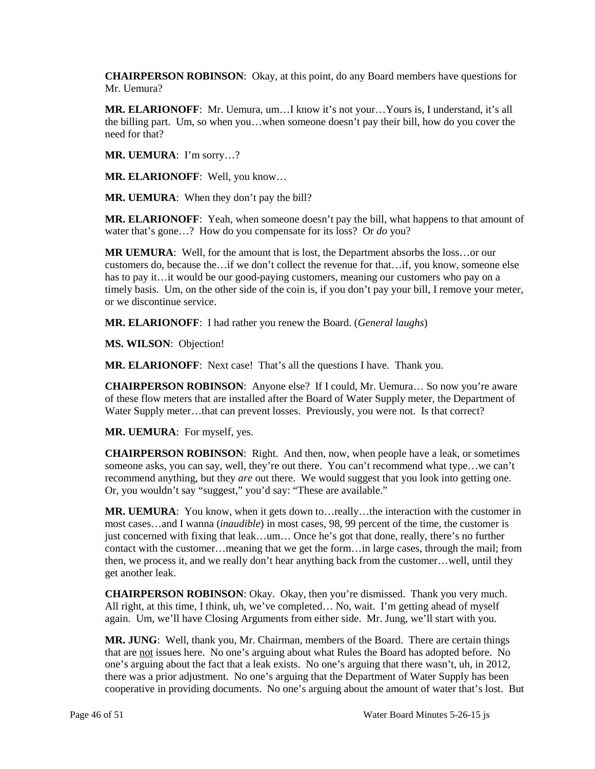**CHAIRPERSON ROBINSON**: Okay, at this point, do any Board members have questions for Mr. Uemura?

**MR. ELARIONOFF**: Mr. Uemura, um…I know it's not your…Yours is, I understand, it's all the billing part. Um, so when you…when someone doesn't pay their bill, how do you cover the need for that?

**MR. UEMURA**: I'm sorry…?

**MR. ELARIONOFF**: Well, you know…

**MR. UEMURA**: When they don't pay the bill?

**MR. ELARIONOFF**: Yeah, when someone doesn't pay the bill, what happens to that amount of water that's gone…? How do you compensate for its loss? Or *do* you?

**MR UEMURA**: Well, for the amount that is lost, the Department absorbs the loss…or our customers do, because the…if we don't collect the revenue for that…if, you know, someone else has to pay it…it would be our good-paying customers, meaning our customers who pay on a timely basis. Um, on the other side of the coin is, if you don't pay your bill, I remove your meter, or we discontinue service.

**MR. ELARIONOFF**: I had rather you renew the Board. (*General laughs*)

**MS. WILSON**: Objection!

**MR. ELARIONOFF**: Next case! That's all the questions I have. Thank you.

**CHAIRPERSON ROBINSON**: Anyone else? If I could, Mr. Uemura… So now you're aware of these flow meters that are installed after the Board of Water Supply meter, the Department of Water Supply meter…that can prevent losses. Previously, you were not. Is that correct?

**MR. UEMURA**: For myself, yes.

**CHAIRPERSON ROBINSON**: Right. And then, now, when people have a leak, or sometimes someone asks, you can say, well, they're out there. You can't recommend what type…we can't recommend anything, but they *are* out there. We would suggest that you look into getting one. Or, you wouldn't say "suggest," you'd say: "These are available."

**MR. UEMURA**: You know, when it gets down to…really…the interaction with the customer in most cases…and I wanna (*inaudible*) in most cases, 98, 99 percent of the time, the customer is just concerned with fixing that leak…um… Once he's got that done, really, there's no further contact with the customer…meaning that we get the form…in large cases, through the mail; from then, we process it, and we really don't hear anything back from the customer…well, until they get another leak.

**CHAIRPERSON ROBINSON**: Okay. Okay, then you're dismissed. Thank you very much. All right, at this time, I think, uh, we've completed… No, wait. I'm getting ahead of myself again. Um, we'll have Closing Arguments from either side. Mr. Jung, we'll start with you.

**MR. JUNG**: Well, thank you, Mr. Chairman, members of the Board. There are certain things that are <u>not</u> issues here. No one's arguing about what Rules the Board has adopted before. No one's arguing about the fact that a leak exists. No one's arguing that there wasn't, uh, in 2012, there was a prior adjustment. No one's arguing that the Department of Water Supply has been cooperative in providing documents. No one's arguing about the amount of water that's lost. But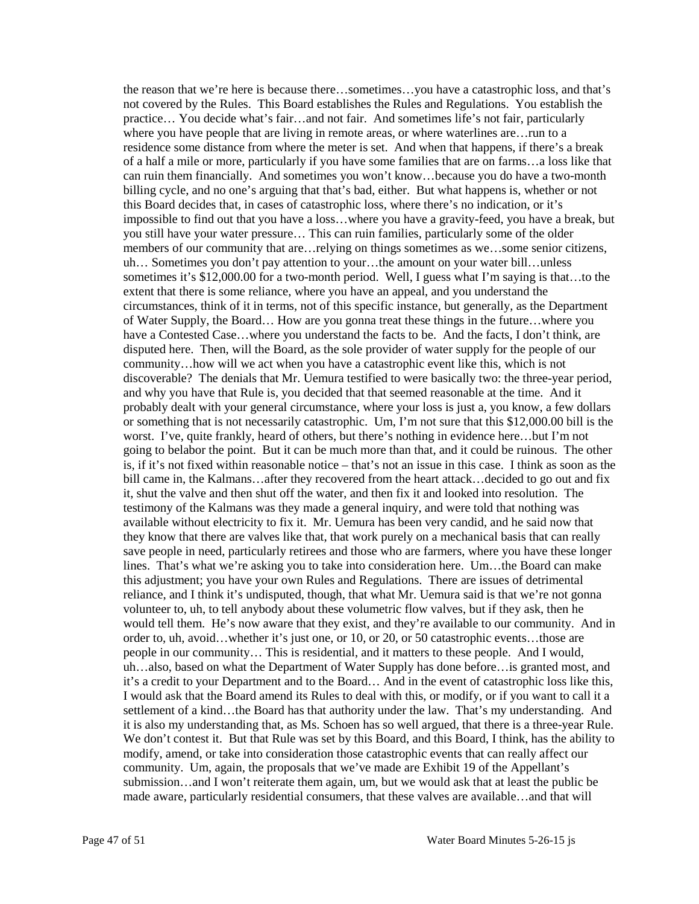the reason that we're here is because there…sometimes…you have a catastrophic loss, and that's not covered by the Rules. This Board establishes the Rules and Regulations. You establish the practice… You decide what's fair…and not fair. And sometimes life's not fair, particularly where you have people that are living in remote areas, or where waterlines are…run to a residence some distance from where the meter is set. And when that happens, if there's a break of a half a mile or more, particularly if you have some families that are on farms…a loss like that can ruin them financially. And sometimes you won't know…because you do have a two-month billing cycle, and no one's arguing that that's bad, either. But what happens is, whether or not this Board decides that, in cases of catastrophic loss, where there's no indication, or it's impossible to find out that you have a loss…where you have a gravity-feed, you have a break, but you still have your water pressure… This can ruin families, particularly some of the older members of our community that are…relying on things sometimes as we…some senior citizens, uh… Sometimes you don't pay attention to your…the amount on your water bill…unless sometimes it's $12,000.00 for a two-month period. Well, I guess what I'm saying is that…to the extent that there is some reliance, where you have an appeal, and you understand the circumstances, think of it in terms, not of this specific instance, but generally, as the Department of Water Supply, the Board… How are you gonna treat these things in the future…where you have a Contested Case…where you understand the facts to be. And the facts, I don't think, are disputed here. Then, will the Board, as the sole provider of water supply for the people of our community…how will we act when you have a catastrophic event like this, which is not discoverable? The denials that Mr. Uemura testified to were basically two: the three-year period, and why you have that Rule is, you decided that that seemed reasonable at the time. And it probably dealt with your general circumstance, where your loss is just a, you know, a few dollars or something that is not necessarily catastrophic. Um, I'm not sure that this $12,000.00 bill is the worst. I've, quite frankly, heard of others, but there's nothing in evidence here…but I'm not going to belabor the point. But it can be much more than that, and it could be ruinous. The other is, if it's not fixed within reasonable notice – that's not an issue in this case. I think as soon as the bill came in, the Kalmans…after they recovered from the heart attack…decided to go out and fix it, shut the valve and then shut off the water, and then fix it and looked into resolution. The testimony of the Kalmans was they made a general inquiry, and were told that nothing was available without electricity to fix it. Mr. Uemura has been very candid, and he said now that they know that there are valves like that, that work purely on a mechanical basis that can really save people in need, particularly retirees and those who are farmers, where you have these longer lines. That's what we're asking you to take into consideration here. Um…the Board can make this adjustment; you have your own Rules and Regulations. There are issues of detrimental reliance, and I think it's undisputed, though, that what Mr. Uemura said is that we're not gonna volunteer to, uh, to tell anybody about these volumetric flow valves, but if they ask, then he would tell them. He's now aware that they exist, and they're available to our community. And in order to, uh, avoid…whether it's just one, or 10, or 20, or 50 catastrophic events…those are people in our community… This is residential, and it matters to these people. And I would, uh…also, based on what the Department of Water Supply has done before…is granted most, and it's a credit to your Department and to the Board… And in the event of catastrophic loss like this, I would ask that the Board amend its Rules to deal with this, or modify, or if you want to call it a settlement of a kind…the Board has that authority under the law. That's my understanding. And it is also my understanding that, as Ms. Schoen has so well argued, that there is a three-year Rule. We don't contest it. But that Rule was set by this Board, and this Board, I think, has the ability to modify, amend, or take into consideration those catastrophic events that can really affect our community. Um, again, the proposals that we've made are Exhibit 19 of the Appellant's submission…and I won't reiterate them again, um, but we would ask that at least the public be made aware, particularly residential consumers, that these valves are available…and that will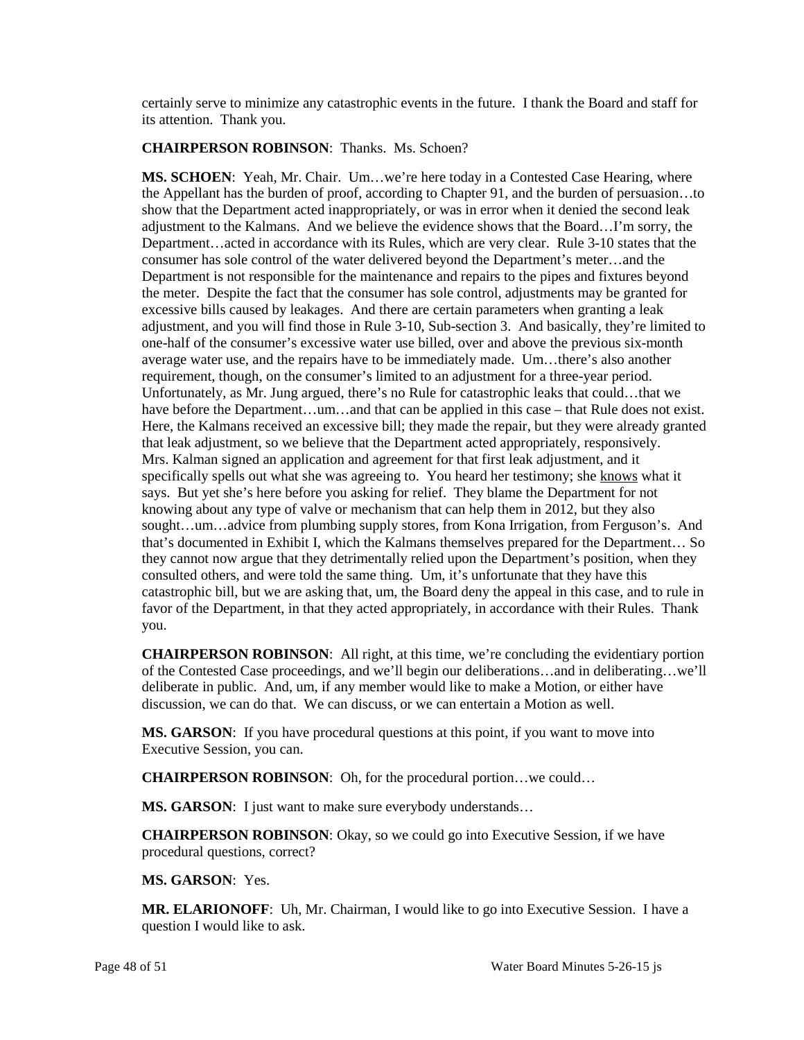certainly serve to minimize any catastrophic events in the future. I thank the Board and staff for its attention. Thank you.

**CHAIRPERSON ROBINSON**: Thanks. Ms. Schoen?

**MS. SCHOEN**: Yeah, Mr. Chair. Um…we're here today in a Contested Case Hearing, where the Appellant has the burden of proof, according to Chapter 91, and the burden of persuasion…to show that the Department acted inappropriately, or was in error when it denied the second leak adjustment to the Kalmans. And we believe the evidence shows that the Board…I'm sorry, the Department…acted in accordance with its Rules, which are very clear. Rule 3-10 states that the consumer has sole control of the water delivered beyond the Department's meter…and the Department is not responsible for the maintenance and repairs to the pipes and fixtures beyond the meter. Despite the fact that the consumer has sole control, adjustments may be granted for excessive bills caused by leakages. And there are certain parameters when granting a leak adjustment, and you will find those in Rule 3-10, Sub-section 3. And basically, they're limited to one-half of the consumer's excessive water use billed, over and above the previous six-month average water use, and the repairs have to be immediately made. Um…there's also another requirement, though, on the consumer's limited to an adjustment for a three-year period. Unfortunately, as Mr. Jung argued, there's no Rule for catastrophic leaks that could…that we have before the Department…um…and that can be applied in this case – that Rule does not exist. Here, the Kalmans received an excessive bill; they made the repair, but they were already granted that leak adjustment, so we believe that the Department acted appropriately, responsively. Mrs. Kalman signed an application and agreement for that first leak adjustment, and it specifically spells out what she was agreeing to. You heard her testimony; she knows what it says. But yet she's here before you asking for relief. They blame the Department for not knowing about any type of valve or mechanism that can help them in 2012, but they also sought…um…advice from plumbing supply stores, from Kona Irrigation, from Ferguson's. And that's documented in Exhibit I, which the Kalmans themselves prepared for the Department… So they cannot now argue that they detrimentally relied upon the Department's position, when they consulted others, and were told the same thing. Um, it's unfortunate that they have this catastrophic bill, but we are asking that, um, the Board deny the appeal in this case, and to rule in favor of the Department, in that they acted appropriately, in accordance with their Rules. Thank you.

**CHAIRPERSON ROBINSON**: All right, at this time, we're concluding the evidentiary portion of the Contested Case proceedings, and we'll begin our deliberations…and in deliberating…we'll deliberate in public. And, um, if any member would like to make a Motion, or either have discussion, we can do that. We can discuss, or we can entertain a Motion as well.

**MS. GARSON**: If you have procedural questions at this point, if you want to move into Executive Session, you can.

**CHAIRPERSON ROBINSON**: Oh, for the procedural portion…we could…

**MS. GARSON**: I just want to make sure everybody understands…

**CHAIRPERSON ROBINSON**: Okay, so we could go into Executive Session, if we have procedural questions, correct?

**MS. GARSON**: Yes.

**MR. ELARIONOFF**: Uh, Mr. Chairman, I would like to go into Executive Session. I have a question I would like to ask.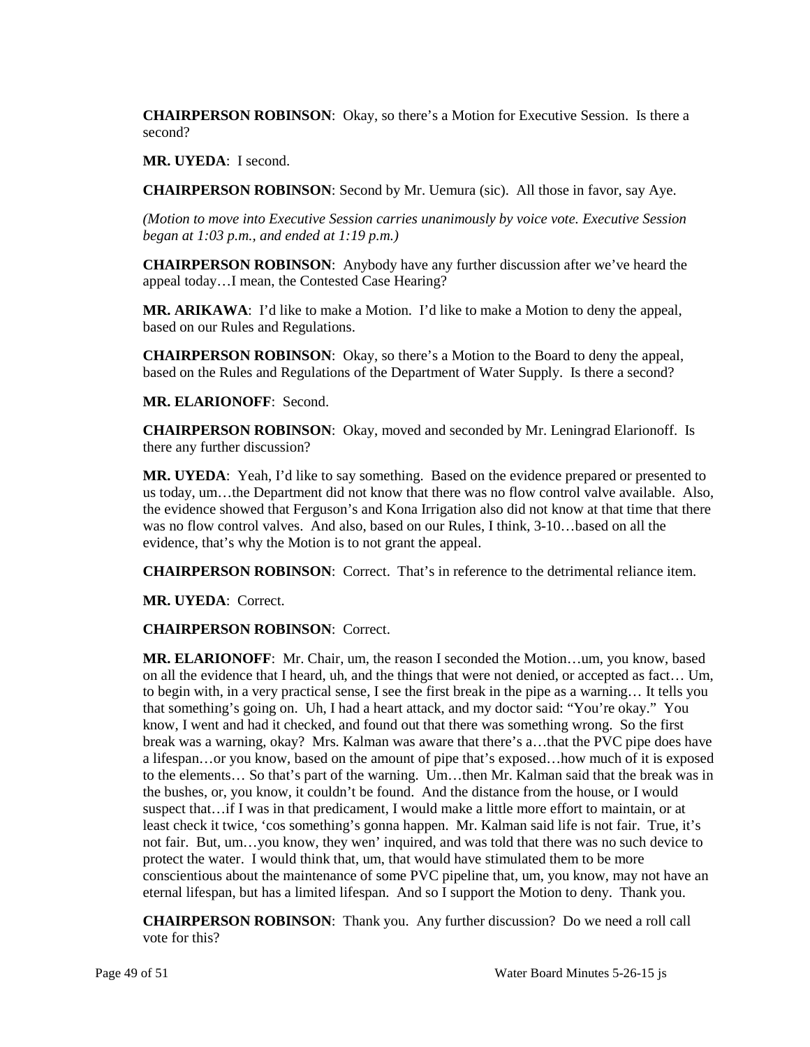**CHAIRPERSON ROBINSON**: Okay, so there's a Motion for Executive Session. Is there a second?

**MR. UYEDA**: I second.

**CHAIRPERSON ROBINSON**: Second by Mr. Uemura (sic). All those in favor, say Aye.

*(Motion to move into Executive Session carries unanimously by voice vote. Executive Session began at 1:03 p.m., and ended at 1:19 p.m.)*

**CHAIRPERSON ROBINSON**: Anybody have any further discussion after we've heard the appeal today…I mean, the Contested Case Hearing?

**MR. ARIKAWA**: I'd like to make a Motion. I'd like to make a Motion to deny the appeal, based on our Rules and Regulations.

**CHAIRPERSON ROBINSON**: Okay, so there's a Motion to the Board to deny the appeal, based on the Rules and Regulations of the Department of Water Supply. Is there a second?

**MR. ELARIONOFF**: Second.

**CHAIRPERSON ROBINSON**: Okay, moved and seconded by Mr. Leningrad Elarionoff. Is there any further discussion?

**MR. UYEDA**: Yeah, I'd like to say something. Based on the evidence prepared or presented to us today, um…the Department did not know that there was no flow control valve available. Also, the evidence showed that Ferguson's and Kona Irrigation also did not know at that time that there was no flow control valves. And also, based on our Rules, I think, 3-10…based on all the evidence, that's why the Motion is to not grant the appeal.

**CHAIRPERSON ROBINSON**: Correct. That's in reference to the detrimental reliance item.

**MR. UYEDA**: Correct.

**CHAIRPERSON ROBINSON**: Correct.

**MR. ELARIONOFF**: Mr. Chair, um, the reason I seconded the Motion…um, you know, based on all the evidence that I heard, uh, and the things that were not denied, or accepted as fact… Um, to begin with, in a very practical sense, I see the first break in the pipe as a warning… It tells you that something's going on. Uh, I had a heart attack, and my doctor said: "You're okay." You know, I went and had it checked, and found out that there was something wrong. So the first break was a warning, okay? Mrs. Kalman was aware that there's a…that the PVC pipe does have a lifespan…or you know, based on the amount of pipe that's exposed…how much of it is exposed to the elements… So that's part of the warning. Um…then Mr. Kalman said that the break was in the bushes, or, you know, it couldn't be found. And the distance from the house, or I would suspect that…if I was in that predicament, I would make a little more effort to maintain, or at least check it twice, 'cos something's gonna happen. Mr. Kalman said life is not fair. True, it's not fair. But, um…you know, they wen' inquired, and was told that there was no such device to protect the water. I would think that, um, that would have stimulated them to be more conscientious about the maintenance of some PVC pipeline that, um, you know, may not have an eternal lifespan, but has a limited lifespan. And so I support the Motion to deny. Thank you.

**CHAIRPERSON ROBINSON**: Thank you. Any further discussion? Do we need a roll call vote for this?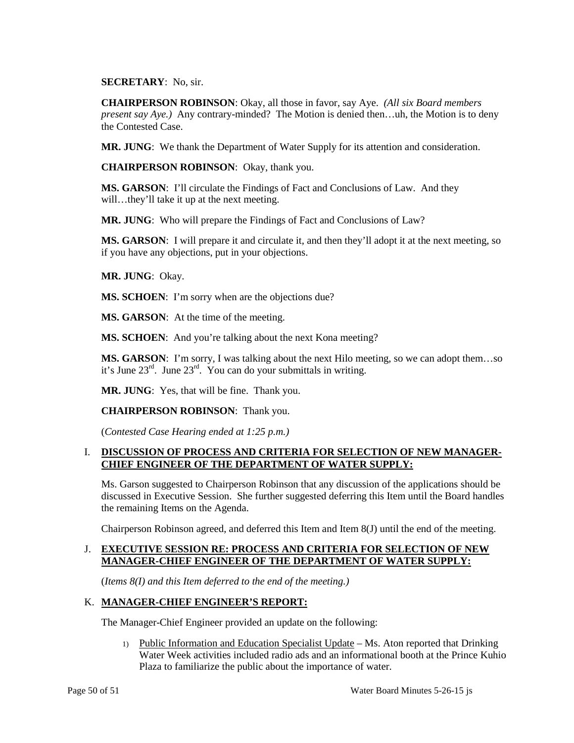**SECRETARY**: No, sir.

**CHAIRPERSON ROBINSON**: Okay, all those in favor, say Aye. *(All six Board members present say Aye.)* Any contrary-minded? The Motion is denied then…uh, the Motion is to deny the Contested Case.

**MR. JUNG**: We thank the Department of Water Supply for its attention and consideration.

**CHAIRPERSON ROBINSON**: Okay, thank you.

**MS. GARSON**: I'll circulate the Findings of Fact and Conclusions of Law. And they will…they'll take it up at the next meeting.

**MR. JUNG**: Who will prepare the Findings of Fact and Conclusions of Law?

**MS. GARSON**: I will prepare it and circulate it, and then they'll adopt it at the next meeting, so if you have any objections, put in your objections.

**MR. JUNG**: Okay.

**MS. SCHOEN**: I'm sorry when are the objections due?

**MS. GARSON**: At the time of the meeting.

**MS. SCHOEN**: And you're talking about the next Kona meeting?

**MS. GARSON**: I'm sorry, I was talking about the next Hilo meeting, so we can adopt them…so it's June 23rd. June 23rd. You can do your submittals in writing.

**MR. JUNG**: Yes, that will be fine. Thank you.

**CHAIRPERSON ROBINSON**: Thank you.

(*Contested Case Hearing ended at 1:25 p.m.)*

I. **DISCUSSION OF PROCESS AND CRITERIA FOR SELECTION OF NEW MANAGER-CHIEF ENGINEER OF THE DEPARTMENT OF WATER SUPPLY:**

Ms. Garson suggested to Chairperson Robinson that any discussion of the applications should be discussed in Executive Session. She further suggested deferring this Item until the Board handles the remaining Items on the Agenda.

Chairperson Robinson agreed, and deferred this Item and Item 8(J) until the end of the meeting.

J. **EXECUTIVE SESSION RE: PROCESS AND CRITERIA FOR SELECTION OF NEW MANAGER-CHIEF ENGINEER OF THE DEPARTMENT OF WATER SUPPLY:**

(*Items 8(I) and this Item deferred to the end of the meeting.)*

K. **MANAGER-CHIEF ENGINEER'S REPORT:**

The Manager-Chief Engineer provided an update on the following:

1) Public Information and Education Specialist Update – Ms. Aton reported that Drinking Water Week activities included radio ads and an informational booth at the Prince Kuhio Plaza to familiarize the public about the importance of water.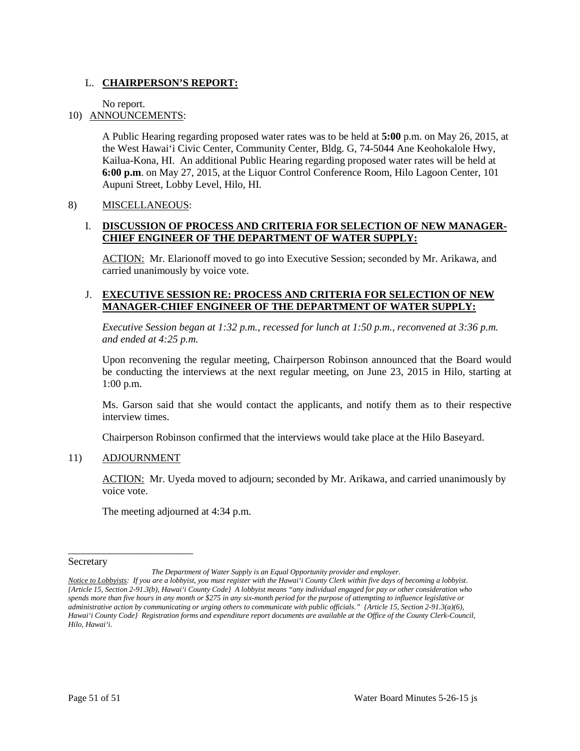L. **CHAIRPERSON'S REPORT:**

No report.

10) ANNOUNCEMENTS:

A Public Hearing regarding proposed water rates was to be held at **5:00** p.m. on May 26, 2015, at the West Hawai'i Civic Center, Community Center, Bldg. G, 74-5044 Ane Keohokalole Hwy, Kailua-Kona, HI. An additional Public Hearing regarding proposed water rates will be held at **6:00 p.m**. on May 27, 2015, at the Liquor Control Conference Room, Hilo Lagoon Center, 101 Aupuni Street, Lobby Level, Hilo, HI.

8) MISCELLANEOUS:

I. **DISCUSSION OF PROCESS AND CRITERIA FOR SELECTION OF NEW MANAGER-CHIEF ENGINEER OF THE DEPARTMENT OF WATER SUPPLY:**

ACTION: Mr. Elarionoff moved to go into Executive Session; seconded by Mr. Arikawa, and carried unanimously by voice vote.

J. **EXECUTIVE SESSION RE: PROCESS AND CRITERIA FOR SELECTION OF NEW MANAGER-CHIEF ENGINEER OF THE DEPARTMENT OF WATER SUPPLY:**

*Executive Session began at 1:32 p.m., recessed for lunch at 1:50 p.m., reconvened at 3:36 p.m. and ended at 4:25 p.m.*

Upon reconvening the regular meeting, Chairperson Robinson announced that the Board would be conducting the interviews at the next regular meeting, on June 23, 2015 in Hilo, starting at 1:00 p.m.

Ms. Garson said that she would contact the applicants, and notify them as to their respective interview times.

Chairperson Robinson confirmed that the interviews would take place at the Hilo Baseyard.

11) ADJOURNMENT

ACTION: Mr. Uyeda moved to adjourn; seconded by Mr. Arikawa, and carried unanimously by voice vote.

The meeting adjourned at 4:34 p.m.

________________________

Secretary

*The Department of Water Supply is an Equal Opportunity provider and employer.*

*Notice to Lobbyists: If you are a lobbyist, you must register with the Hawai'i County Clerk within five days of becoming a lobbyist. {Article 15, Section 2-91.3(b), Hawai'i County Code} A lobbyist means "any individual engaged for pay or other consideration who spends more than five hours in any month or $275 in any six-month period for the purpose of attempting to influence legislative or administrative action by communicating or urging others to communicate with public officials." {Article 15, Section 2-91.3(a)(6), Hawai'i County Code} Registration forms and expenditure report documents are available at the Office of the County Clerk-Council, Hilo, Hawai'i.*